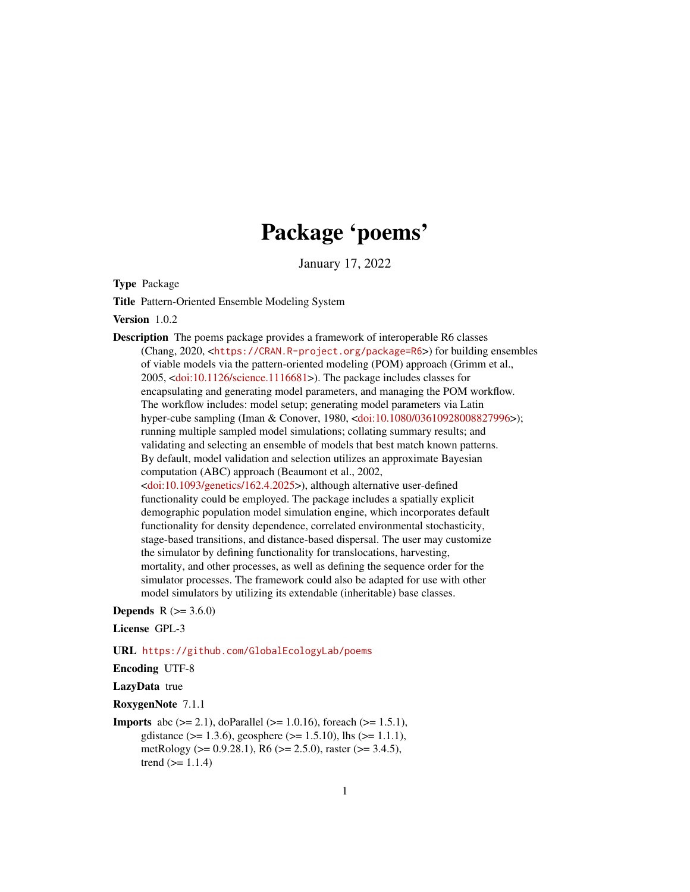# Package 'poems'

January 17, 2022

**Type** Package

**Title** Pattern-Oriented Ensemble Modeling System

**Version** 1.0.2

**Description** The poems package provides a framework of interoperable R6 classes (Chang, 2020, <https://CRAN.R-project.org/package=R6>) for building ensembles of viable models via the pattern-oriented modeling (POM) approach (Grimm et al., 2005, <doi:10.1126/science.1116681>). The package includes classes for encapsulating and generating model parameters, and managing the POM workflow. The workflow includes: model setup; generating model parameters via Latin hyper-cube sampling (Iman & Conover, 1980, <doi:10.1080/03610928008827996>); running multiple sampled model simulations; collating summary results; and validating and selecting an ensemble of models that best match known patterns. By default, model validation and selection utilizes an approximate Bayesian computation (ABC) approach (Beaumont et al., 2002, <doi:10.1093/genetics/162.4.2025>), although alternative user-defined functionality could be employed. The package includes a spatially explicit demographic population model simulation engine, which incorporates default functionality for density dependence, correlated environmental stochasticity, stage-based transitions, and distance-based dispersal. The user may customize the simulator by defining functionality for translocations, harvesting, mortality, and other processes, as well as defining the sequence order for the simulator processes. The framework could also be adapted for use with other model simulators by utilizing its extendable (inheritable) base classes.

**Depends** R (>= 3.6.0)

**License** GPL-3

**URL** https://github.com/GlobalEcologyLab/poems

**Encoding** UTF-8

**LazyData** true

**RoxygenNote** 7.1.1

**Imports** abc (>= 2.1), doParallel (>= 1.0.16), foreach (>= 1.5.1), gdistance (>= 1.3.6), geosphere (>= 1.5.10), lhs (>= 1.1.1), metRology (>= 0.9.28.1), R6 (>= 2.5.0), raster (>= 3.4.5), trend (>= 1.1.4)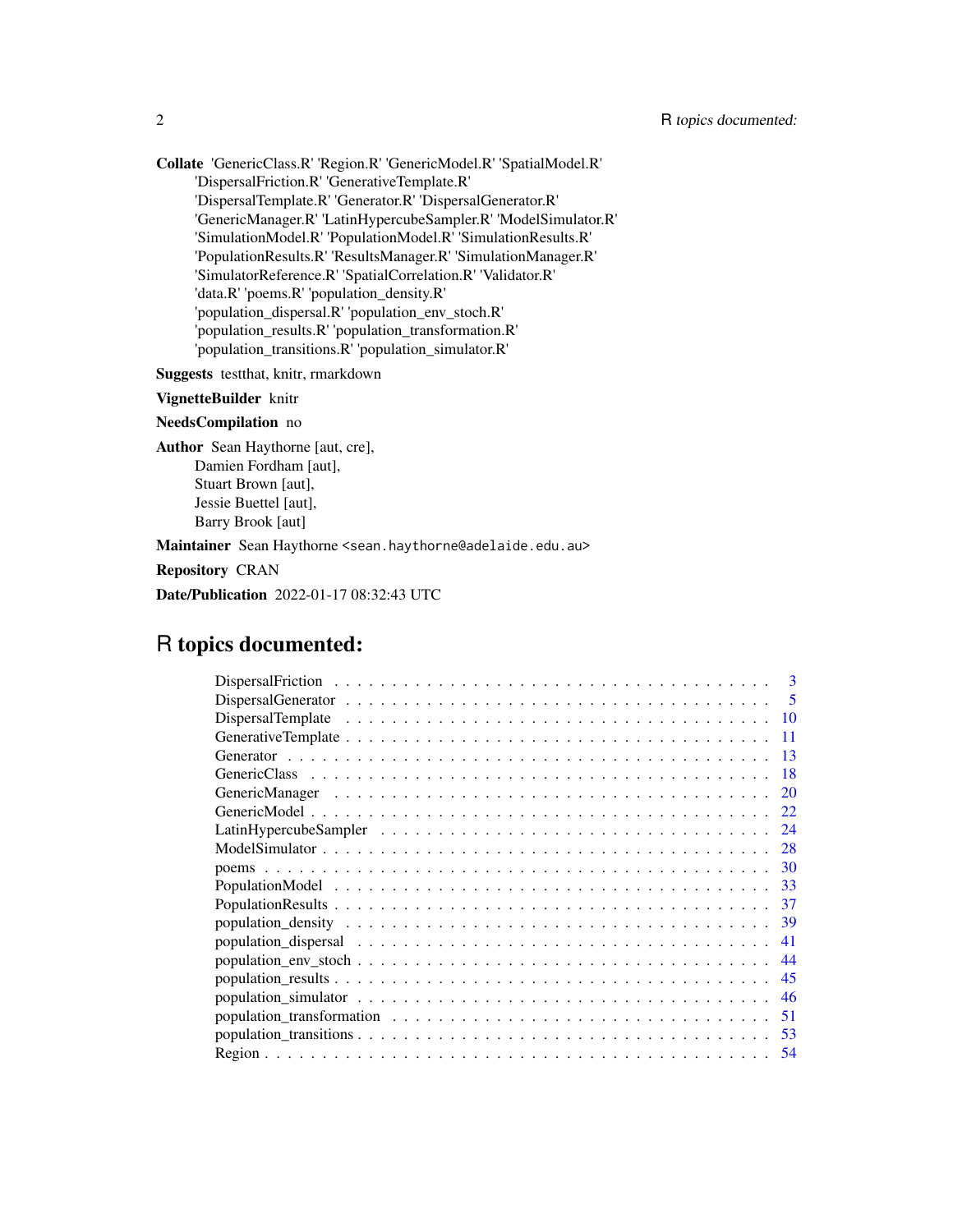**Collate** 'GenericClass.R' 'Region.R' 'GenericModel.R' 'SpatialModel.R' 'DispersalFriction.R' 'GenerativeTemplate.R' 'DispersalTemplate.R' 'Generator.R' 'DispersalGenerator.R' 'GenericManager.R' 'LatinHypercubeSampler.R' 'ModelSimulator.R' 'SimulationModel.R' 'PopulationModel.R' 'SimulationResults.R' 'PopulationResults.R' 'ResultsManager.R' 'SimulationManager.R' 'SimulatorReference.R' 'SpatialCorrelation.R' 'Validator.R' 'data.R' 'poems.R' 'population_density.R' 'population_dispersal.R' 'population_env_stoch.R' 'population_results.R' 'population_transformation.R' 'population_transitions.R' 'population_simulator.R'

**Suggests** testthat, knitr, rmarkdown

**VignetteBuilder** knitr

**NeedsCompilation** no

**Author** Sean Haythorne [aut, cre],
Damien Fordham [aut],
Stuart Brown [aut],
Jessie Buettel [aut],
Barry Brook [aut]

**Maintainer** Sean Haythorne <sean.haythorne@adelaide.edu.au>

**Repository** CRAN

**Date/Publication** 2022-01-17 08:32:43 UTC

# R topics documented:

| | |
|---|---|
| DispersalFriction | 3 |
| DispersalGenerator | 5 |
| DispersalTemplate | 10 |
| GenerativeTemplate | 11 |
| Generator | 13 |
| GenericClass | 18 |
| GenericManager | 20 |
| GenericModel | 22 |
| LatinHypercubeSampler | 24 |
| ModelSimulator | 28 |
| poems | 30 |
| PopulationModel | 33 |
| PopulationResults | 37 |
| population_density | 39 |
| population_dispersal | 41 |
| population_env_stoch | 44 |
| population_results | 45 |
| population_simulator | 46 |
| population_transformation | 51 |
| population_transitions | 53 |
| Region | 54 |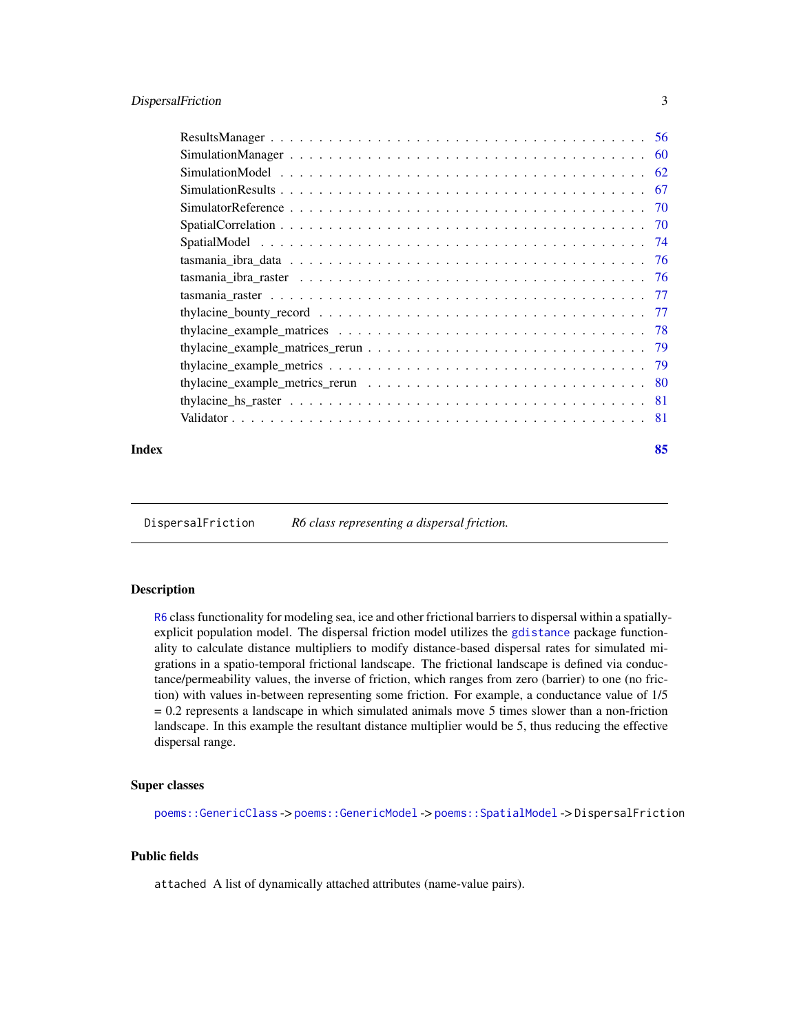ResultsManager . . . . . . . . . . . . . . . . . . . . . . . . . . . . . . . . . . . 56
SimulationManager . . . . . . . . . . . . . . . . . . . . . . . . . . . . . . . . . 60
SimulationModel . . . . . . . . . . . . . . . . . . . . . . . . . . . . . . . . . . 62
SimulationResults . . . . . . . . . . . . . . . . . . . . . . . . . . . . . . . . . 67
SimulatorReference . . . . . . . . . . . . . . . . . . . . . . . . . . . . . . . . 70
SpatialCorrelation . . . . . . . . . . . . . . . . . . . . . . . . . . . . . . . . . 70
SpatialModel . . . . . . . . . . . . . . . . . . . . . . . . . . . . . . . . . . . . 74
tasmania_ibra_data . . . . . . . . . . . . . . . . . . . . . . . . . . . . . . . . 76
tasmania_ibra_raster . . . . . . . . . . . . . . . . . . . . . . . . . . . . . . . 76
tasmania_raster . . . . . . . . . . . . . . . . . . . . . . . . . . . . . . . . . . 77
thylacine_bounty_record . . . . . . . . . . . . . . . . . . . . . . . . . . . . . 77
thylacine_example_matrices . . . . . . . . . . . . . . . . . . . . . . . . . . . 78
thylacine_example_matrices_rerun . . . . . . . . . . . . . . . . . . . . . . . 79
thylacine_example_metrics . . . . . . . . . . . . . . . . . . . . . . . . . . . . 79
thylacine_example_metrics_rerun . . . . . . . . . . . . . . . . . . . . . . . . 80
thylacine_hs_raster . . . . . . . . . . . . . . . . . . . . . . . . . . . . . . . . 81
Validator . . . . . . . . . . . . . . . . . . . . . . . . . . . . . . . . . . . . . . 81

**Index** 85

---

`DispersalFriction` *R6 class representing a dispersal friction.*

---

### Description

`R6` class functionality for modeling sea, ice and other frictional barriers to dispersal within a spatially-explicit population model. The dispersal friction model utilizes the `gdistance` package functionality to calculate distance multipliers to modify distance-based dispersal rates for simulated migrations in a spatio-temporal frictional landscape. The frictional landscape is defined via conductance/permeability values, the inverse of friction, which ranges from zero (barrier) to one (no friction) with values in-between representing some friction. For example, a conductance value of 1/5 = 0.2 represents a landscape in which simulated animals move 5 times slower than a non-friction landscape. In this example the resultant distance multiplier would be 5, thus reducing the effective dispersal range.

### Super classes

`poems::GenericClass` -> `poems::GenericModel` -> `poems::SpatialModel` -> `DispersalFriction`

### Public fields

`attached` A list of dynamically attached attributes (name-value pairs).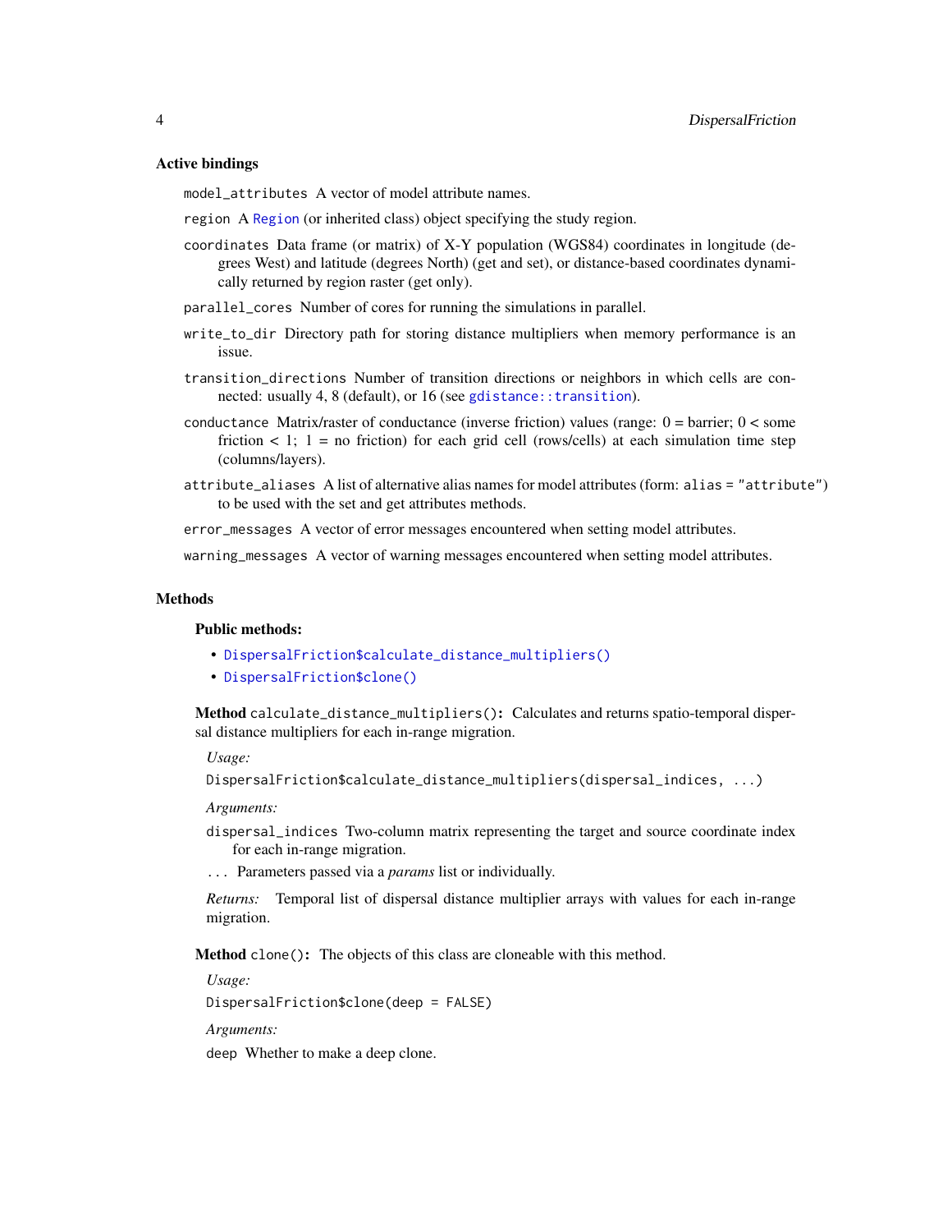### Active bindings

`model_attributes` A vector of model attribute names.

`region` A Region (or inherited class) object specifying the study region.

`coordinates` Data frame (or matrix) of X-Y population (WGS84) coordinates in longitude (degrees West) and latitude (degrees North) (get and set), or distance-based coordinates dynamically returned by region raster (get only).

`parallel_cores` Number of cores for running the simulations in parallel.

`write_to_dir` Directory path for storing distance multipliers when memory performance is an issue.

`transition_directions` Number of transition directions or neighbors in which cells are connected: usually 4, 8 (default), or 16 (see `gdistance::transition`).

`conductance` Matrix/raster of conductance (inverse friction) values (range: 0 = barrier; 0 < some friction < 1; 1 = no friction) for each grid cell (rows/cells) at each simulation time step (columns/layers).

`attribute_aliases` A list of alternative alias names for model attributes (form: `alias = "attribute"`) to be used with the set and get attributes methods.

`error_messages` A vector of error messages encountered when setting model attributes.

`warning_messages` A vector of warning messages encountered when setting model attributes.

### Methods

#### Public methods:

- `DispersalFriction$calculate_distance_multipliers()`
- `DispersalFriction$clone()`

**Method** `calculate_distance_multipliers()`**:** Calculates and returns spatio-temporal dispersal distance multipliers for each in-range migration.

*Usage:*

```
DispersalFriction$calculate_distance_multipliers(dispersal_indices, ...)
```

*Arguments:*

`dispersal_indices` Two-column matrix representing the target and source coordinate index for each in-range migration.

`...` Parameters passed via a *params* list or individually.

*Returns:* Temporal list of dispersal distance multiplier arrays with values for each in-range migration.

**Method** `clone()`**:** The objects of this class are cloneable with this method.

*Usage:*

```
DispersalFriction$clone(deep = FALSE)
```

*Arguments:*

`deep` Whether to make a deep clone.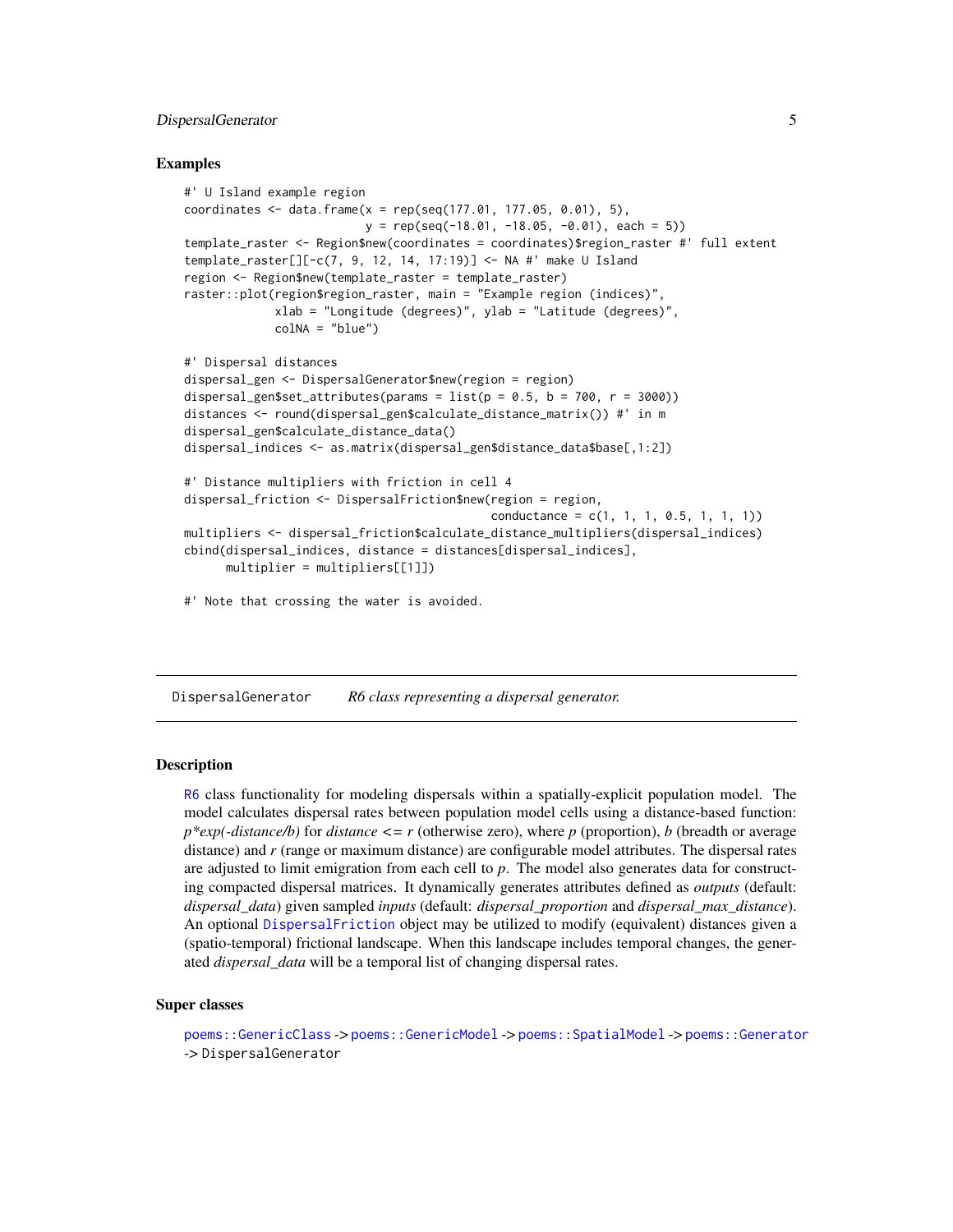### Examples

```
#' U Island example region
coordinates <- data.frame(x = rep(seq(177.01, 177.05, 0.01), 5),
                          y = rep(seq(-18.01, -18.05, -0.01), each = 5))
template_raster <- Region$new(coordinates = coordinates)$region_raster #' full extent
template_raster[][-c(7, 9, 12, 14, 17:19)] <- NA #' make U Island
region <- Region$new(template_raster = template_raster)
raster::plot(region$region_raster, main = "Example region (indices)",
             xlab = "Longitude (degrees)", ylab = "Latitude (degrees)",
             colNA = "blue")

#' Dispersal distances
dispersal_gen <- DispersalGenerator$new(region = region)
dispersal_gen$set_attributes(params = list(p = 0.5, b = 700, r = 3000))
distances <- round(dispersal_gen$calculate_distance_matrix()) #' in m
dispersal_gen$calculate_distance_data()
dispersal_indices <- as.matrix(dispersal_gen$distance_data$base[,1:2])

#' Distance multipliers with friction in cell 4
dispersal_friction <- DispersalFriction$new(region = region,
                                            conductance = c(1, 1, 1, 0.5, 1, 1, 1))
multipliers <- dispersal_friction$calculate_distance_multipliers(dispersal_indices)
cbind(dispersal_indices, distance = distances[dispersal_indices],
      multiplier = multipliers[[1]])

#' Note that crossing the water is avoided.
```

## DispersalGenerator *R6 class representing a dispersal generator.*

### Description

R6 class functionality for modeling dispersals within a spatially-explicit population model. The model calculates dispersal rates between population model cells using a distance-based function: *p\*exp(-distance/b)* for *distance <= r* (otherwise zero), where *p* (proportion), *b* (breadth or average distance) and *r* (range or maximum distance) are configurable model attributes. The dispersal rates are adjusted to limit emigration from each cell to *p*. The model also generates data for constructing compacted dispersal matrices. It dynamically generates attributes defined as *outputs* (default: *dispersal_data*) given sampled *inputs* (default: *dispersal_proportion* and *dispersal_max_distance*). An optional `DispersalFriction` object may be utilized to modify (equivalent) distances given a (spatio-temporal) frictional landscape. When this landscape includes temporal changes, the generated *dispersal_data* will be a temporal list of changing dispersal rates.

### Super classes

`poems::GenericClass` -> `poems::GenericModel` -> `poems::SpatialModel` -> `poems::Generator` -> `DispersalGenerator`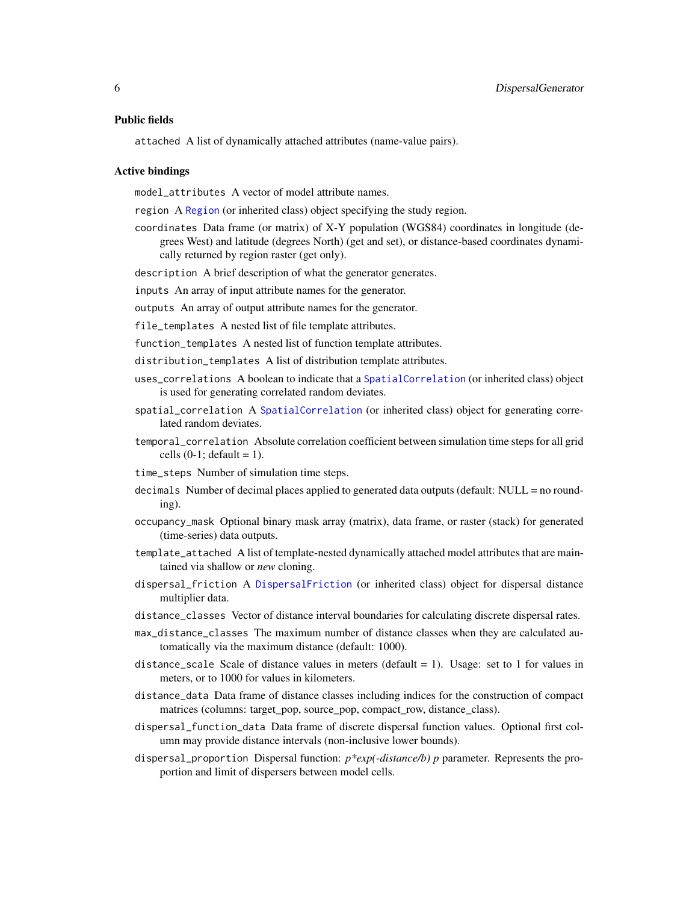### Public fields

`attached` A list of dynamically attached attributes (name-value pairs).

### Active bindings

`model_attributes` A vector of model attribute names.

`region` A Region (or inherited class) object specifying the study region.

`coordinates` Data frame (or matrix) of X-Y population (WGS84) coordinates in longitude (degrees West) and latitude (degrees North) (get and set), or distance-based coordinates dynamically returned by region raster (get only).

`description` A brief description of what the generator generates.

`inputs` An array of input attribute names for the generator.

`outputs` An array of output attribute names for the generator.

`file_templates` A nested list of file template attributes.

`function_templates` A nested list of function template attributes.

`distribution_templates` A list of distribution template attributes.

`uses_correlations` A boolean to indicate that a SpatialCorrelation (or inherited class) object is used for generating correlated random deviates.

`spatial_correlation` A SpatialCorrelation (or inherited class) object for generating correlated random deviates.

`temporal_correlation` Absolute correlation coefficient between simulation time steps for all grid cells (0-1; default = 1).

`time_steps` Number of simulation time steps.

`decimals` Number of decimal places applied to generated data outputs (default: NULL = no rounding).

`occupancy_mask` Optional binary mask array (matrix), data frame, or raster (stack) for generated (time-series) data outputs.

`template_attached` A list of template-nested dynamically attached model attributes that are maintained via shallow or *new* cloning.

`dispersal_friction` A DispersalFriction (or inherited class) object for dispersal distance multiplier data.

`distance_classes` Vector of distance interval boundaries for calculating discrete dispersal rates.

`max_distance_classes` The maximum number of distance classes when they are calculated automatically via the maximum distance (default: 1000).

`distance_scale` Scale of distance values in meters (default = 1). Usage: set to 1 for values in meters, or to 1000 for values in kilometers.

`distance_data` Data frame of distance classes including indices for the construction of compact matrices (columns: target_pop, source_pop, compact_row, distance_class).

`dispersal_function_data` Data frame of discrete dispersal function values. Optional first column may provide distance intervals (non-inclusive lower bounds).

`dispersal_proportion` Dispersal function: *p\*exp(-distance/b) p* parameter. Represents the proportion and limit of dispersers between model cells.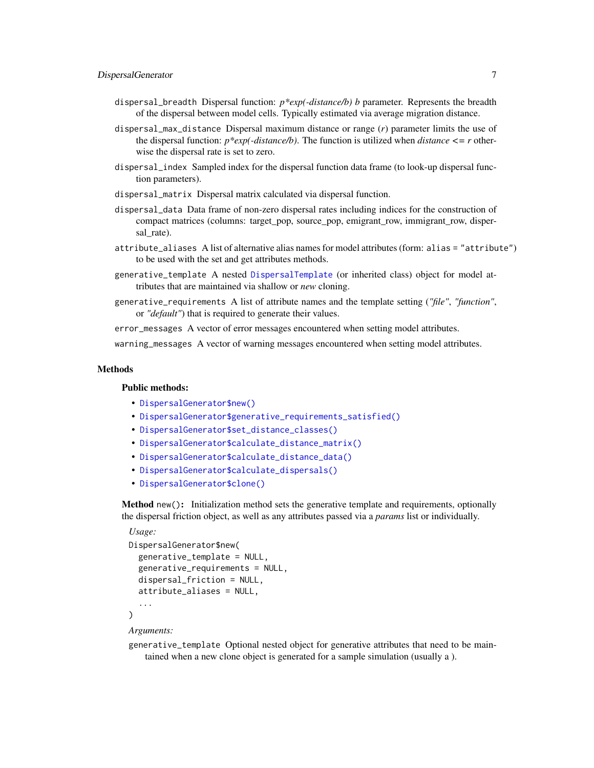`dispersal_breadth` Dispersal function: *p\*exp(-distance/b) b* parameter. Represents the breadth of the dispersal between model cells. Typically estimated via average migration distance.

`dispersal_max_distance` Dispersal maximum distance or range (*r*) parameter limits the use of the dispersal function: *p\*exp(-distance/b)*. The function is utilized when *distance <= r* otherwise the dispersal rate is set to zero.

`dispersal_index` Sampled index for the dispersal function data frame (to look-up dispersal function parameters).

`dispersal_matrix` Dispersal matrix calculated via dispersal function.

`dispersal_data` Data frame of non-zero dispersal rates including indices for the construction of compact matrices (columns: target_pop, source_pop, emigrant_row, immigrant_row, dispersal_rate).

`attribute_aliases` A list of alternative alias names for model attributes (form: `alias = "attribute"`) to be used with the set and get attributes methods.

`generative_template` A nested DispersalTemplate (or inherited class) object for model attributes that are maintained via shallow or *new* cloning.

`generative_requirements` A list of attribute names and the template setting (*"file"*, *"function"*, or *"default"*) that is required to generate their values.

`error_messages` A vector of error messages encountered when setting model attributes.

`warning_messages` A vector of warning messages encountered when setting model attributes.

## Methods

### Public methods:

- `DispersalGenerator$new()`
- `DispersalGenerator$generative_requirements_satisfied()`
- `DispersalGenerator$set_distance_classes()`
- `DispersalGenerator$calculate_distance_matrix()`
- `DispersalGenerator$calculate_distance_data()`
- `DispersalGenerator$calculate_dispersals()`
- `DispersalGenerator$clone()`

**Method** `new()`**:** Initialization method sets the generative template and requirements, optionally the dispersal friction object, as well as any attributes passed via a *params* list or individually.

*Usage:*

```
DispersalGenerator$new(
  generative_template = NULL,
  generative_requirements = NULL,
  dispersal_friction = NULL,
  attribute_aliases = NULL,
  ...
)
```

*Arguments:*

`generative_template` Optional nested object for generative attributes that need to be maintained when a new clone object is generated for a sample simulation (usually a ).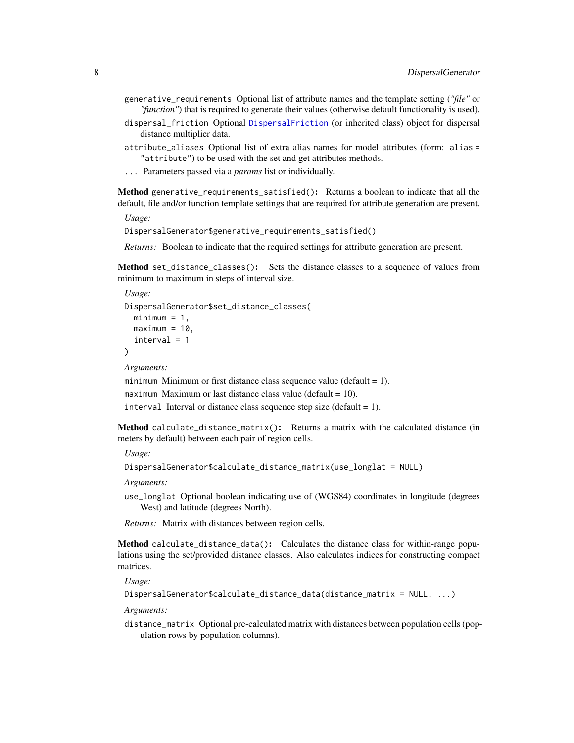`generative_requirements` Optional list of attribute names and the template setting (*"file"* or *"function"*) that is required to generate their values (otherwise default functionality is used).

`dispersal_friction` Optional `DispersalFriction` (or inherited class) object for dispersal distance multiplier data.

`attribute_aliases` Optional list of extra alias names for model attributes (form: `alias = "attribute"`) to be used with the set and get attributes methods.

`...` Parameters passed via a *params* list or individually.

**Method** `generative_requirements_satisfied()`**:** Returns a boolean to indicate that all the default, file and/or function template settings that are required for attribute generation are present.

*Usage:*

```
DispersalGenerator$generative_requirements_satisfied()
```

*Returns:* Boolean to indicate that the required settings for attribute generation are present.

**Method** `set_distance_classes()`**:** Sets the distance classes to a sequence of values from minimum to maximum in steps of interval size.

*Usage:*

```
DispersalGenerator$set_distance_classes(
  minimum = 1,
  maximum = 10,
  interval = 1
)
```

*Arguments:*

`minimum` Minimum or first distance class sequence value (default = 1).

`maximum` Maximum or last distance class value (default = 10).

`interval` Interval or distance class sequence step size (default = 1).

**Method** `calculate_distance_matrix()`**:** Returns a matrix with the calculated distance (in meters by default) between each pair of region cells.

*Usage:*

```
DispersalGenerator$calculate_distance_matrix(use_longlat = NULL)
```

*Arguments:*

`use_longlat` Optional boolean indicating use of (WGS84) coordinates in longitude (degrees West) and latitude (degrees North).

*Returns:* Matrix with distances between region cells.

**Method** `calculate_distance_data()`**:** Calculates the distance class for within-range populations using the set/provided distance classes. Also calculates indices for constructing compact matrices.

*Usage:*

```
DispersalGenerator$calculate_distance_data(distance_matrix = NULL, ...)
```

*Arguments:*

`distance_matrix` Optional pre-calculated matrix with distances between population cells (population rows by population columns).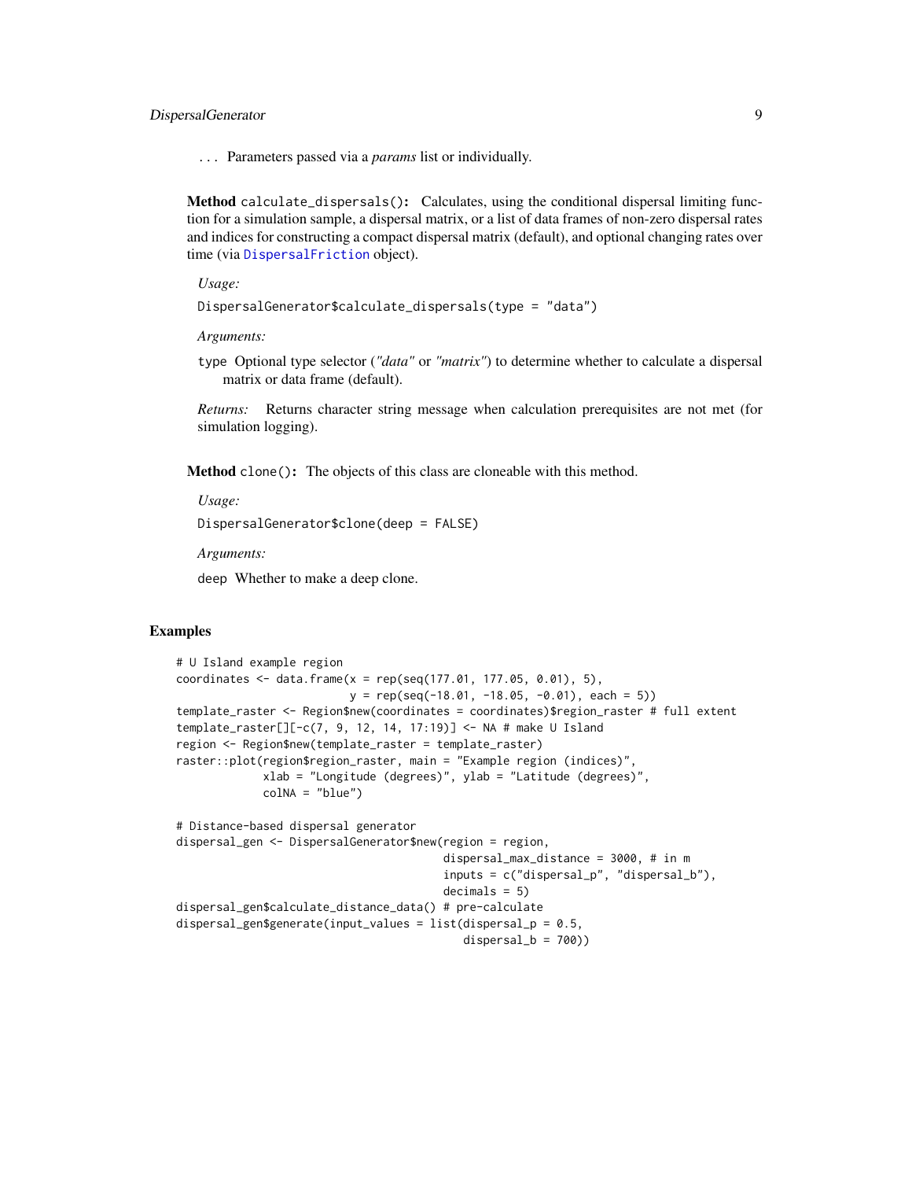... Parameters passed via a *params* list or individually.

**Method** `calculate_dispersals()`: Calculates, using the conditional dispersal limiting function for a simulation sample, a dispersal matrix, or a list of data frames of non-zero dispersal rates and indices for constructing a compact dispersal matrix (default), and optional changing rates over time (via `DispersalFriction` object).

*Usage:*

```
DispersalGenerator$calculate_dispersals(type = "data")
```

*Arguments:*

`type` Optional type selector (*"data"* or *"matrix"*) to determine whether to calculate a dispersal matrix or data frame (default).

*Returns:* Returns character string message when calculation prerequisites are not met (for simulation logging).

**Method** `clone()`: The objects of this class are cloneable with this method.

*Usage:*

```
DispersalGenerator$clone(deep = FALSE)
```

*Arguments:*

`deep` Whether to make a deep clone.

## Examples

```
# U Island example region
coordinates <- data.frame(x = rep(seq(177.01, 177.05, 0.01), 5),
                          y = rep(seq(-18.01, -18.05, -0.01), each = 5))
template_raster <- Region$new(coordinates = coordinates)$region_raster # full extent
template_raster[][-c(7, 9, 12, 14, 17:19)] <- NA # make U Island
region <- Region$new(template_raster = template_raster)
raster::plot(region$region_raster, main = "Example region (indices)",
             xlab = "Longitude (degrees)", ylab = "Latitude (degrees)",
             colNA = "blue")

# Distance-based dispersal generator
dispersal_gen <- DispersalGenerator$new(region = region,
                                        dispersal_max_distance = 3000, # in m
                                        inputs = c("dispersal_p", "dispersal_b"),
                                        decimals = 5)
dispersal_gen$calculate_distance_data() # pre-calculate
dispersal_gen$generate(input_values = list(dispersal_p = 0.5,
                                           dispersal_b = 700))
```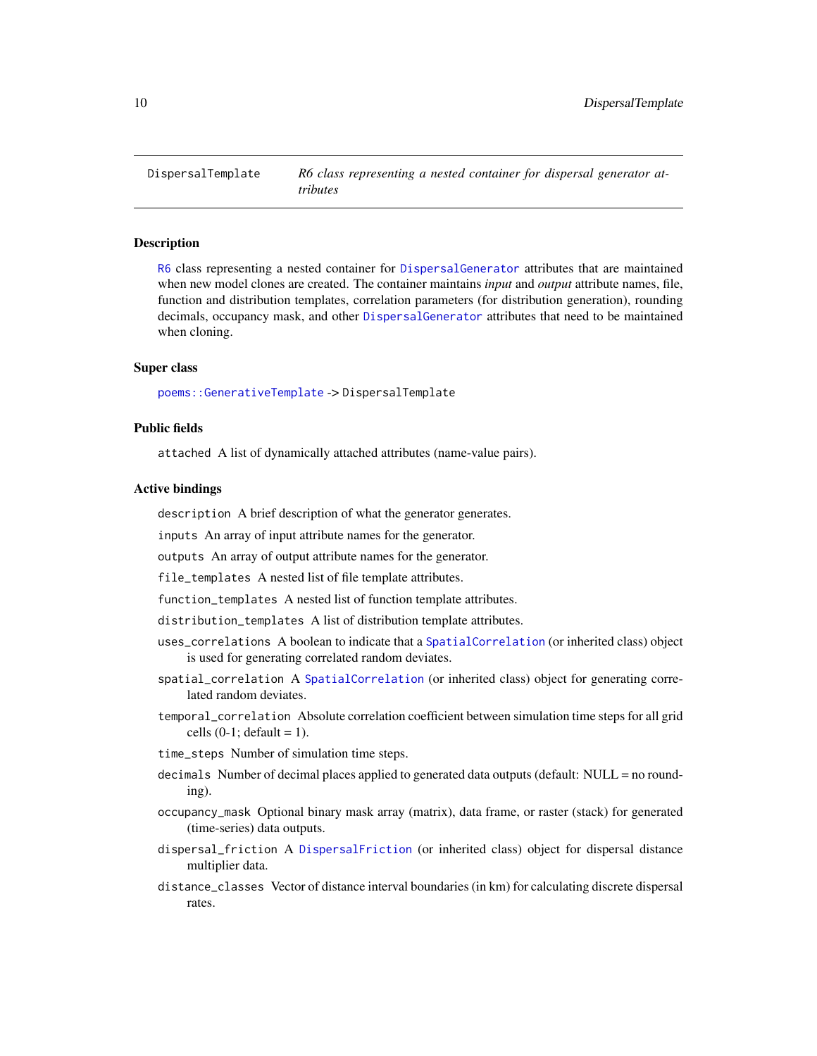# DispersalTemplate

*R6 class representing a nested container for dispersal generator attributes*

## Description

R6 class representing a nested container for DispersalGenerator attributes that are maintained when new model clones are created. The container maintains *input* and *output* attribute names, file, function and distribution templates, correlation parameters (for distribution generation), rounding decimals, occupancy mask, and other DispersalGenerator attributes that need to be maintained when cloning.

## Super class

`poems::GenerativeTemplate` -> `DispersalTemplate`

## Public fields

`attached` A list of dynamically attached attributes (name-value pairs).

## Active bindings

`description` A brief description of what the generator generates.

`inputs` An array of input attribute names for the generator.

`outputs` An array of output attribute names for the generator.

`file_templates` A nested list of file template attributes.

`function_templates` A nested list of function template attributes.

`distribution_templates` A list of distribution template attributes.

`uses_correlations` A boolean to indicate that a SpatialCorrelation (or inherited class) object is used for generating correlated random deviates.

`spatial_correlation` A SpatialCorrelation (or inherited class) object for generating correlated random deviates.

`temporal_correlation` Absolute correlation coefficient between simulation time steps for all grid cells (0-1; default = 1).

`time_steps` Number of simulation time steps.

`decimals` Number of decimal places applied to generated data outputs (default: NULL = no rounding).

`occupancy_mask` Optional binary mask array (matrix), data frame, or raster (stack) for generated (time-series) data outputs.

`dispersal_friction` A DispersalFriction (or inherited class) object for dispersal distance multiplier data.

`distance_classes` Vector of distance interval boundaries (in km) for calculating discrete dispersal rates.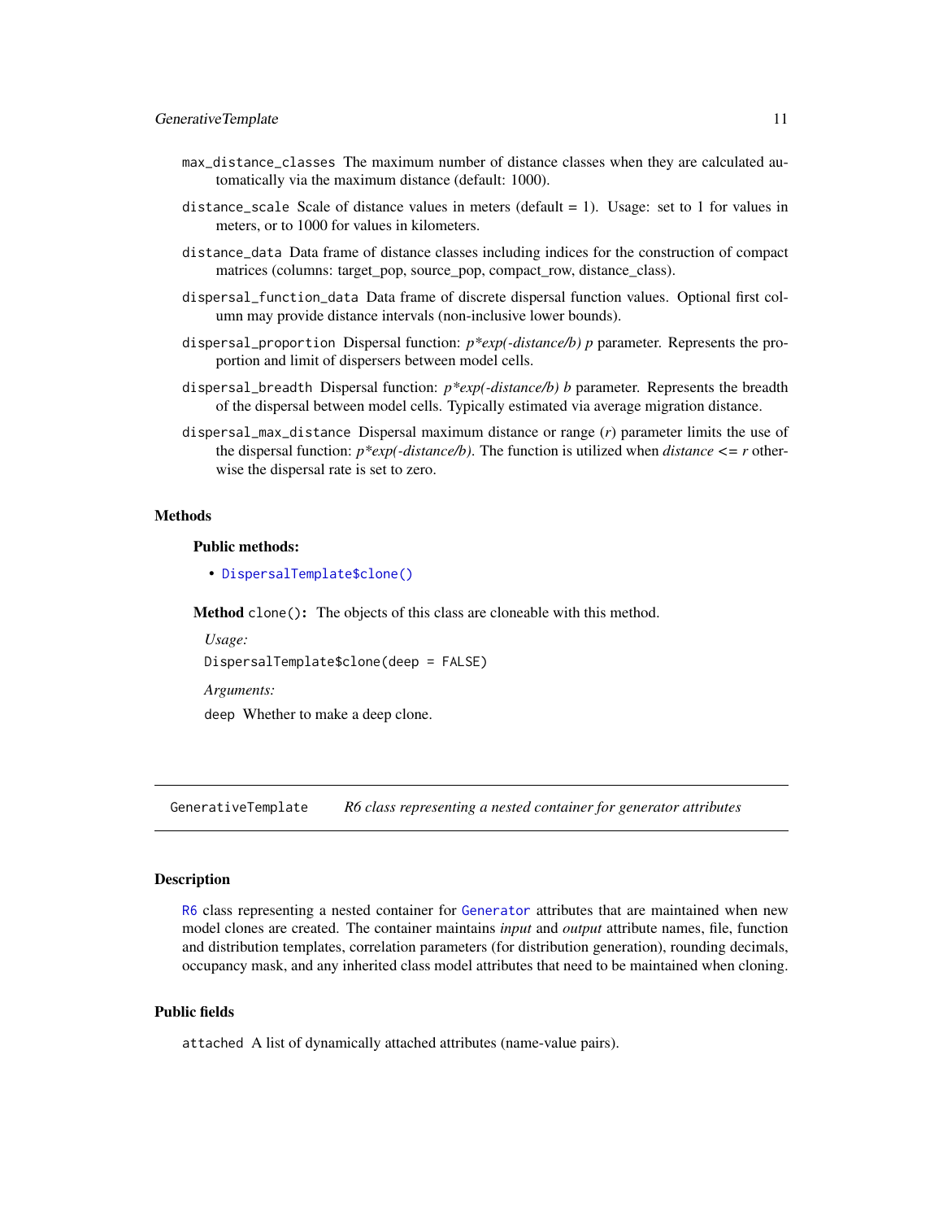`max_distance_classes` The maximum number of distance classes when they are calculated automatically via the maximum distance (default: 1000).

`distance_scale` Scale of distance values in meters (default = 1). Usage: set to 1 for values in meters, or to 1000 for values in kilometers.

`distance_data` Data frame of distance classes including indices for the construction of compact matrices (columns: target_pop, source_pop, compact_row, distance_class).

`dispersal_function_data` Data frame of discrete dispersal function values. Optional first column may provide distance intervals (non-inclusive lower bounds).

`dispersal_proportion` Dispersal function: *p\*exp(-distance/b) p* parameter. Represents the proportion and limit of dispersers between model cells.

`dispersal_breadth` Dispersal function: *p\*exp(-distance/b) b* parameter. Represents the breadth of the dispersal between model cells. Typically estimated via average migration distance.

`dispersal_max_distance` Dispersal maximum distance or range (*r*) parameter limits the use of the dispersal function: *p\*exp(-distance/b)*. The function is utilized when *distance <= r* otherwise the dispersal rate is set to zero.

## Methods

### Public methods:

- `DispersalTemplate$clone()`

**Method** `clone()`**:** The objects of this class are cloneable with this method.

*Usage:*

```
DispersalTemplate$clone(deep = FALSE)
```

*Arguments:*

`deep` Whether to make a deep clone.

---

# GenerativeTemplate — *R6 class representing a nested container for generator attributes*

---

## Description

`R6` class representing a nested container for `Generator` attributes that are maintained when new model clones are created. The container maintains *input* and *output* attribute names, file, function and distribution templates, correlation parameters (for distribution generation), rounding decimals, occupancy mask, and any inherited class model attributes that need to be maintained when cloning.

## Public fields

`attached` A list of dynamically attached attributes (name-value pairs).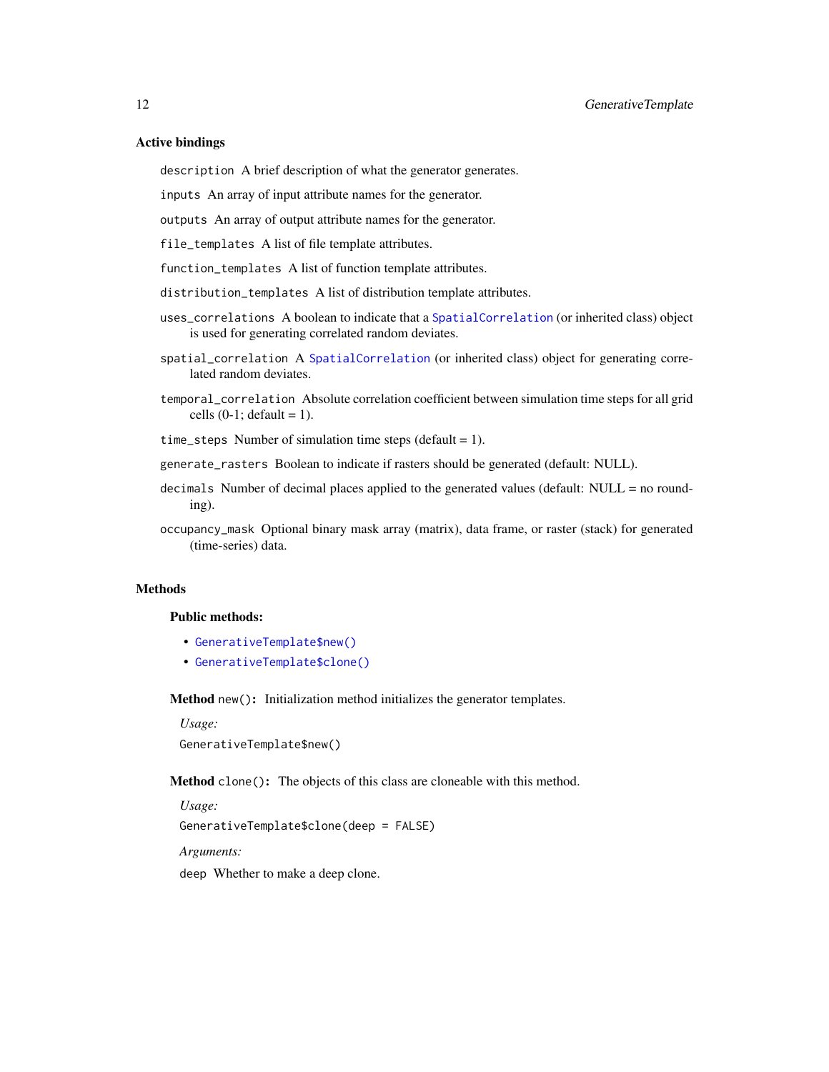### Active bindings

`description` A brief description of what the generator generates.

`inputs` An array of input attribute names for the generator.

`outputs` An array of output attribute names for the generator.

`file_templates` A list of file template attributes.

`function_templates` A list of function template attributes.

`distribution_templates` A list of distribution template attributes.

`uses_correlations` A boolean to indicate that a `SpatialCorrelation` (or inherited class) object is used for generating correlated random deviates.

`spatial_correlation` A `SpatialCorrelation` (or inherited class) object for generating correlated random deviates.

`temporal_correlation` Absolute correlation coefficient between simulation time steps for all grid cells (0-1; default = 1).

`time_steps` Number of simulation time steps (default = 1).

`generate_rasters` Boolean to indicate if rasters should be generated (default: NULL).

`decimals` Number of decimal places applied to the generated values (default: NULL = no rounding).

`occupancy_mask` Optional binary mask array (matrix), data frame, or raster (stack) for generated (time-series) data.

### Methods

#### Public methods:

- `GenerativeTemplate$new()`
- `GenerativeTemplate$clone()`

**Method** `new()`**:** Initialization method initializes the generator templates.

*Usage:*

```
GenerativeTemplate$new()
```

**Method** `clone()`**:** The objects of this class are cloneable with this method.

*Usage:*

```
GenerativeTemplate$clone(deep = FALSE)
```

*Arguments:*

`deep` Whether to make a deep clone.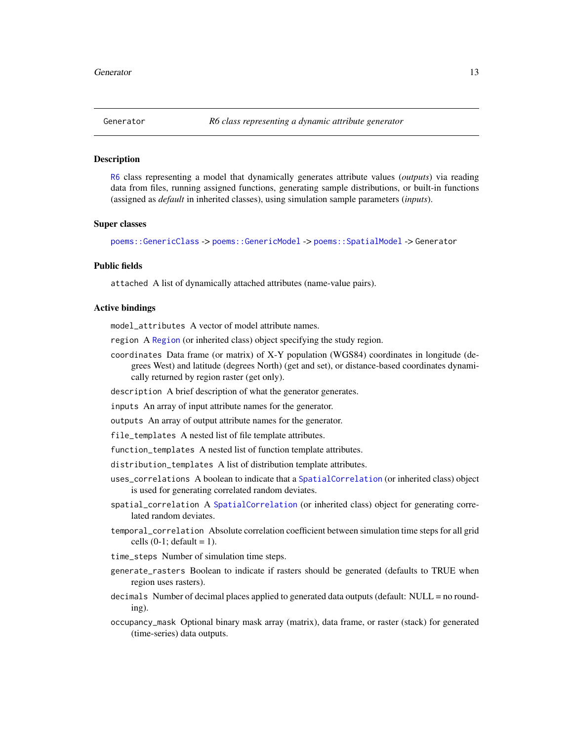# Generator — *R6 class representing a dynamic attribute generator*

## Description

R6 class representing a model that dynamically generates attribute values (*outputs*) via reading data from files, running assigned functions, generating sample distributions, or built-in functions (assigned as *default* in inherited classes), using simulation sample parameters (*inputs*).

## Super classes

`poems::GenericClass` -> `poems::GenericModel` -> `poems::SpatialModel` -> `Generator`

## Public fields

`attached` A list of dynamically attached attributes (name-value pairs).

## Active bindings

`model_attributes` A vector of model attribute names.

`region` A `Region` (or inherited class) object specifying the study region.

`coordinates` Data frame (or matrix) of X-Y population (WGS84) coordinates in longitude (degrees West) and latitude (degrees North) (get and set), or distance-based coordinates dynamically returned by region raster (get only).

`description` A brief description of what the generator generates.

`inputs` An array of input attribute names for the generator.

`outputs` An array of output attribute names for the generator.

`file_templates` A nested list of file template attributes.

`function_templates` A nested list of function template attributes.

`distribution_templates` A list of distribution template attributes.

`uses_correlations` A boolean to indicate that a `SpatialCorrelation` (or inherited class) object is used for generating correlated random deviates.

`spatial_correlation` A `SpatialCorrelation` (or inherited class) object for generating correlated random deviates.

`temporal_correlation` Absolute correlation coefficient between simulation time steps for all grid cells (0-1; default = 1).

`time_steps` Number of simulation time steps.

`generate_rasters` Boolean to indicate if rasters should be generated (defaults to TRUE when region uses rasters).

`decimals` Number of decimal places applied to generated data outputs (default: NULL = no rounding).

`occupancy_mask` Optional binary mask array (matrix), data frame, or raster (stack) for generated (time-series) data outputs.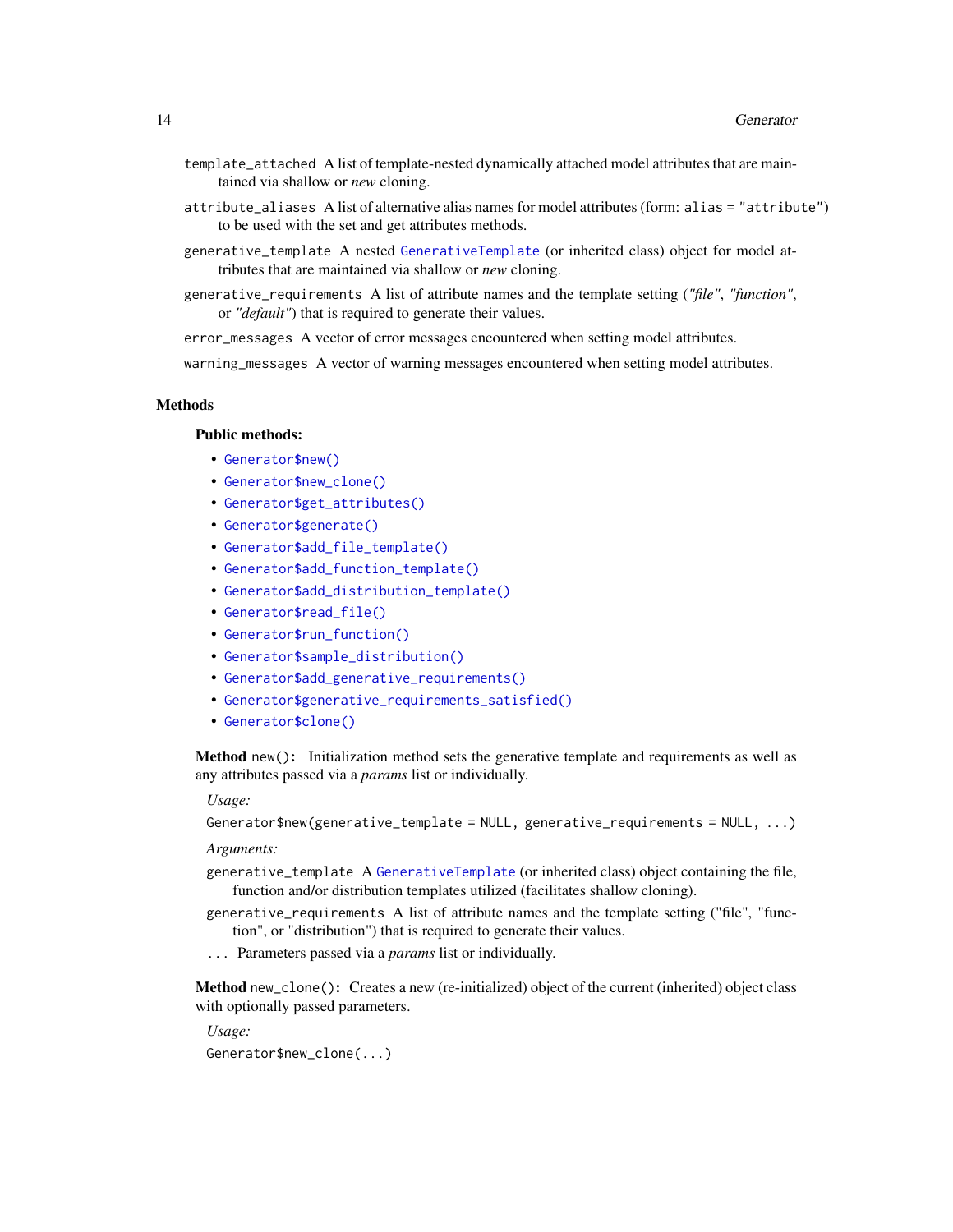`template_attached` A list of template-nested dynamically attached model attributes that are maintained via shallow or *new* cloning.

`attribute_aliases` A list of alternative alias names for model attributes (form: `alias = "attribute"`) to be used with the set and get attributes methods.

`generative_template` A nested `GenerativeTemplate` (or inherited class) object for model attributes that are maintained via shallow or *new* cloning.

`generative_requirements` A list of attribute names and the template setting (*"file"*, *"function"*, or *"default"*) that is required to generate their values.

`error_messages` A vector of error messages encountered when setting model attributes.

`warning_messages` A vector of warning messages encountered when setting model attributes.

## Methods

### Public methods:

- `Generator$new()`
- `Generator$new_clone()`
- `Generator$get_attributes()`
- `Generator$generate()`
- `Generator$add_file_template()`
- `Generator$add_function_template()`
- `Generator$add_distribution_template()`
- `Generator$read_file()`
- `Generator$run_function()`
- `Generator$sample_distribution()`
- `Generator$add_generative_requirements()`
- `Generator$generative_requirements_satisfied()`
- `Generator$clone()`

**Method** `new()`**:** Initialization method sets the generative template and requirements as well as any attributes passed via a *params* list or individually.

*Usage:*

```
Generator$new(generative_template = NULL, generative_requirements = NULL, ...)
```

*Arguments:*

`generative_template` A `GenerativeTemplate` (or inherited class) object containing the file, function and/or distribution templates utilized (facilitates shallow cloning).

`generative_requirements` A list of attribute names and the template setting ("file", "function", or "distribution") that is required to generate their values.

`...` Parameters passed via a *params* list or individually.

**Method** `new_clone()`**:** Creates a new (re-initialized) object of the current (inherited) object class with optionally passed parameters.

*Usage:*

```
Generator$new_clone(...)
```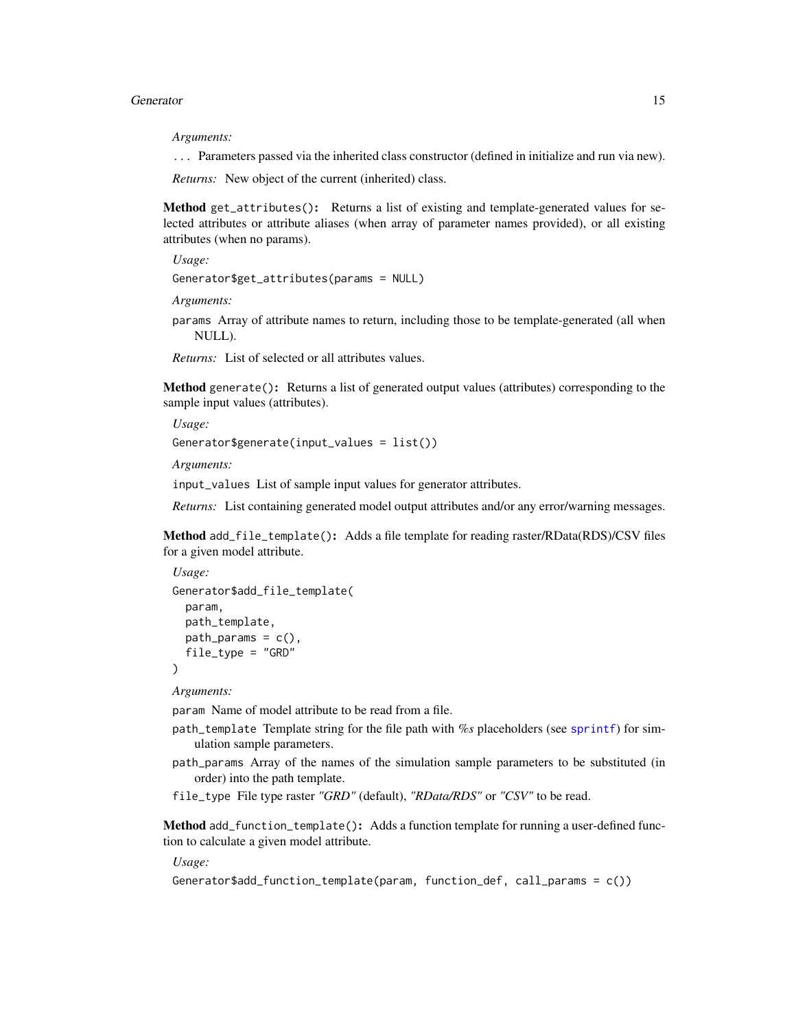*Arguments:*

... Parameters passed via the inherited class constructor (defined in initialize and run via new).

*Returns:* New object of the current (inherited) class.

**Method** `get_attributes()`: Returns a list of existing and template-generated values for selected attributes or attribute aliases (when array of parameter names provided), or all existing attributes (when no params).

*Usage:*

```
Generator$get_attributes(params = NULL)
```

*Arguments:*

`params` Array of attribute names to return, including those to be template-generated (all when NULL).

*Returns:* List of selected or all attributes values.

**Method** `generate()`: Returns a list of generated output values (attributes) corresponding to the sample input values (attributes).

*Usage:*

```
Generator$generate(input_values = list())
```

*Arguments:*

`input_values` List of sample input values for generator attributes.

*Returns:* List containing generated model output attributes and/or any error/warning messages.

**Method** `add_file_template()`: Adds a file template for reading raster/RData(RDS)/CSV files for a given model attribute.

*Usage:*

```
Generator$add_file_template(
  param,
  path_template,
  path_params = c(),
  file_type = "GRD"
)
```

*Arguments:*

`param` Name of model attribute to be read from a file.

`path_template` Template string for the file path with *%s* placeholders (see sprintf) for simulation sample parameters.

`path_params` Array of the names of the simulation sample parameters to be substituted (in order) into the path template.

`file_type` File type raster *"GRD"* (default), *"RData/RDS"* or *"CSV"* to be read.

**Method** `add_function_template()`: Adds a function template for running a user-defined function to calculate a given model attribute.

*Usage:*

```
Generator$add_function_template(param, function_def, call_params = c())
```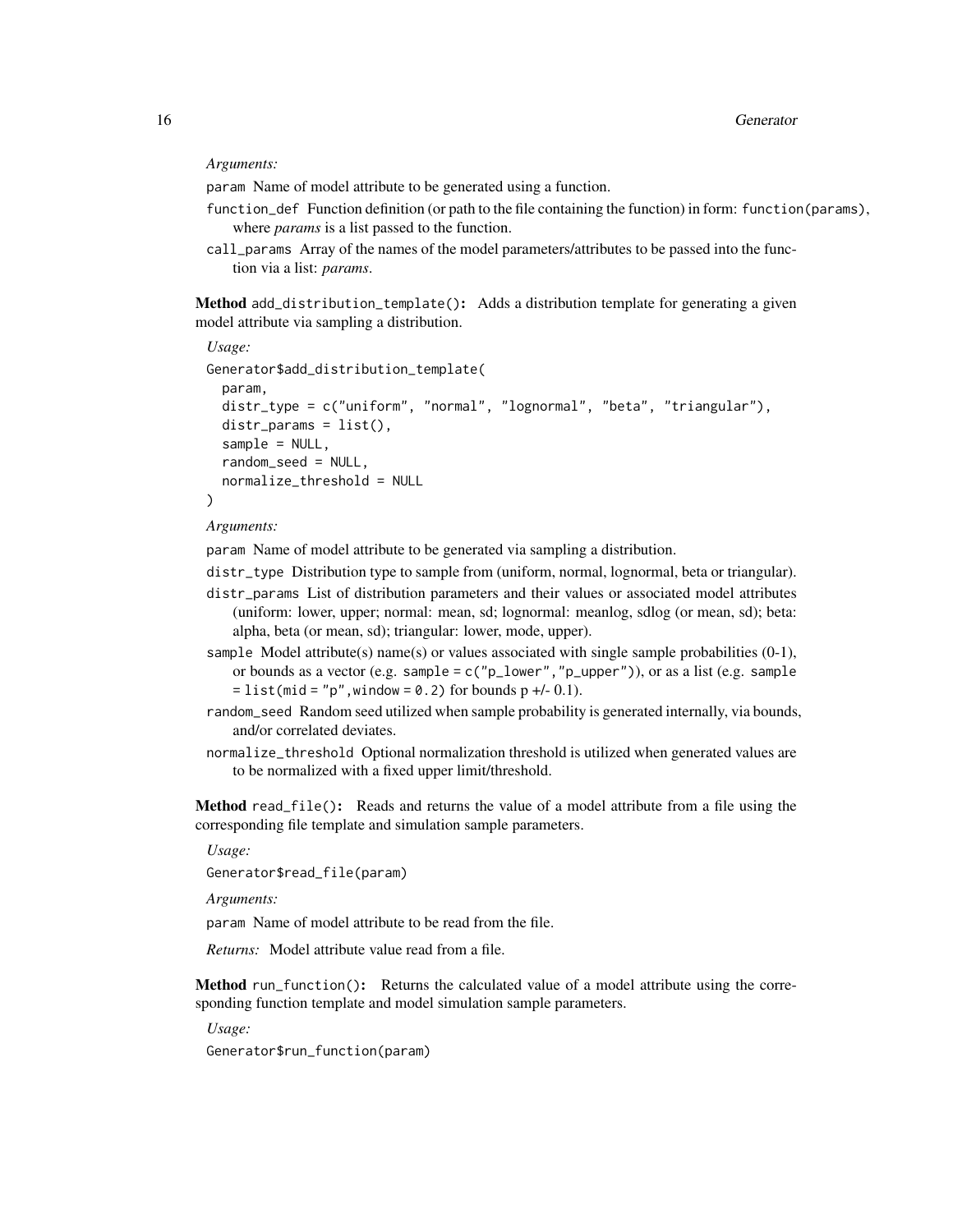*Arguments:*

param Name of model attribute to be generated using a function.

function_def Function definition (or path to the file containing the function) in form: function(params), where *params* is a list passed to the function.

call_params Array of the names of the model parameters/attributes to be passed into the function via a list: *params*.

**Method** add_distribution_template()**:** Adds a distribution template for generating a given model attribute via sampling a distribution.

*Usage:*

```
Generator$add_distribution_template(
  param,
  distr_type = c("uniform", "normal", "lognormal", "beta", "triangular"),
  distr_params = list(),
  sample = NULL,
  random_seed = NULL,
  normalize_threshold = NULL
)
```

*Arguments:*

param Name of model attribute to be generated via sampling a distribution.

distr_type Distribution type to sample from (uniform, normal, lognormal, beta or triangular).

distr_params List of distribution parameters and their values or associated model attributes (uniform: lower, upper; normal: mean, sd; lognormal: meanlog, sdlog (or mean, sd); beta: alpha, beta (or mean, sd); triangular: lower, mode, upper).

sample Model attribute(s) name(s) or values associated with single sample probabilities (0-1), or bounds as a vector (e.g. sample = c("p_lower","p_upper")), or as a list (e.g. sample = list(mid = "p",window = 0.2) for bounds p +/- 0.1).

random_seed Random seed utilized when sample probability is generated internally, via bounds, and/or correlated deviates.

normalize_threshold Optional normalization threshold is utilized when generated values are to be normalized with a fixed upper limit/threshold.

**Method** read_file()**:** Reads and returns the value of a model attribute from a file using the corresponding file template and simulation sample parameters.

*Usage:*

```
Generator$read_file(param)
```

*Arguments:*

param Name of model attribute to be read from the file.

*Returns:* Model attribute value read from a file.

**Method** run_function()**:** Returns the calculated value of a model attribute using the corresponding function template and model simulation sample parameters.

*Usage:*

```
Generator$run_function(param)
```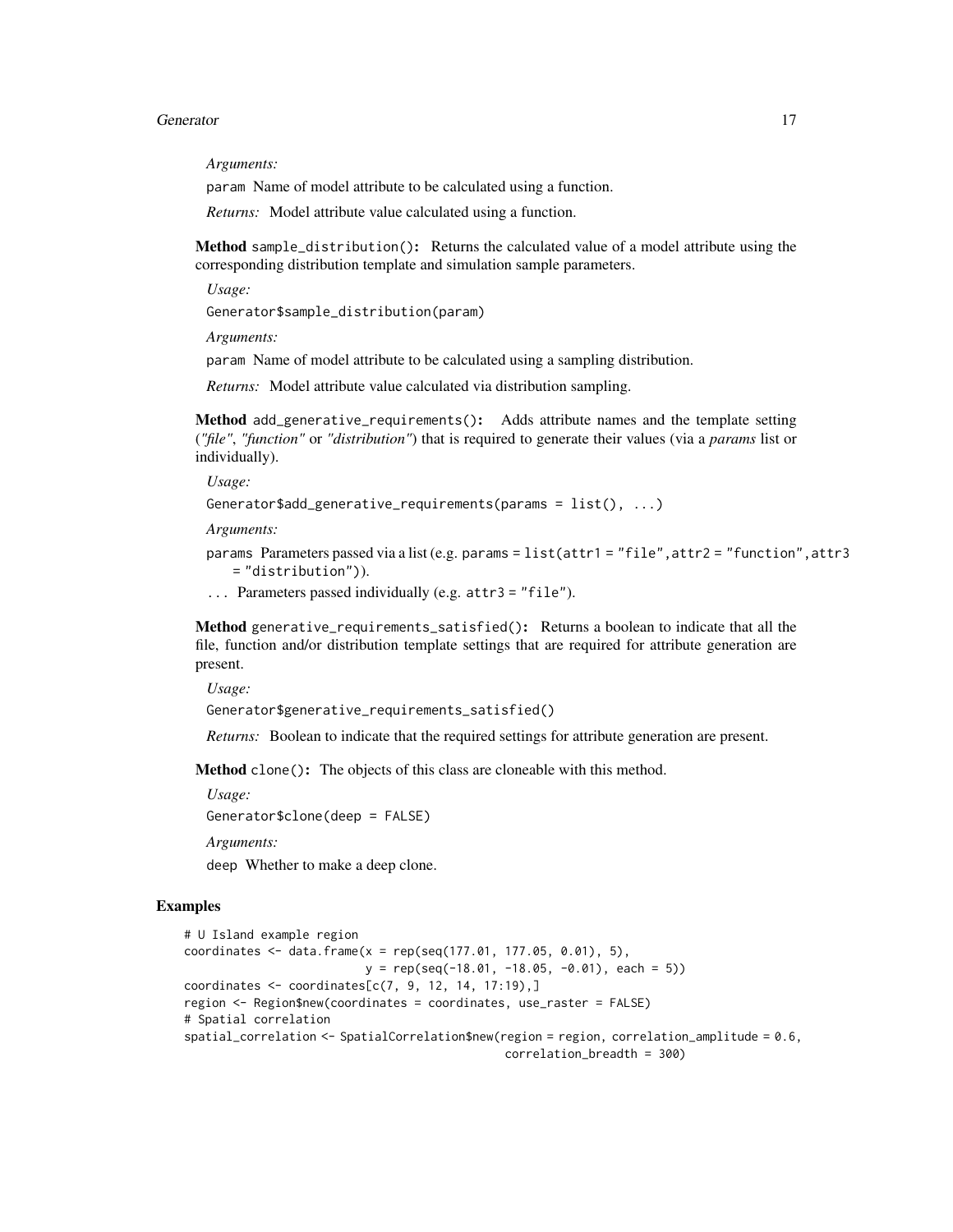*Arguments:*

`param` Name of model attribute to be calculated using a function.

*Returns:* Model attribute value calculated using a function.

**Method** `sample_distribution()`**:** Returns the calculated value of a model attribute using the corresponding distribution template and simulation sample parameters.

*Usage:*

```
Generator$sample_distribution(param)
```

*Arguments:*

`param` Name of model attribute to be calculated using a sampling distribution.

*Returns:* Model attribute value calculated via distribution sampling.

**Method** `add_generative_requirements()`**:** Adds attribute names and the template setting (*"file"*, *"function"* or *"distribution"*) that is required to generate their values (via a *params* list or individually).

*Usage:*

```
Generator$add_generative_requirements(params = list(), ...)
```

*Arguments:*

`params` Parameters passed via a list (e.g. `params = list(attr1 = "file",attr2 = "function",attr3 = "distribution")`).

`...` Parameters passed individually (e.g. `attr3 = "file"`).

**Method** `generative_requirements_satisfied()`**:** Returns a boolean to indicate that all the file, function and/or distribution template settings that are required for attribute generation are present.

*Usage:*

```
Generator$generative_requirements_satisfied()
```

*Returns:* Boolean to indicate that the required settings for attribute generation are present.

**Method** `clone()`**:** The objects of this class are cloneable with this method.

*Usage:*

```
Generator$clone(deep = FALSE)
```

*Arguments:*

`deep` Whether to make a deep clone.

## Examples

```
# U Island example region
coordinates <- data.frame(x = rep(seq(177.01, 177.05, 0.01), 5),
                          y = rep(seq(-18.01, -18.05, -0.01), each = 5))
coordinates <- coordinates[c(7, 9, 12, 14, 17:19),]
region <- Region$new(coordinates = coordinates, use_raster = FALSE)
# Spatial correlation
spatial_correlation <- SpatialCorrelation$new(region = region, correlation_amplitude = 0.6,
                                              correlation_breadth = 300)
```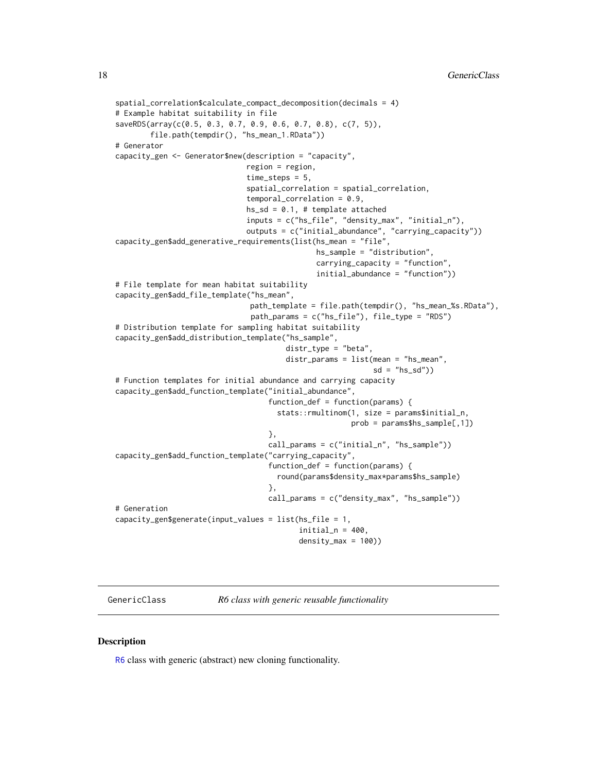```
spatial_correlation$calculate_compact_decomposition(decimals = 4)
# Example habitat suitability in file
saveRDS(array(c(0.5, 0.3, 0.7, 0.9, 0.6, 0.7, 0.8), c(7, 5)),
        file.path(tempdir(), "hs_mean_1.RData"))
# Generator
capacity_gen <- Generator$new(description = "capacity",
                              region = region,
                              time_steps = 5,
                              spatial_correlation = spatial_correlation,
                              temporal_correlation = 0.9,
                              hs_sd = 0.1, # template attached
                              inputs = c("hs_file", "density_max", "initial_n"),
                              outputs = c("initial_abundance", "carrying_capacity"))
capacity_gen$add_generative_requirements(list(hs_mean = "file",
                                              hs_sample = "distribution",
                                              carrying_capacity = "function",
                                              initial_abundance = "function"))
# File template for mean habitat suitability
capacity_gen$add_file_template("hs_mean",
                               path_template = file.path(tempdir(), "hs_mean_%s.RData"),
                               path_params = c("hs_file"), file_type = "RDS")
# Distribution template for sampling habitat suitability
capacity_gen$add_distribution_template("hs_sample",
                                       distr_type = "beta",
                                       distr_params = list(mean = "hs_mean",
                                                           sd = "hs_sd"))
# Function templates for initial abundance and carrying capacity
capacity_gen$add_function_template("initial_abundance",
                                   function_def = function(params) {
                                     stats::rmultinom(1, size = params$initial_n,
                                                      prob = params$hs_sample[,1])
                                   },
                                   call_params = c("initial_n", "hs_sample"))
capacity_gen$add_function_template("carrying_capacity",
                                   function_def = function(params) {
                                     round(params$density_max*params$hs_sample)
                                   },
                                   call_params = c("density_max", "hs_sample"))
# Generation
capacity_gen$generate(input_values = list(hs_file = 1,
                                          initial_n = 400,
                                          density_max = 100))
```

## GenericClass — *R6 class with generic reusable functionality*

### Description

R6 class with generic (abstract) new cloning functionality.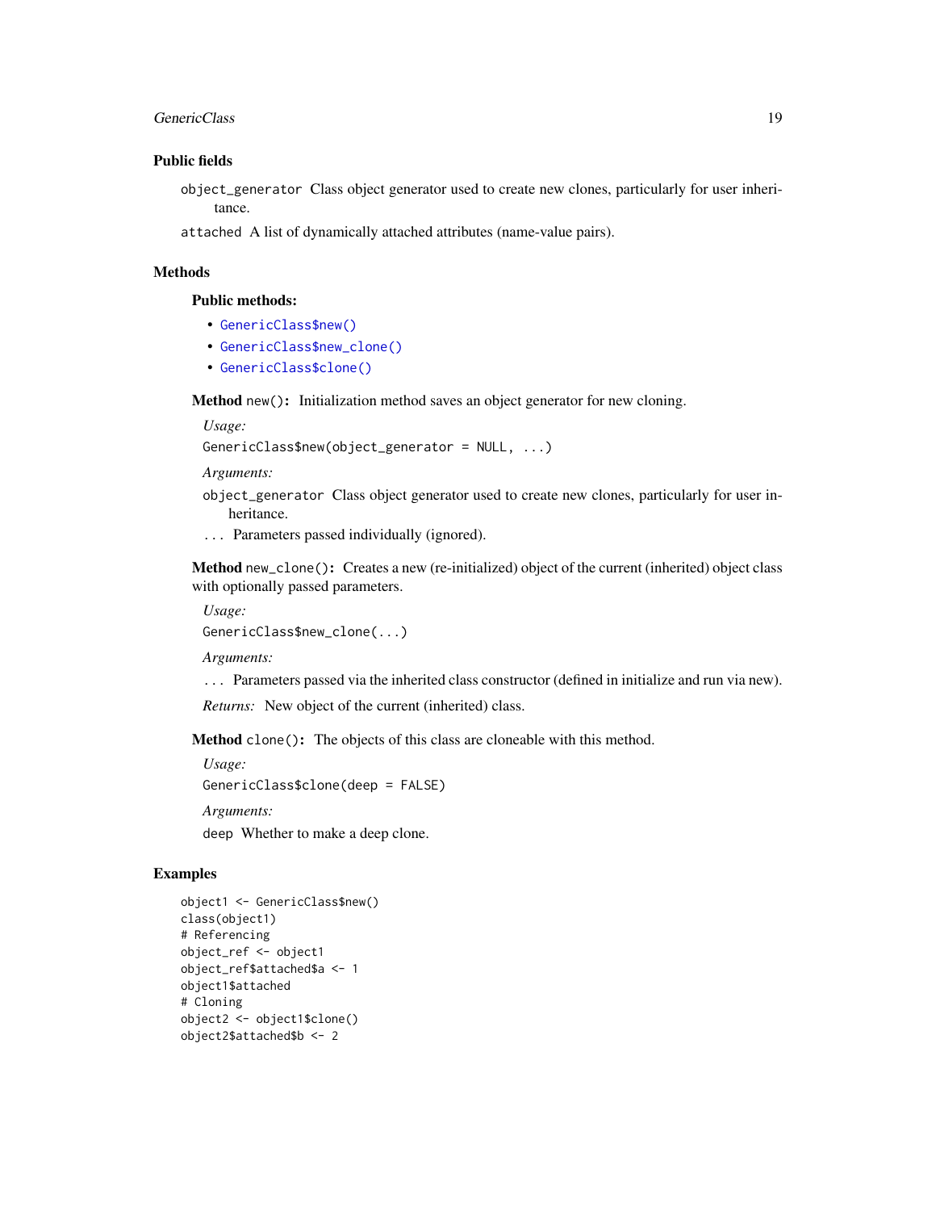### Public fields

`object_generator` Class object generator used to create new clones, particularly for user inheritance.

`attached` A list of dynamically attached attributes (name-value pairs).

### Methods

#### Public methods:

- `GenericClass$new()`
- `GenericClass$new_clone()`
- `GenericClass$clone()`

**Method** `new()`**:** Initialization method saves an object generator for new cloning.

*Usage:*

```
GenericClass$new(object_generator = NULL, ...)
```

*Arguments:*

`object_generator` Class object generator used to create new clones, particularly for user inheritance.

`...` Parameters passed individually (ignored).

**Method** `new_clone()`**:** Creates a new (re-initialized) object of the current (inherited) object class with optionally passed parameters.

*Usage:*

```
GenericClass$new_clone(...)
```

*Arguments:*

`...` Parameters passed via the inherited class constructor (defined in initialize and run via new).

*Returns:* New object of the current (inherited) class.

**Method** `clone()`**:** The objects of this class are cloneable with this method.

*Usage:*

```
GenericClass$clone(deep = FALSE)
```

*Arguments:*

`deep` Whether to make a deep clone.

### Examples

```
object1 <- GenericClass$new()
class(object1)
# Referencing
object_ref <- object1
object_ref$attached$a <- 1
object1$attached
# Cloning
object2 <- object1$clone()
object2$attached$b <- 2
```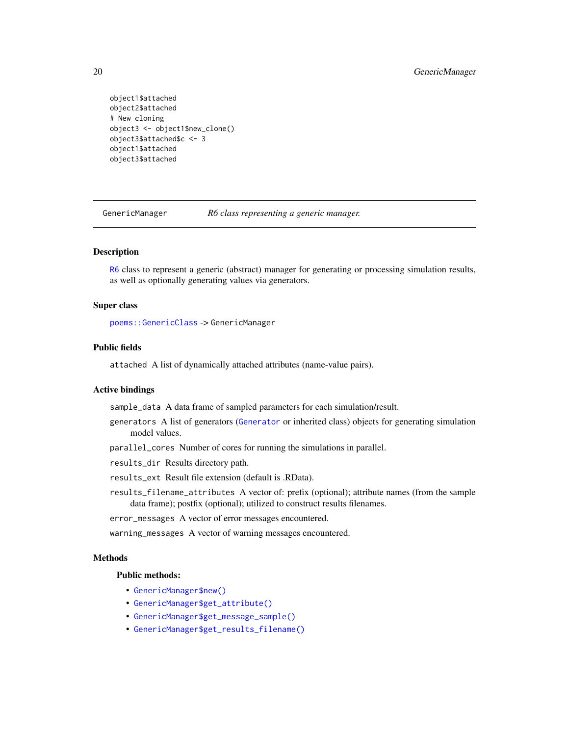```
object1$attached
object2$attached
# New cloning
object3 <- object1$new_clone()
object3$attached$c <- 3
object1$attached
object3$attached
```

---

## GenericManager *R6 class representing a generic manager.*

---

### Description

R6 class to represent a generic (abstract) manager for generating or processing simulation results, as well as optionally generating values via generators.

### Super class

`poems::GenericClass` -> `GenericManager`

### Public fields

`attached` A list of dynamically attached attributes (name-value pairs).

### Active bindings

`sample_data` A data frame of sampled parameters for each simulation/result.

`generators` A list of generators (`Generator` or inherited class) objects for generating simulation model values.

`parallel_cores` Number of cores for running the simulations in parallel.

`results_dir` Results directory path.

`results_ext` Result file extension (default is .RData).

`results_filename_attributes` A vector of: prefix (optional); attribute names (from the sample data frame); postfix (optional); utilized to construct results filenames.

`error_messages` A vector of error messages encountered.

`warning_messages` A vector of warning messages encountered.

### Methods

#### Public methods:

- `GenericManager$new()`
- `GenericManager$get_attribute()`
- `GenericManager$get_message_sample()`
- `GenericManager$get_results_filename()`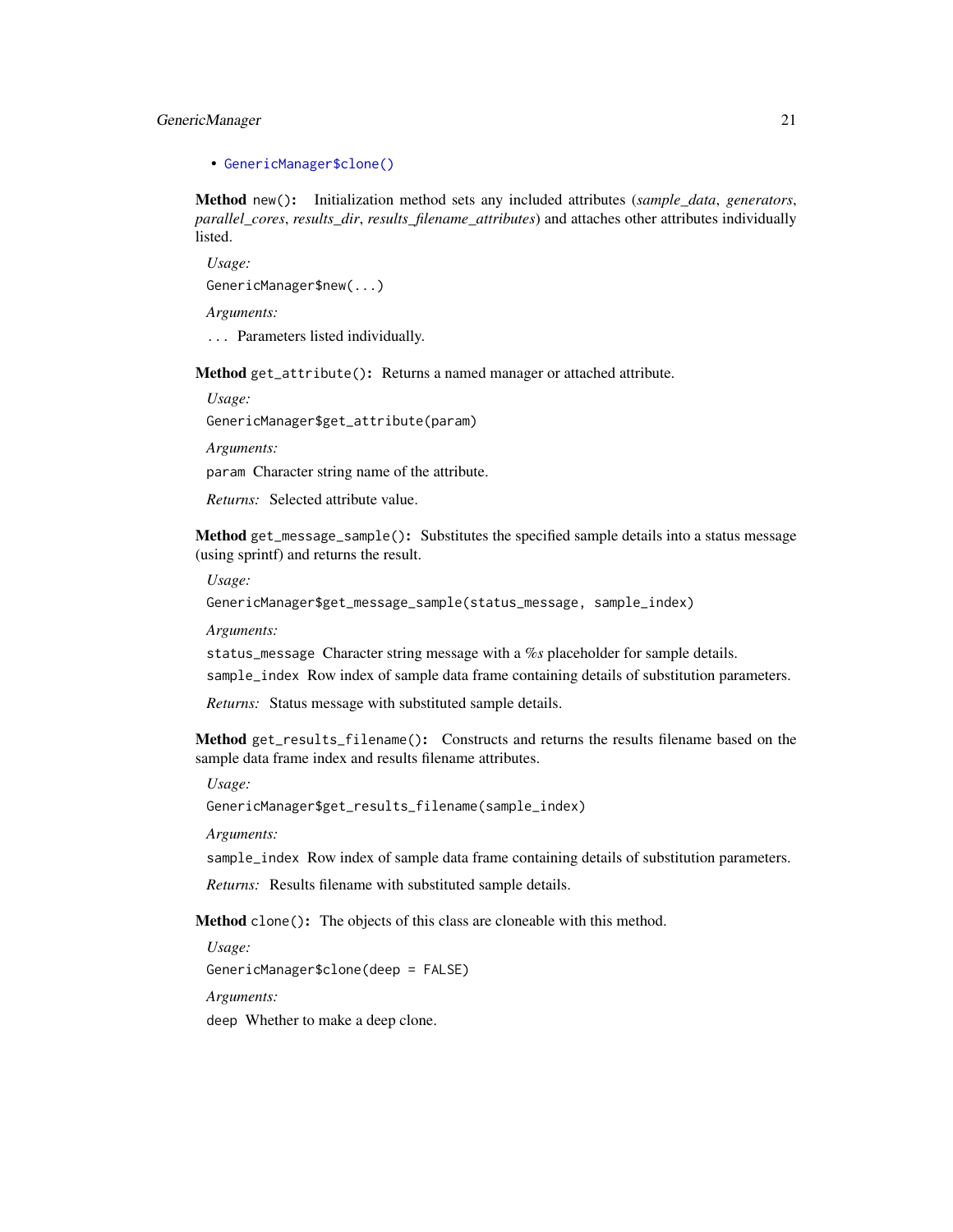- GenericManager$clone()

**Method** `new()`: Initialization method sets any included attributes (*sample_data*, *generators*, *parallel_cores*, *results_dir*, *results_filename_attributes*) and attaches other attributes individually listed.

*Usage:*

```
GenericManager$new(...)
```

*Arguments:*

`...` Parameters listed individually.

**Method** `get_attribute()`: Returns a named manager or attached attribute.

*Usage:*

```
GenericManager$get_attribute(param)
```

*Arguments:*

`param` Character string name of the attribute.

*Returns:* Selected attribute value.

**Method** `get_message_sample()`: Substitutes the specified sample details into a status message (using sprintf) and returns the result.

*Usage:*

```
GenericManager$get_message_sample(status_message, sample_index)
```

*Arguments:*

`status_message` Character string message with a *%s* placeholder for sample details.

`sample_index` Row index of sample data frame containing details of substitution parameters.

*Returns:* Status message with substituted sample details.

**Method** `get_results_filename()`: Constructs and returns the results filename based on the sample data frame index and results filename attributes.

*Usage:*

```
GenericManager$get_results_filename(sample_index)
```

*Arguments:*

`sample_index` Row index of sample data frame containing details of substitution parameters.

*Returns:* Results filename with substituted sample details.

**Method** `clone()`: The objects of this class are cloneable with this method.

*Usage:*

```
GenericManager$clone(deep = FALSE)
```

*Arguments:*

`deep` Whether to make a deep clone.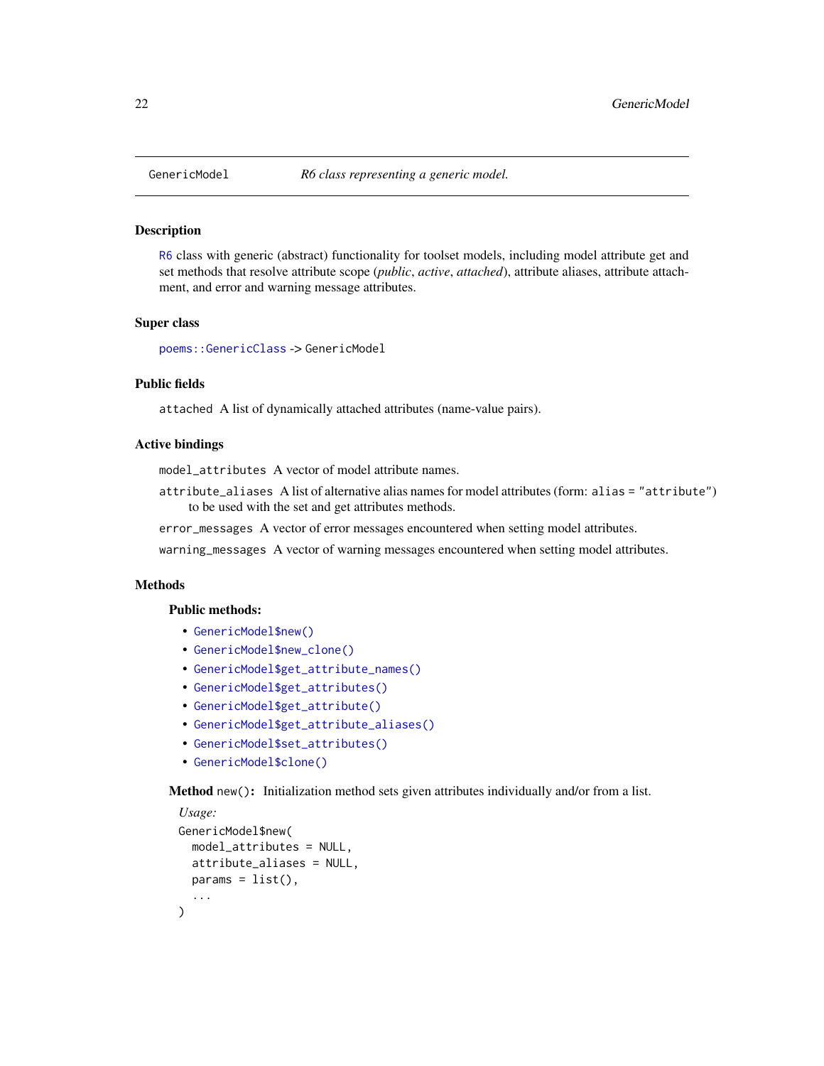# GenericModel — *R6 class representing a generic model.*

## Description

R6 class with generic (abstract) functionality for toolset models, including model attribute get and set methods that resolve attribute scope (*public*, *active*, *attached*), attribute aliases, attribute attachment, and error and warning message attributes.

## Super class

poems::GenericClass -> GenericModel

## Public fields

`attached` A list of dynamically attached attributes (name-value pairs).

## Active bindings

`model_attributes` A vector of model attribute names.

`attribute_aliases` A list of alternative alias names for model attributes (form: `alias = "attribute"`) to be used with the set and get attributes methods.

`error_messages` A vector of error messages encountered when setting model attributes.

`warning_messages` A vector of warning messages encountered when setting model attributes.

## Methods

### Public methods:

- `GenericModel$new()`
- `GenericModel$new_clone()`
- `GenericModel$get_attribute_names()`
- `GenericModel$get_attributes()`
- `GenericModel$get_attribute()`
- `GenericModel$get_attribute_aliases()`
- `GenericModel$set_attributes()`
- `GenericModel$clone()`

**Method** `new()`**:** Initialization method sets given attributes individually and/or from a list.

*Usage:*

```
GenericModel$new(
  model_attributes = NULL,
  attribute_aliases = NULL,
  params = list(),
  ...
)
```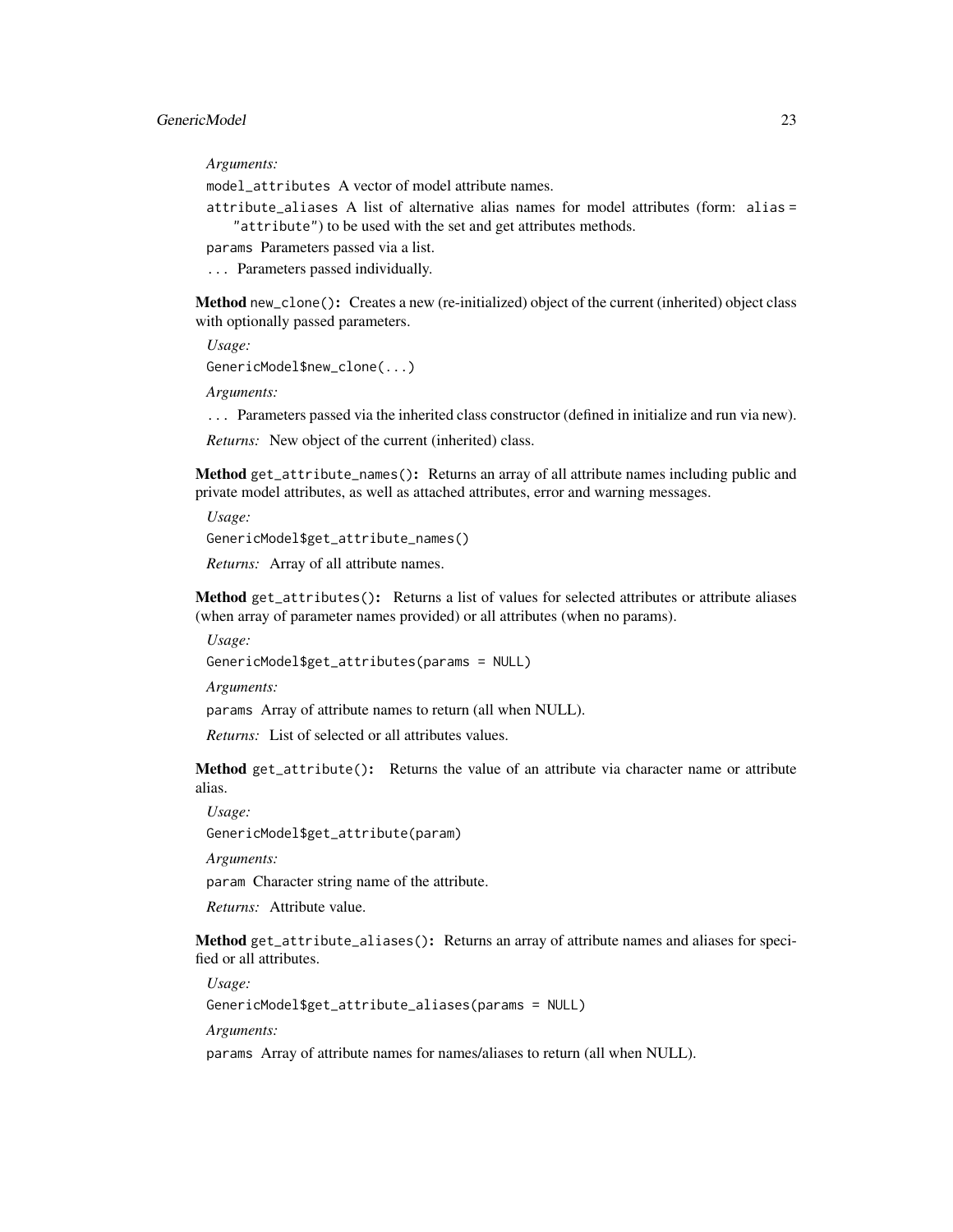*Arguments:*

`model_attributes` A vector of model attribute names.

`attribute_aliases` A list of alternative alias names for model attributes (form: `alias = "attribute"`) to be used with the set and get attributes methods.

`params` Parameters passed via a list.

`...` Parameters passed individually.

**Method** `new_clone()`**:** Creates a new (re-initialized) object of the current (inherited) object class with optionally passed parameters.

*Usage:*

```
GenericModel$new_clone(...)
```

*Arguments:*

`...` Parameters passed via the inherited class constructor (defined in initialize and run via new).

*Returns:* New object of the current (inherited) class.

**Method** `get_attribute_names()`**:** Returns an array of all attribute names including public and private model attributes, as well as attached attributes, error and warning messages.

*Usage:*

```
GenericModel$get_attribute_names()
```

*Returns:* Array of all attribute names.

**Method** `get_attributes()`**:** Returns a list of values for selected attributes or attribute aliases (when array of parameter names provided) or all attributes (when no params).

*Usage:*

```
GenericModel$get_attributes(params = NULL)
```

*Arguments:*

`params` Array of attribute names to return (all when NULL).

*Returns:* List of selected or all attributes values.

**Method** `get_attribute()`**:** Returns the value of an attribute via character name or attribute alias.

*Usage:*

```
GenericModel$get_attribute(param)
```

*Arguments:*

`param` Character string name of the attribute.

*Returns:* Attribute value.

**Method** `get_attribute_aliases()`**:** Returns an array of attribute names and aliases for specified or all attributes.

*Usage:*

```
GenericModel$get_attribute_aliases(params = NULL)
```

*Arguments:*

`params` Array of attribute names for names/aliases to return (all when NULL).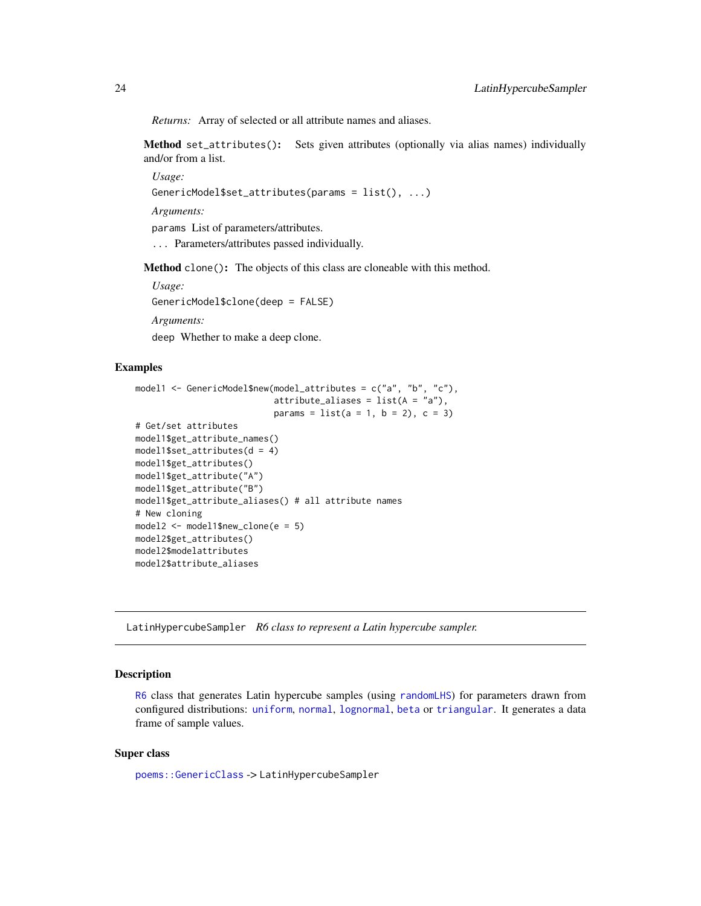*Returns:* Array of selected or all attribute names and aliases.

**Method** `set_attributes()`: Sets given attributes (optionally via alias names) individually and/or from a list.

*Usage:*

```
GenericModel$set_attributes(params = list(), ...)
```

*Arguments:*

`params` List of parameters/attributes.

`...` Parameters/attributes passed individually.

**Method** `clone()`: The objects of this class are cloneable with this method.

*Usage:*

```
GenericModel$clone(deep = FALSE)
```

*Arguments:*

`deep` Whether to make a deep clone.

## Examples

```
model1 <- GenericModel$new(model_attributes = c("a", "b", "c"),
                           attribute_aliases = list(A = "a"),
                           params = list(a = 1, b = 2), c = 3)
# Get/set attributes
model1$get_attribute_names()
model1$set_attributes(d = 4)
model1$get_attributes()
model1$get_attribute("A")
model1$get_attribute("B")
model1$get_attribute_aliases() # all attribute names
# New cloning
model2 <- model1$new_clone(e = 5)
model2$get_attributes()
model2$modelattributes
model2$attribute_aliases
```

---

# LatinHypercubeSampler *R6 class to represent a Latin hypercube sampler.*

## Description

R6 class that generates Latin hypercube samples (using randomLHS) for parameters drawn from configured distributions: uniform, normal, lognormal, beta or triangular. It generates a data frame of sample values.

## Super class

poems::GenericClass -> LatinHypercubeSampler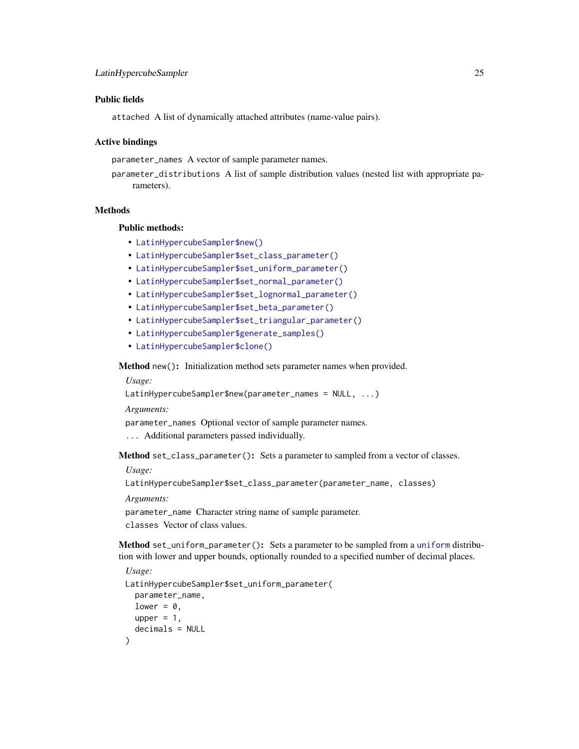### Public fields

`attached` A list of dynamically attached attributes (name-value pairs).

### Active bindings

`parameter_names` A vector of sample parameter names.

`parameter_distributions` A list of sample distribution values (nested list with appropriate parameters).

### Methods

#### Public methods:

- `LatinHypercubeSampler$new()`
- `LatinHypercubeSampler$set_class_parameter()`
- `LatinHypercubeSampler$set_uniform_parameter()`
- `LatinHypercubeSampler$set_normal_parameter()`
- `LatinHypercubeSampler$set_lognormal_parameter()`
- `LatinHypercubeSampler$set_beta_parameter()`
- `LatinHypercubeSampler$set_triangular_parameter()`
- `LatinHypercubeSampler$generate_samples()`
- `LatinHypercubeSampler$clone()`

**Method** `new()`**:** Initialization method sets parameter names when provided.

*Usage:*

```
LatinHypercubeSampler$new(parameter_names = NULL, ...)
```

*Arguments:*

`parameter_names` Optional vector of sample parameter names.

`...` Additional parameters passed individually.

**Method** `set_class_parameter()`**:** Sets a parameter to sampled from a vector of classes.

*Usage:*

```
LatinHypercubeSampler$set_class_parameter(parameter_name, classes)
```

*Arguments:*

`parameter_name` Character string name of sample parameter.

`classes` Vector of class values.

**Method** `set_uniform_parameter()`**:** Sets a parameter to be sampled from a `uniform` distribution with lower and upper bounds, optionally rounded to a specified number of decimal places.

*Usage:*

```
LatinHypercubeSampler$set_uniform_parameter(
  parameter_name,
  lower = 0,
  upper = 1,
  decimals = NULL
)
```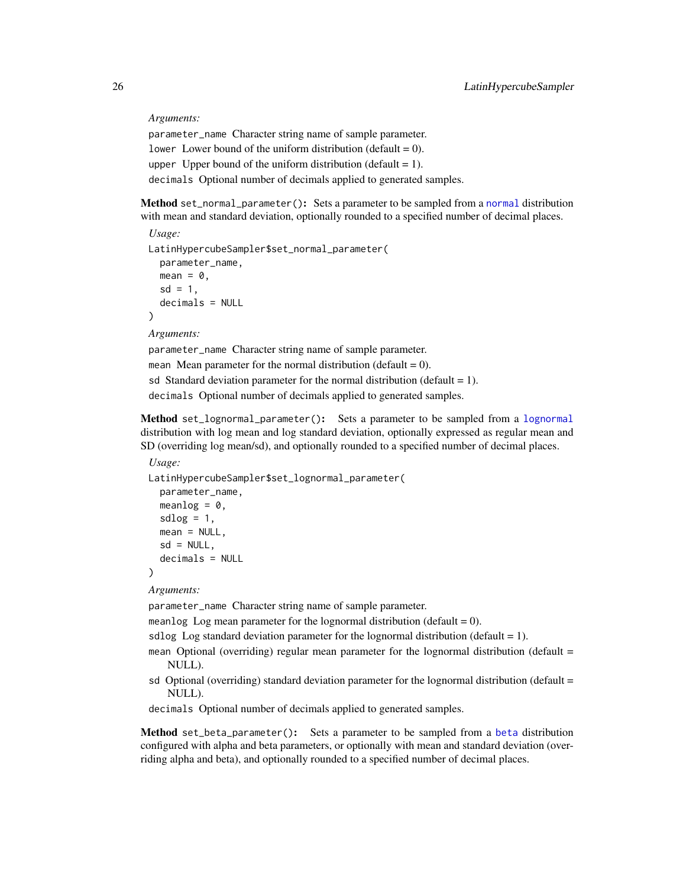*Arguments:*

`parameter_name` Character string name of sample parameter.

`lower` Lower bound of the uniform distribution (default = 0).

`upper` Upper bound of the uniform distribution (default = 1).

`decimals` Optional number of decimals applied to generated samples.

**Method** `set_normal_parameter()`**:** Sets a parameter to be sampled from a `normal` distribution with mean and standard deviation, optionally rounded to a specified number of decimal places.

*Usage:*

```
LatinHypercubeSampler$set_normal_parameter(
  parameter_name,
  mean = 0,
  sd = 1,
  decimals = NULL
)
```

*Arguments:*

`parameter_name` Character string name of sample parameter.

`mean` Mean parameter for the normal distribution (default = 0).

`sd` Standard deviation parameter for the normal distribution (default = 1).

`decimals` Optional number of decimals applied to generated samples.

**Method** `set_lognormal_parameter()`**:** Sets a parameter to be sampled from a `lognormal` distribution with log mean and log standard deviation, optionally expressed as regular mean and SD (overriding log mean/sd), and optionally rounded to a specified number of decimal places.

*Usage:*

```
LatinHypercubeSampler$set_lognormal_parameter(
  parameter_name,
  meanlog = 0,
  sdlog = 1,
  mean = NULL,
  sd = NULL,
  decimals = NULL
)
```

*Arguments:*

`parameter_name` Character string name of sample parameter.

`meanlog` Log mean parameter for the lognormal distribution (default = 0).

`sdlog` Log standard deviation parameter for the lognormal distribution (default = 1).

`mean` Optional (overriding) regular mean parameter for the lognormal distribution (default = NULL).

`sd` Optional (overriding) standard deviation parameter for the lognormal distribution (default = NULL).

`decimals` Optional number of decimals applied to generated samples.

**Method** `set_beta_parameter()`**:** Sets a parameter to be sampled from a `beta` distribution configured with alpha and beta parameters, or optionally with mean and standard deviation (overriding alpha and beta), and optionally rounded to a specified number of decimal places.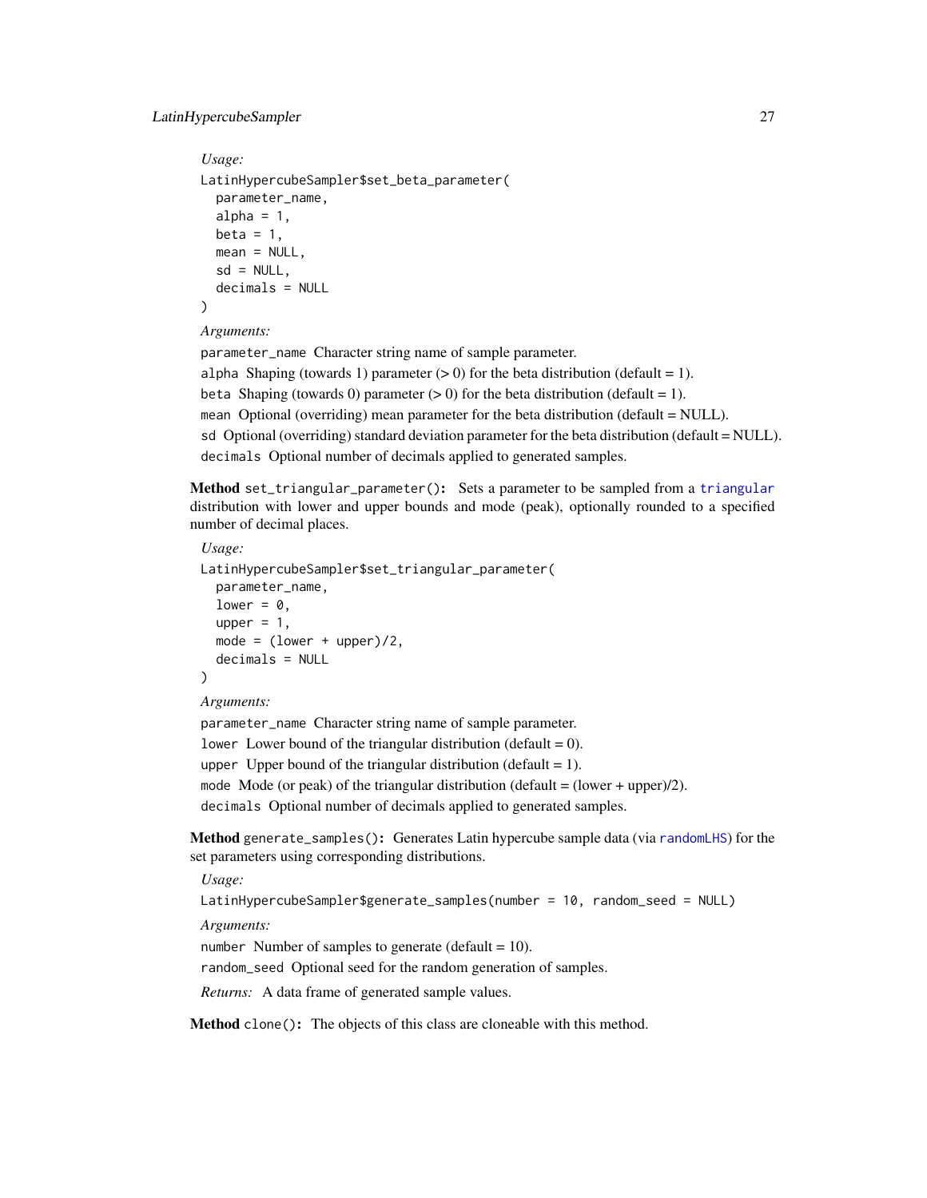*Usage:*

```
LatinHypercubeSampler$set_beta_parameter(
  parameter_name,
  alpha = 1,
  beta = 1,
  mean = NULL,
  sd = NULL,
  decimals = NULL
)
```

*Arguments:*

`parameter_name` Character string name of sample parameter.

`alpha` Shaping (towards 1) parameter (> 0) for the beta distribution (default = 1).

`beta` Shaping (towards 0) parameter (> 0) for the beta distribution (default = 1).

`mean` Optional (overriding) mean parameter for the beta distribution (default = NULL).

`sd` Optional (overriding) standard deviation parameter for the beta distribution (default = NULL).

`decimals` Optional number of decimals applied to generated samples.

**Method** `set_triangular_parameter()`**:** Sets a parameter to be sampled from a `triangular` distribution with lower and upper bounds and mode (peak), optionally rounded to a specified number of decimal places.

*Usage:*

```
LatinHypercubeSampler$set_triangular_parameter(
  parameter_name,
  lower = 0,
  upper = 1,
  mode = (lower + upper)/2,
  decimals = NULL
)
```

*Arguments:*

`parameter_name` Character string name of sample parameter.

`lower` Lower bound of the triangular distribution (default = 0).

`upper` Upper bound of the triangular distribution (default = 1).

`mode` Mode (or peak) of the triangular distribution (default = (lower + upper)/2).

`decimals` Optional number of decimals applied to generated samples.

**Method** `generate_samples()`**:** Generates Latin hypercube sample data (via `randomLHS`) for the set parameters using corresponding distributions.

*Usage:*

```
LatinHypercubeSampler$generate_samples(number = 10, random_seed = NULL)
```

*Arguments:*

`number` Number of samples to generate (default = 10).

`random_seed` Optional seed for the random generation of samples.

*Returns:* A data frame of generated sample values.

**Method** `clone()`**:** The objects of this class are cloneable with this method.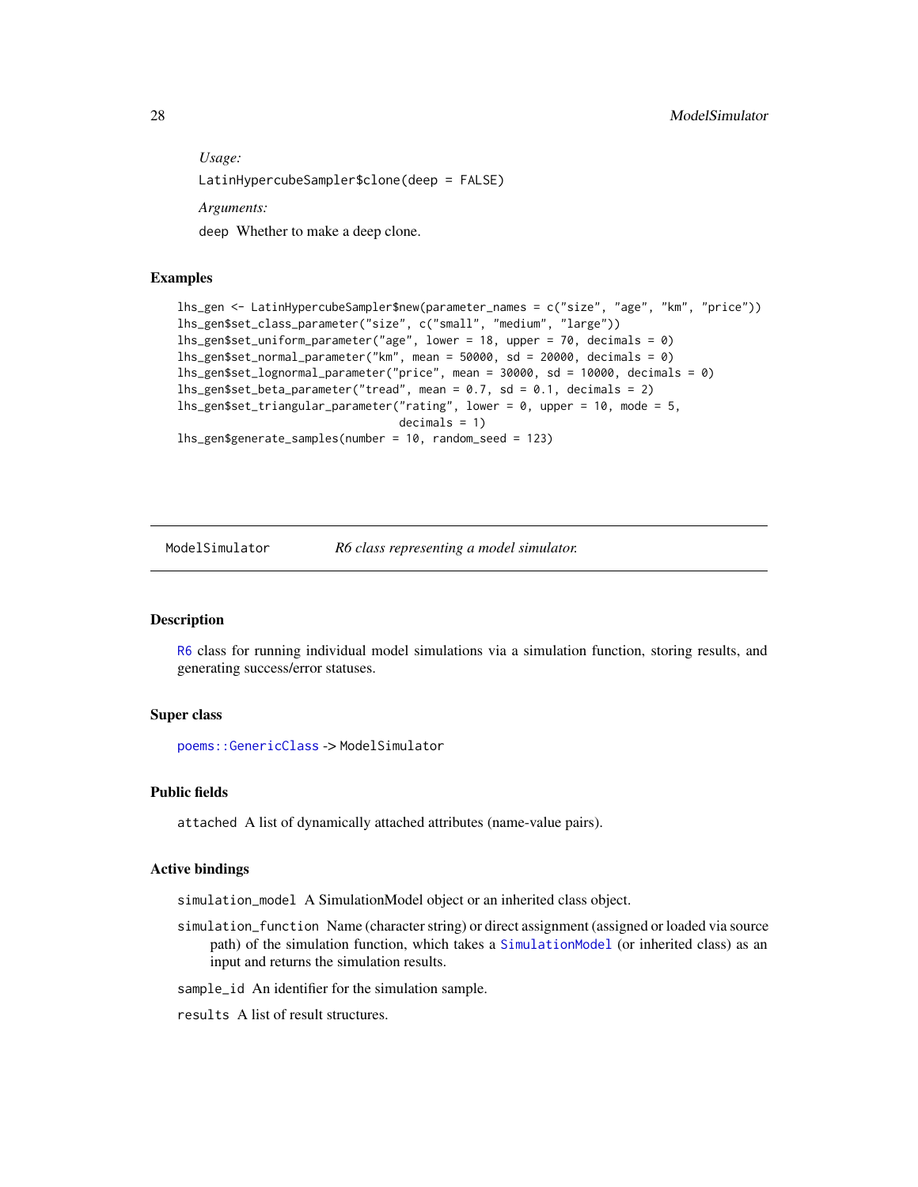*Usage:*

```
LatinHypercubeSampler$clone(deep = FALSE)
```

*Arguments:*

deep Whether to make a deep clone.

## Examples

```
lhs_gen <- LatinHypercubeSampler$new(parameter_names = c("size", "age", "km", "price"))
lhs_gen$set_class_parameter("size", c("small", "medium", "large"))
lhs_gen$set_uniform_parameter("age", lower = 18, upper = 70, decimals = 0)
lhs_gen$set_normal_parameter("km", mean = 50000, sd = 20000, decimals = 0)
lhs_gen$set_lognormal_parameter("price", mean = 30000, sd = 10000, decimals = 0)
lhs_gen$set_beta_parameter("tread", mean = 0.7, sd = 0.1, decimals = 2)
lhs_gen$set_triangular_parameter("rating", lower = 0, upper = 10, mode = 5,
                                 decimals = 1)
lhs_gen$generate_samples(number = 10, random_seed = 123)
```

---

# ModelSimulator — *R6 class representing a model simulator.*

## Description

R6 class for running individual model simulations via a simulation function, storing results, and generating success/error statuses.

## Super class

poems::GenericClass -> ModelSimulator

## Public fields

attached A list of dynamically attached attributes (name-value pairs).

## Active bindings

simulation_model A SimulationModel object or an inherited class object.

simulation_function Name (character string) or direct assignment (assigned or loaded via source path) of the simulation function, which takes a SimulationModel (or inherited class) as an input and returns the simulation results.

sample_id An identifier for the simulation sample.

results A list of result structures.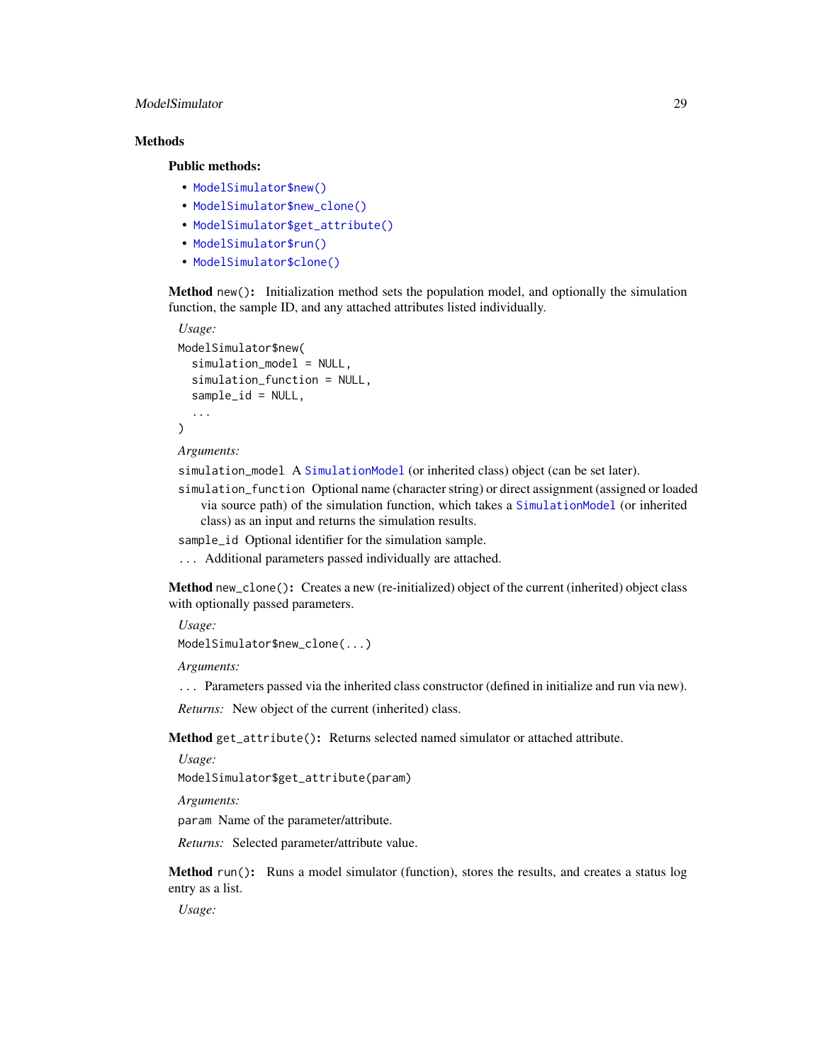## Methods

### Public methods:

- `ModelSimulator$new()`
- `ModelSimulator$new_clone()`
- `ModelSimulator$get_attribute()`
- `ModelSimulator$run()`
- `ModelSimulator$clone()`

**Method** `new()`**:** Initialization method sets the population model, and optionally the simulation function, the sample ID, and any attached attributes listed individually.

*Usage:*

```
ModelSimulator$new(
  simulation_model = NULL,
  simulation_function = NULL,
  sample_id = NULL,
  ...
)
```

*Arguments:*

`simulation_model` A `SimulationModel` (or inherited class) object (can be set later).

`simulation_function` Optional name (character string) or direct assignment (assigned or loaded via source path) of the simulation function, which takes a `SimulationModel` (or inherited class) as an input and returns the simulation results.

`sample_id` Optional identifier for the simulation sample.

`...` Additional parameters passed individually are attached.

**Method** `new_clone()`**:** Creates a new (re-initialized) object of the current (inherited) object class with optionally passed parameters.

*Usage:*

```
ModelSimulator$new_clone(...)
```

*Arguments:*

`...` Parameters passed via the inherited class constructor (defined in initialize and run via new).

*Returns:* New object of the current (inherited) class.

**Method** `get_attribute()`**:** Returns selected named simulator or attached attribute.

*Usage:*

```
ModelSimulator$get_attribute(param)
```

*Arguments:*

`param` Name of the parameter/attribute.

*Returns:* Selected parameter/attribute value.

**Method** `run()`**:** Runs a model simulator (function), stores the results, and creates a status log entry as a list.

*Usage:*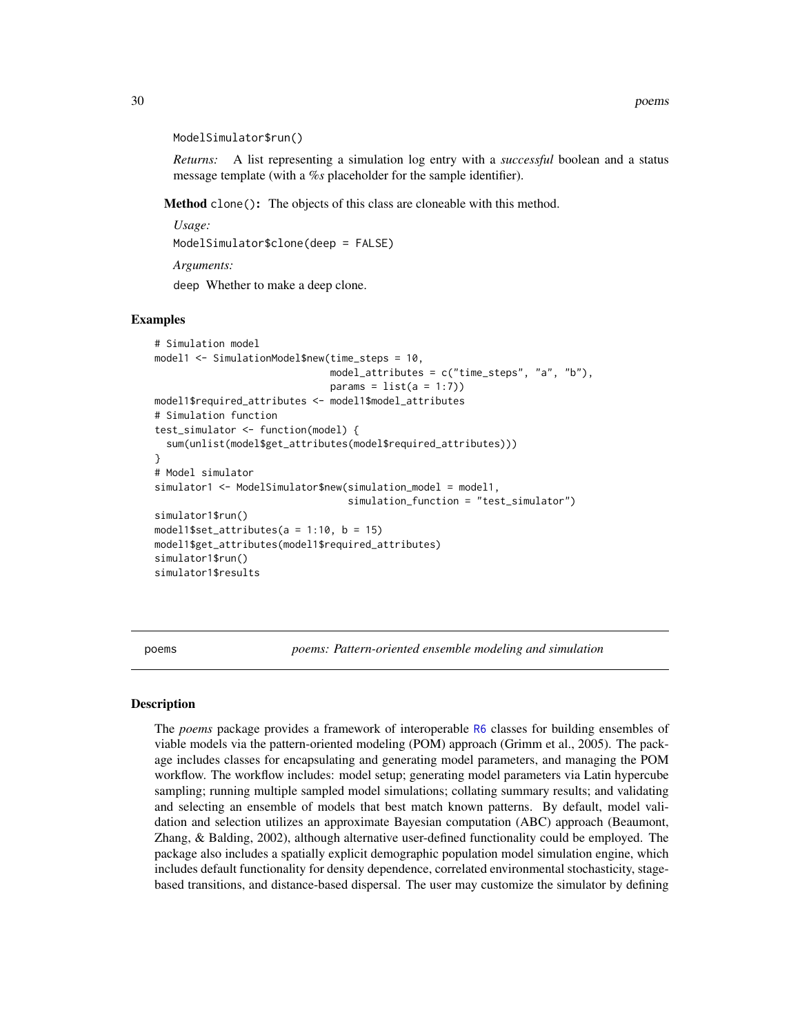```
ModelSimulator$run()
```

*Returns:* A list representing a simulation log entry with a *successful* boolean and a status message template (with a *%s* placeholder for the sample identifier).

**Method** `clone()`: The objects of this class are cloneable with this method.

*Usage:*

```
ModelSimulator$clone(deep = FALSE)
```

*Arguments:*

`deep` Whether to make a deep clone.

### Examples

```
# Simulation model
model1 <- SimulationModel$new(time_steps = 10,
                              model_attributes = c("time_steps", "a", "b"),
                              params = list(a = 1:7))
model1$required_attributes <- model1$model_attributes
# Simulation function
test_simulator <- function(model) {
  sum(unlist(model$get_attributes(model$required_attributes)))
}
# Model simulator
simulator1 <- ModelSimulator$new(simulation_model = model1,
                                 simulation_function = "test_simulator")
simulator1$run()
model1$set_attributes(a = 1:10, b = 15)
model1$get_attributes(model1$required_attributes)
simulator1$run()
simulator1$results
```

---

## poems — *poems: Pattern-oriented ensemble modeling and simulation*

### Description

The *poems* package provides a framework of interoperable R6 classes for building ensembles of viable models via the pattern-oriented modeling (POM) approach (Grimm et al., 2005). The package includes classes for encapsulating and generating model parameters, and managing the POM workflow. The workflow includes: model setup; generating model parameters via Latin hypercube sampling; running multiple sampled model simulations; collating summary results; and validating and selecting an ensemble of models that best match known patterns. By default, model validation and selection utilizes an approximate Bayesian computation (ABC) approach (Beaumont, Zhang, & Balding, 2002), although alternative user-defined functionality could be employed. The package also includes a spatially explicit demographic population model simulation engine, which includes default functionality for density dependence, correlated environmental stochasticity, stage-based transitions, and distance-based dispersal. The user may customize the simulator by defining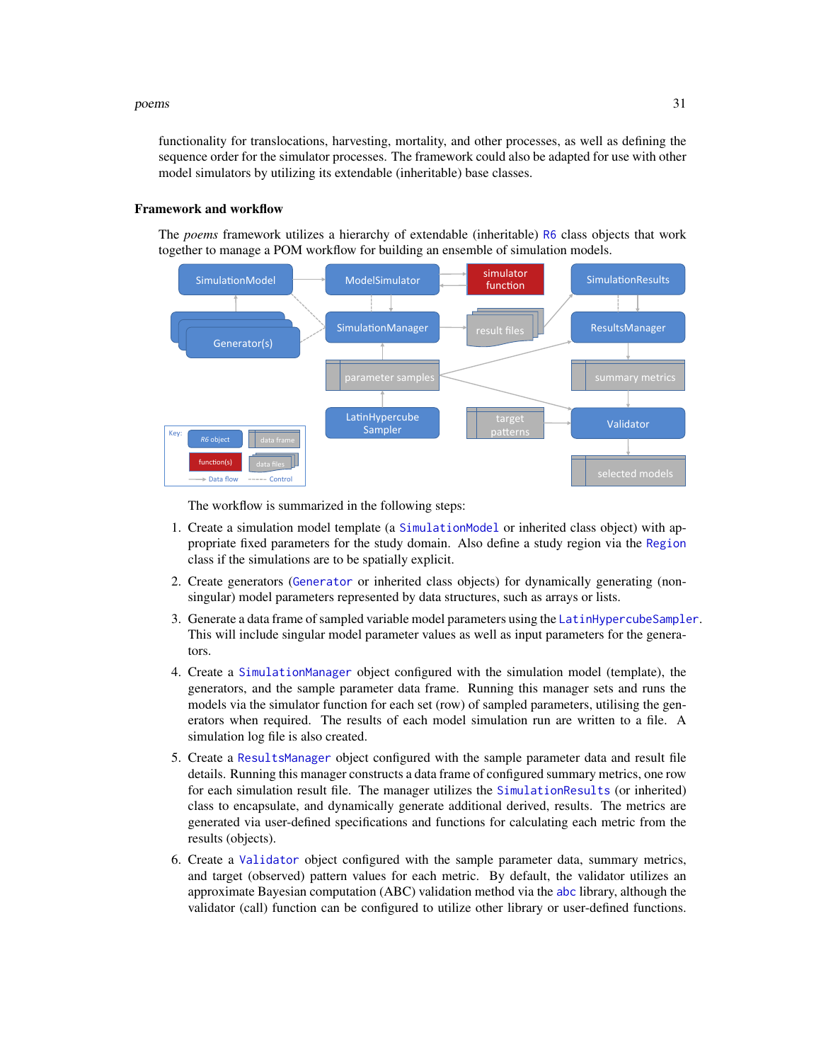functionality for translocations, harvesting, mortality, and other processes, as well as defining the sequence order for the simulator processes. The framework could also be adapted for use with other model simulators by utilizing its extendable (inheritable) base classes.

### Framework and workflow

The *poems* framework utilizes a hierarchy of extendable (inheritable) R6 class objects that work together to manage a POM workflow for building an ensemble of simulation models.

The workflow is summarized in the following steps:

1. Create a simulation model template (a SimulationModel or inherited class object) with appropriate fixed parameters for the study domain. Also define a study region via the Region class if the simulations are to be spatially explicit.

2. Create generators (Generator or inherited class objects) for dynamically generating (non-singular) model parameters represented by data structures, such as arrays or lists.

3. Generate a data frame of sampled variable model parameters using the LatinHypercubeSampler. This will include singular model parameter values as well as input parameters for the generators.

4. Create a SimulationManager object configured with the simulation model (template), the generators, and the sample parameter data frame. Running this manager sets and runs the models via the simulator function for each set (row) of sampled parameters, utilising the generators when required. The results of each model simulation run are written to a file. A simulation log file is also created.

5. Create a ResultsManager object configured with the sample parameter data and result file details. Running this manager constructs a data frame of configured summary metrics, one row for each simulation result file. The manager utilizes the SimulationResults (or inherited) class to encapsulate, and dynamically generate additional derived, results. The metrics are generated via user-defined specifications and functions for calculating each metric from the results (objects).

6. Create a Validator object configured with the sample parameter data, summary metrics, and target (observed) pattern values for each metric. By default, the validator utilizes an approximate Bayesian computation (ABC) validation method via the abc library, although the validator (call) function can be configured to utilize other library or user-defined functions.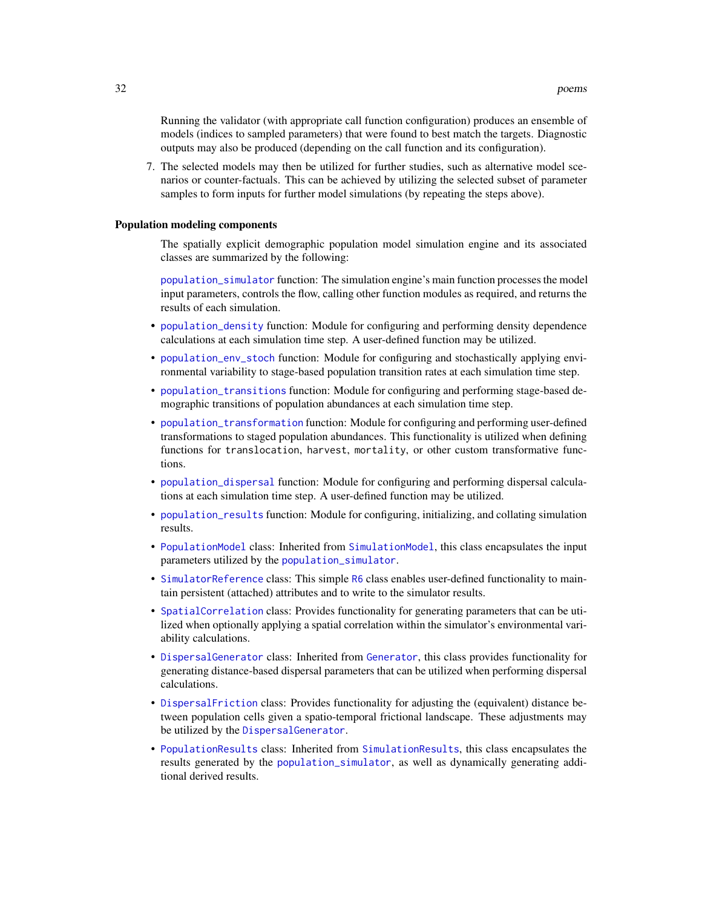Running the validator (with appropriate call function configuration) produces an ensemble of models (indices to sampled parameters) that were found to best match the targets. Diagnostic outputs may also be produced (depending on the call function and its configuration).

7. The selected models may then be utilized for further studies, such as alternative model scenarios or counter-factuals. This can be achieved by utilizing the selected subset of parameter samples to form inputs for further model simulations (by repeating the steps above).

**Population modeling components**

The spatially explicit demographic population model simulation engine and its associated classes are summarized by the following:

population_simulator function: The simulation engine's main function processes the model input parameters, controls the flow, calling other function modules as required, and returns the results of each simulation.

- population_density function: Module for configuring and performing density dependence calculations at each simulation time step. A user-defined function may be utilized.
- population_env_stoch function: Module for configuring and stochastically applying environmental variability to stage-based population transition rates at each simulation time step.
- population_transitions function: Module for configuring and performing stage-based demographic transitions of population abundances at each simulation time step.
- population_transformation function: Module for configuring and performing user-defined transformations to staged population abundances. This functionality is utilized when defining functions for `translocation`, `harvest`, `mortality`, or other custom transformative functions.
- population_dispersal function: Module for configuring and performing dispersal calculations at each simulation time step. A user-defined function may be utilized.
- population_results function: Module for configuring, initializing, and collating simulation results.
- PopulationModel class: Inherited from SimulationModel, this class encapsulates the input parameters utilized by the population_simulator.
- SimulatorReference class: This simple R6 class enables user-defined functionality to maintain persistent (attached) attributes and to write to the simulator results.
- SpatialCorrelation class: Provides functionality for generating parameters that can be utilized when optionally applying a spatial correlation within the simulator's environmental variability calculations.
- DispersalGenerator class: Inherited from Generator, this class provides functionality for generating distance-based dispersal parameters that can be utilized when performing dispersal calculations.
- DispersalFriction class: Provides functionality for adjusting the (equivalent) distance between population cells given a spatio-temporal frictional landscape. These adjustments may be utilized by the DispersalGenerator.
- PopulationResults class: Inherited from SimulationResults, this class encapsulates the results generated by the population_simulator, as well as dynamically generating additional derived results.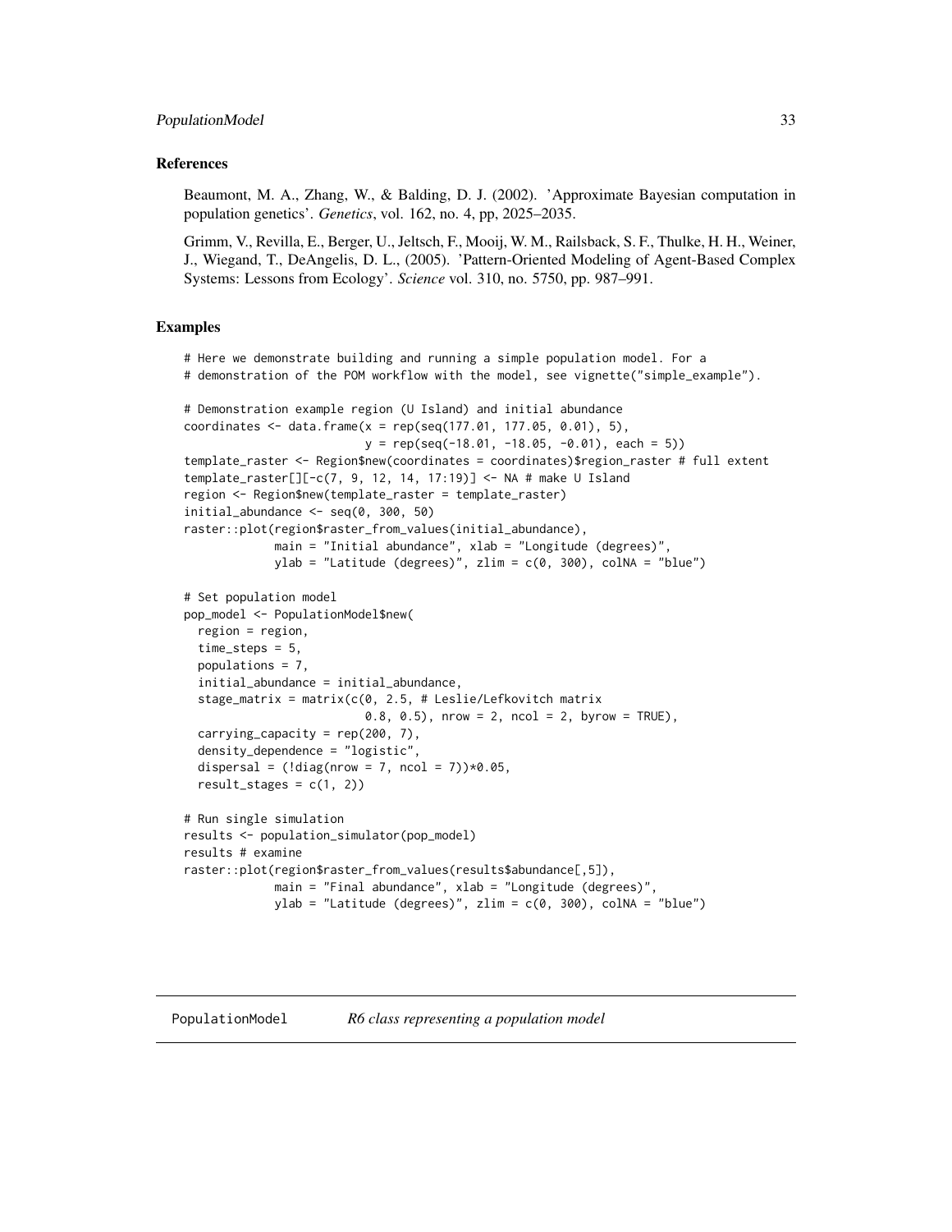### References

Beaumont, M. A., Zhang, W., & Balding, D. J. (2002). 'Approximate Bayesian computation in population genetics'. *Genetics*, vol. 162, no. 4, pp, 2025–2035.

Grimm, V., Revilla, E., Berger, U., Jeltsch, F., Mooij, W. M., Railsback, S. F., Thulke, H. H., Weiner, J., Wiegand, T., DeAngelis, D. L., (2005). 'Pattern-Oriented Modeling of Agent-Based Complex Systems: Lessons from Ecology'. *Science* vol. 310, no. 5750, pp. 987–991.

### Examples

```
# Here we demonstrate building and running a simple population model. For a
# demonstration of the POM workflow with the model, see vignette("simple_example").

# Demonstration example region (U Island) and initial abundance
coordinates <- data.frame(x = rep(seq(177.01, 177.05, 0.01), 5),
                          y = rep(seq(-18.01, -18.05, -0.01), each = 5))
template_raster <- Region$new(coordinates = coordinates)$region_raster # full extent
template_raster[][-c(7, 9, 12, 14, 17:19)] <- NA # make U Island
region <- Region$new(template_raster = template_raster)
initial_abundance <- seq(0, 300, 50)
raster::plot(region$raster_from_values(initial_abundance),
             main = "Initial abundance", xlab = "Longitude (degrees)",
             ylab = "Latitude (degrees)", zlim = c(0, 300), colNA = "blue")

# Set population model
pop_model <- PopulationModel$new(
  region = region,
  time_steps = 5,
  populations = 7,
  initial_abundance = initial_abundance,
  stage_matrix = matrix(c(0, 2.5, # Leslie/Lefkovitch matrix
                          0.8, 0.5), nrow = 2, ncol = 2, byrow = TRUE),
  carrying_capacity = rep(200, 7),
  density_dependence = "logistic",
  dispersal = (!diag(nrow = 7, ncol = 7))*0.05,
  result_stages = c(1, 2))

# Run single simulation
results <- population_simulator(pop_model)
results # examine
raster::plot(region$raster_from_values(results$abundance[,5]),
             main = "Final abundance", xlab = "Longitude (degrees)",
             ylab = "Latitude (degrees)", zlim = c(0, 300), colNA = "blue")
```

## PopulationModel *R6 class representing a population model*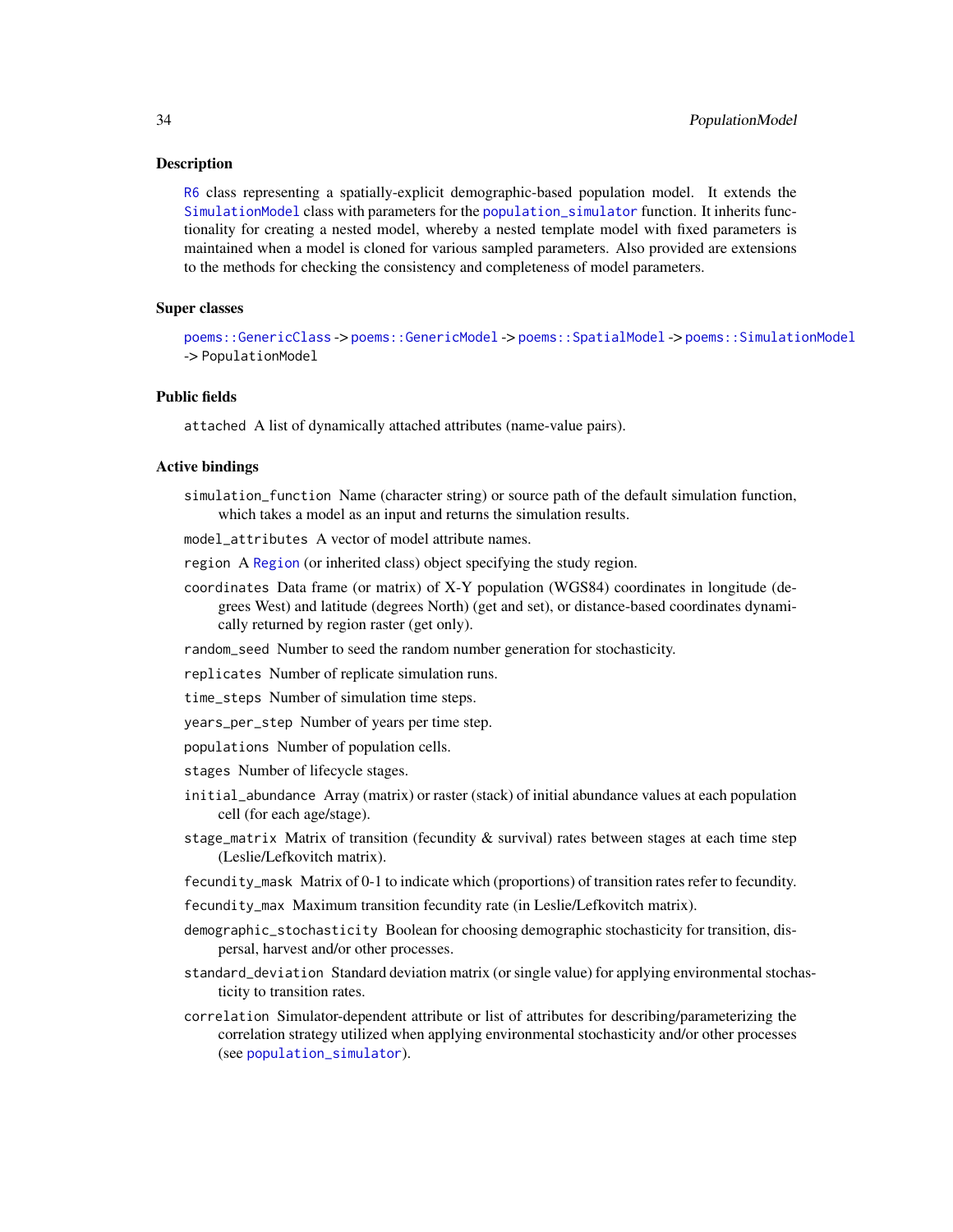### Description

R6 class representing a spatially-explicit demographic-based population model. It extends the SimulationModel class with parameters for the population_simulator function. It inherits functionality for creating a nested model, whereby a nested template model with fixed parameters is maintained when a model is cloned for various sampled parameters. Also provided are extensions to the methods for checking the consistency and completeness of model parameters.

### Super classes

poems::GenericClass -> poems::GenericModel -> poems::SpatialModel -> poems::SimulationModel -> PopulationModel

### Public fields

`attached` A list of dynamically attached attributes (name-value pairs).

### Active bindings

`simulation_function` Name (character string) or source path of the default simulation function, which takes a model as an input and returns the simulation results.

`model_attributes` A vector of model attribute names.

`region` A Region (or inherited class) object specifying the study region.

`coordinates` Data frame (or matrix) of X-Y population (WGS84) coordinates in longitude (degrees West) and latitude (degrees North) (get and set), or distance-based coordinates dynamically returned by region raster (get only).

`random_seed` Number to seed the random number generation for stochasticity.

`replicates` Number of replicate simulation runs.

`time_steps` Number of simulation time steps.

`years_per_step` Number of years per time step.

`populations` Number of population cells.

`stages` Number of lifecycle stages.

`initial_abundance` Array (matrix) or raster (stack) of initial abundance values at each population cell (for each age/stage).

`stage_matrix` Matrix of transition (fecundity & survival) rates between stages at each time step (Leslie/Lefkovitch matrix).

`fecundity_mask` Matrix of 0-1 to indicate which (proportions) of transition rates refer to fecundity.

`fecundity_max` Maximum transition fecundity rate (in Leslie/Lefkovitch matrix).

`demographic_stochasticity` Boolean for choosing demographic stochasticity for transition, dispersal, harvest and/or other processes.

`standard_deviation` Standard deviation matrix (or single value) for applying environmental stochasticity to transition rates.

`correlation` Simulator-dependent attribute or list of attributes for describing/parameterizing the correlation strategy utilized when applying environmental stochasticity and/or other processes (see population_simulator).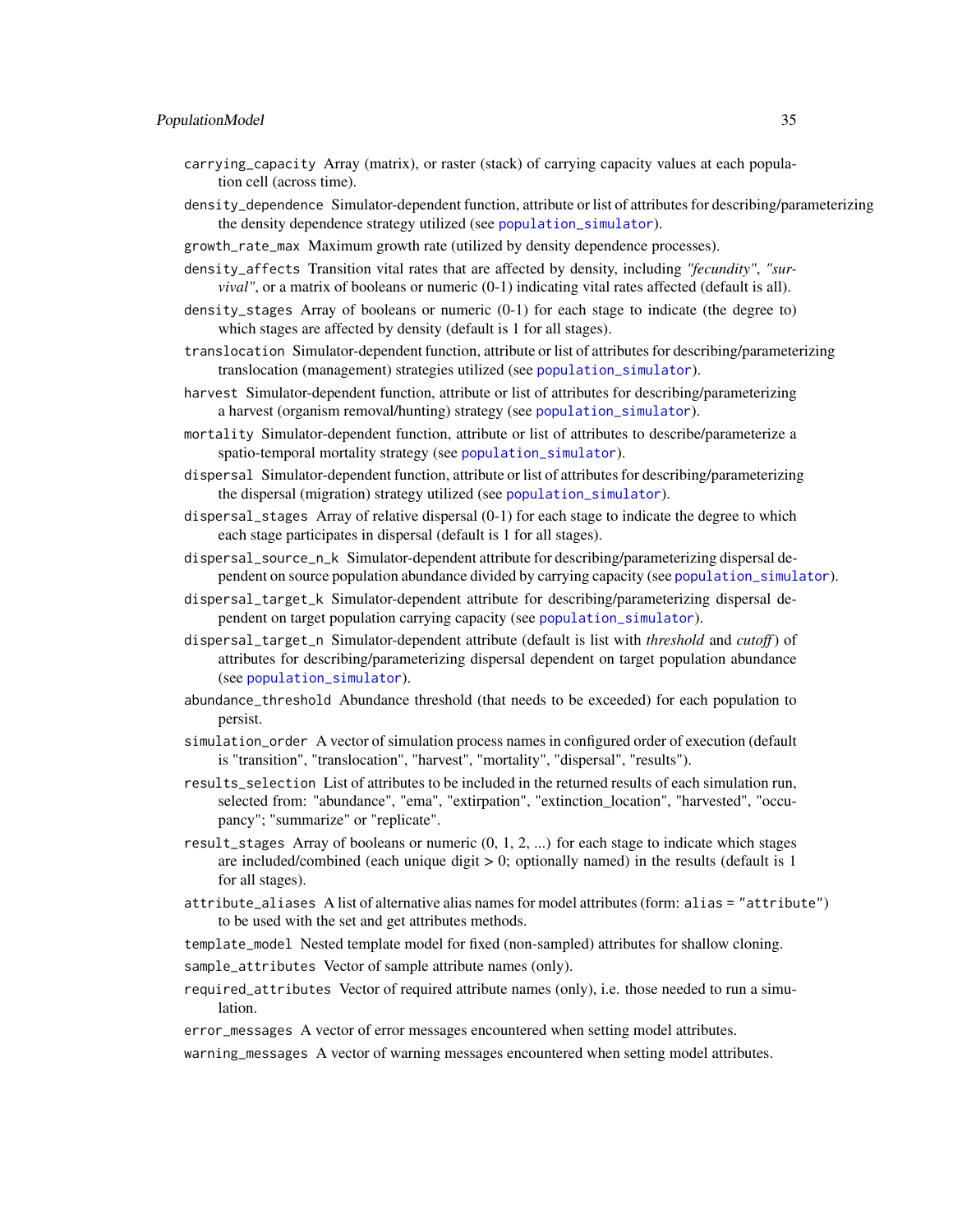`carrying_capacity` Array (matrix), or raster (stack) of carrying capacity values at each population cell (across time).

`density_dependence` Simulator-dependent function, attribute or list of attributes for describing/parameterizing the density dependence strategy utilized (see `population_simulator`).

`growth_rate_max` Maximum growth rate (utilized by density dependence processes).

`density_affects` Transition vital rates that are affected by density, including *"fecundity"*, *"survival"*, or a matrix of booleans or numeric (0-1) indicating vital rates affected (default is all).

`density_stages` Array of booleans or numeric (0-1) for each stage to indicate (the degree to) which stages are affected by density (default is 1 for all stages).

`translocation` Simulator-dependent function, attribute or list of attributes for describing/parameterizing translocation (management) strategies utilized (see `population_simulator`).

`harvest` Simulator-dependent function, attribute or list of attributes for describing/parameterizing a harvest (organism removal/hunting) strategy (see `population_simulator`).

`mortality` Simulator-dependent function, attribute or list of attributes to describe/parameterize a spatio-temporal mortality strategy (see `population_simulator`).

`dispersal` Simulator-dependent function, attribute or list of attributes for describing/parameterizing the dispersal (migration) strategy utilized (see `population_simulator`).

`dispersal_stages` Array of relative dispersal (0-1) for each stage to indicate the degree to which each stage participates in dispersal (default is 1 for all stages).

`dispersal_source_n_k` Simulator-dependent attribute for describing/parameterizing dispersal dependent on source population abundance divided by carrying capacity (see `population_simulator`).

`dispersal_target_k` Simulator-dependent attribute for describing/parameterizing dispersal dependent on target population carrying capacity (see `population_simulator`).

`dispersal_target_n` Simulator-dependent attribute (default is list with *threshold* and *cutoff*) of attributes for describing/parameterizing dispersal dependent on target population abundance (see `population_simulator`).

`abundance_threshold` Abundance threshold (that needs to be exceeded) for each population to persist.

`simulation_order` A vector of simulation process names in configured order of execution (default is "transition", "translocation", "harvest", "mortality", "dispersal", "results").

`results_selection` List of attributes to be included in the returned results of each simulation run, selected from: "abundance", "ema", "extirpation", "extinction_location", "harvested", "occupancy"; "summarize" or "replicate".

`result_stages` Array of booleans or numeric (0, 1, 2, ...) for each stage to indicate which stages are included/combined (each unique digit > 0; optionally named) in the results (default is 1 for all stages).

`attribute_aliases` A list of alternative alias names for model attributes (form: `alias = "attribute"`) to be used with the set and get attributes methods.

`template_model` Nested template model for fixed (non-sampled) attributes for shallow cloning.

`sample_attributes` Vector of sample attribute names (only).

`required_attributes` Vector of required attribute names (only), i.e. those needed to run a simulation.

`error_messages` A vector of error messages encountered when setting model attributes.

`warning_messages` A vector of warning messages encountered when setting model attributes.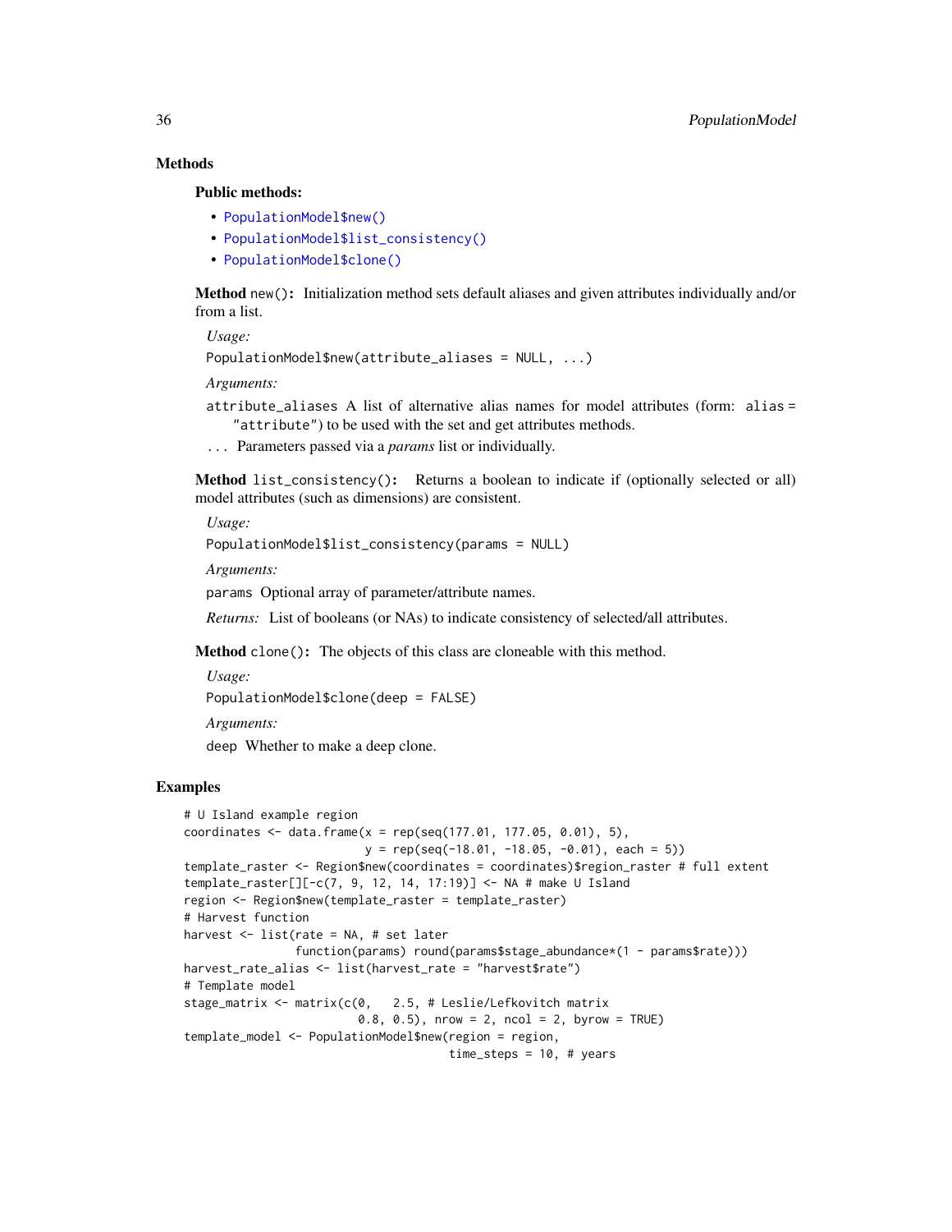### Methods

#### Public methods:

- `PopulationModel$new()`
- `PopulationModel$list_consistency()`
- `PopulationModel$clone()`

**Method** `new()`**:** Initialization method sets default aliases and given attributes individually and/or from a list.

*Usage:*

```
PopulationModel$new(attribute_aliases = NULL, ...)
```

*Arguments:*

`attribute_aliases` A list of alternative alias names for model attributes (form: `alias = "attribute"`) to be used with the set and get attributes methods.

`...` Parameters passed via a *params* list or individually.

**Method** `list_consistency()`**:** Returns a boolean to indicate if (optionally selected or all) model attributes (such as dimensions) are consistent.

*Usage:*

```
PopulationModel$list_consistency(params = NULL)
```

*Arguments:*

`params` Optional array of parameter/attribute names.

*Returns:* List of booleans (or NAs) to indicate consistency of selected/all attributes.

**Method** `clone()`**:** The objects of this class are cloneable with this method.

*Usage:*

```
PopulationModel$clone(deep = FALSE)
```

*Arguments:*

`deep` Whether to make a deep clone.

### Examples

```
# U Island example region
coordinates <- data.frame(x = rep(seq(177.01, 177.05, 0.01), 5),
                          y = rep(seq(-18.01, -18.05, -0.01), each = 5))
template_raster <- Region$new(coordinates = coordinates)$region_raster # full extent
template_raster[][-c(7, 9, 12, 14, 17:19)] <- NA # make U Island
region <- Region$new(template_raster = template_raster)
# Harvest function
harvest <- list(rate = NA, # set later
                function(params) round(params$stage_abundance*(1 - params$rate)))
harvest_rate_alias <- list(harvest_rate = "harvest$rate")
# Template model
stage_matrix <- matrix(c(0,   2.5, # Leslie/Lefkovitch matrix
                         0.8, 0.5), nrow = 2, ncol = 2, byrow = TRUE)
template_model <- PopulationModel$new(region = region,
                                      time_steps = 10, # years
```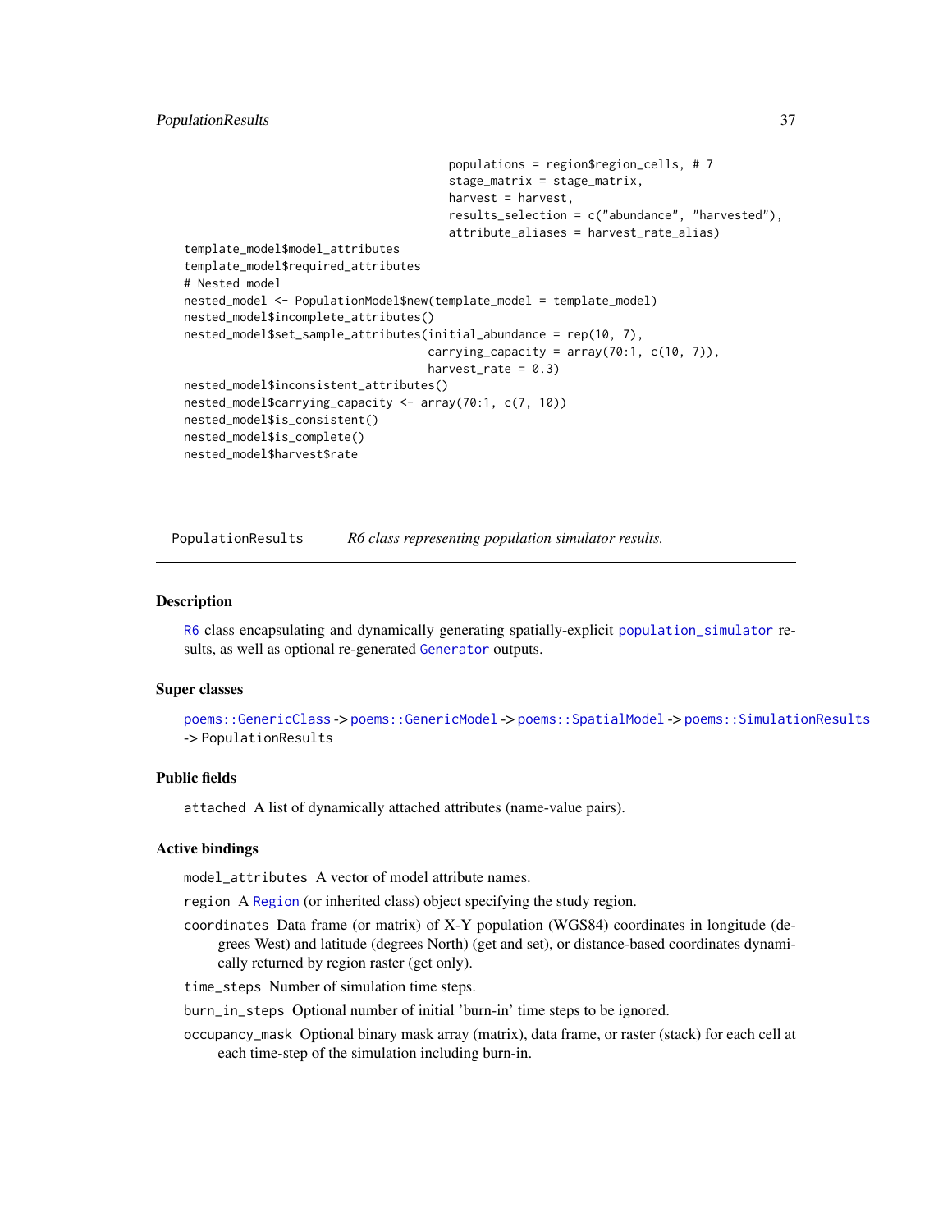```
                                        populations = region$region_cells, # 7
                                        stage_matrix = stage_matrix,
                                        harvest = harvest,
                                        results_selection = c("abundance", "harvested"),
                                        attribute_aliases = harvest_rate_alias)
template_model$model_attributes
template_model$required_attributes
# Nested model
nested_model <- PopulationModel$new(template_model = template_model)
nested_model$incomplete_attributes()
nested_model$set_sample_attributes(initial_abundance = rep(10, 7),
                                   carrying_capacity = array(70:1, c(10, 7)),
                                   harvest_rate = 0.3)
nested_model$inconsistent_attributes()
nested_model$carrying_capacity <- array(70:1, c(7, 10))
nested_model$is_consistent()
nested_model$is_complete()
nested_model$harvest$rate
```

## PopulationResults *R6 class representing population simulator results.*

### Description

R6 class encapsulating and dynamically generating spatially-explicit population_simulator results, as well as optional re-generated Generator outputs.

### Super classes

poems::GenericClass -> poems::GenericModel -> poems::SpatialModel -> poems::SimulationResults -> PopulationResults

### Public fields

attached A list of dynamically attached attributes (name-value pairs).

### Active bindings

model_attributes A vector of model attribute names.

region A Region (or inherited class) object specifying the study region.

coordinates Data frame (or matrix) of X-Y population (WGS84) coordinates in longitude (degrees West) and latitude (degrees North) (get and set), or distance-based coordinates dynamically returned by region raster (get only).

time_steps Number of simulation time steps.

burn_in_steps Optional number of initial 'burn-in' time steps to be ignored.

occupancy_mask Optional binary mask array (matrix), data frame, or raster (stack) for each cell at each time-step of the simulation including burn-in.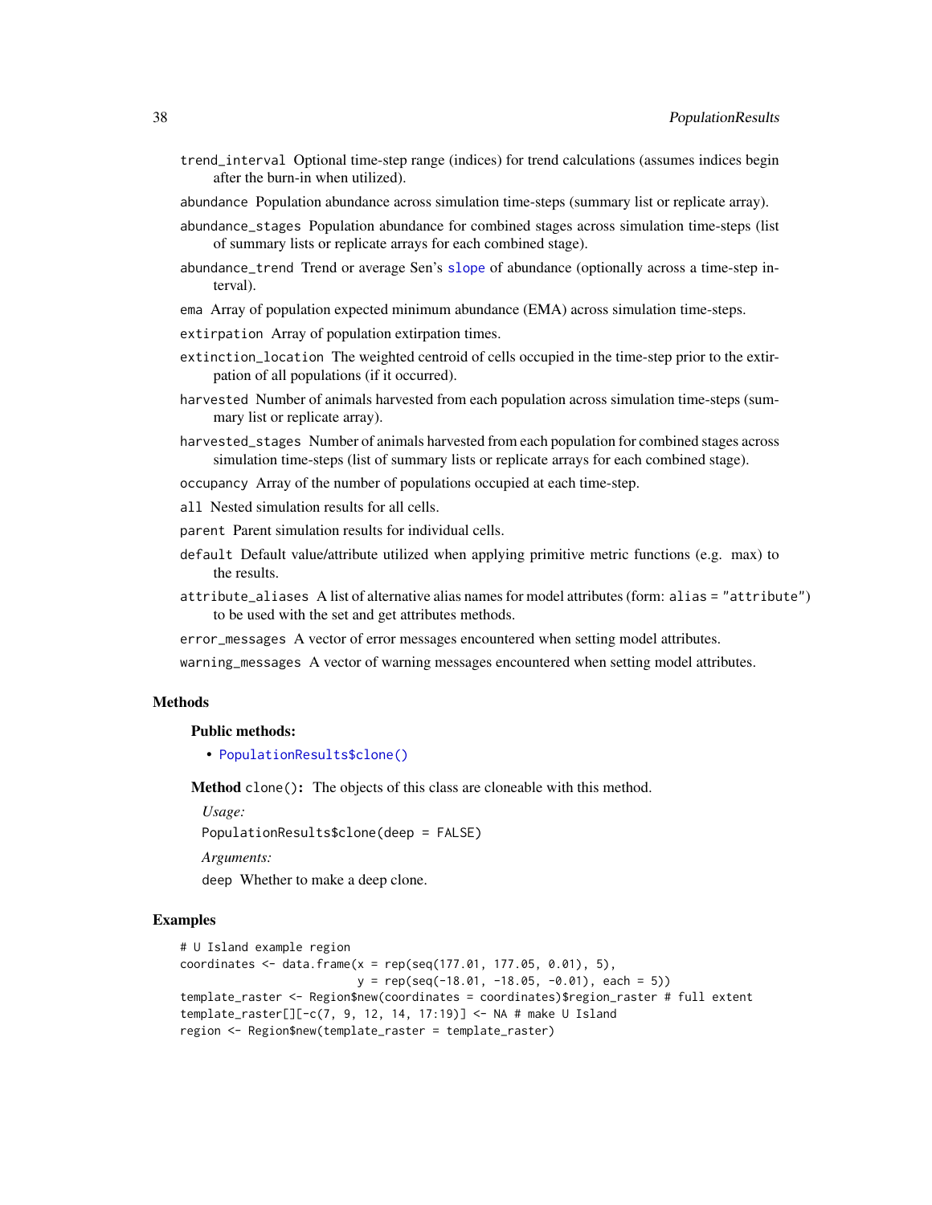`trend_interval` Optional time-step range (indices) for trend calculations (assumes indices begin after the burn-in when utilized).

`abundance` Population abundance across simulation time-steps (summary list or replicate array).

`abundance_stages` Population abundance for combined stages across simulation time-steps (list of summary lists or replicate arrays for each combined stage).

`abundance_trend` Trend or average Sen's `slope` of abundance (optionally across a time-step interval).

`ema` Array of population expected minimum abundance (EMA) across simulation time-steps.

`extirpation` Array of population extirpation times.

`extinction_location` The weighted centroid of cells occupied in the time-step prior to the extirpation of all populations (if it occurred).

`harvested` Number of animals harvested from each population across simulation time-steps (summary list or replicate array).

`harvested_stages` Number of animals harvested from each population for combined stages across simulation time-steps (list of summary lists or replicate arrays for each combined stage).

`occupancy` Array of the number of populations occupied at each time-step.

`all` Nested simulation results for all cells.

`parent` Parent simulation results for individual cells.

`default` Default value/attribute utilized when applying primitive metric functions (e.g. max) to the results.

`attribute_aliases` A list of alternative alias names for model attributes (form: `alias = "attribute"`) to be used with the set and get attributes methods.

`error_messages` A vector of error messages encountered when setting model attributes.

`warning_messages` A vector of warning messages encountered when setting model attributes.

## Methods

### Public methods:

- `PopulationResults$clone()`

**Method** `clone()`**:** The objects of this class are cloneable with this method.

*Usage:*

```
PopulationResults$clone(deep = FALSE)
```

*Arguments:*

`deep` Whether to make a deep clone.

## Examples

```
# U Island example region
coordinates <- data.frame(x = rep(seq(177.01, 177.05, 0.01), 5),
                          y = rep(seq(-18.01, -18.05, -0.01), each = 5))
template_raster <- Region$new(coordinates = coordinates)$region_raster # full extent
template_raster[][-c(7, 9, 12, 14, 17:19)] <- NA # make U Island
region <- Region$new(template_raster = template_raster)
```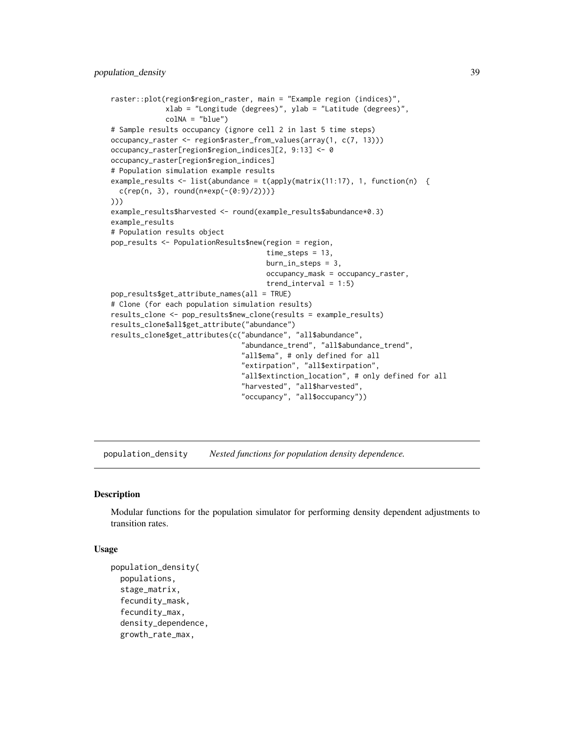```
raster::plot(region$region_raster, main = "Example region (indices)",
             xlab = "Longitude (degrees)", ylab = "Latitude (degrees)",
             colNA = "blue")
# Sample results occupancy (ignore cell 2 in last 5 time steps)
occupancy_raster <- region$raster_from_values(array(1, c(7, 13)))
occupancy_raster[region$region_indices][2, 9:13] <- 0
occupancy_raster[region$region_indices]
# Population simulation example results
example_results <- list(abundance = t(apply(matrix(11:17), 1, function(n)  {
  c(rep(n, 3), round(n*exp(-(0:9)/2)))}
)))
example_results$harvested <- round(example_results$abundance*0.3)
example_results
# Population results object
pop_results <- PopulationResults$new(region = region,
                                     time_steps = 13,
                                     burn_in_steps = 3,
                                     occupancy_mask = occupancy_raster,
                                     trend_interval = 1:5)
pop_results$get_attribute_names(all = TRUE)
# Clone (for each population simulation results)
results_clone <- pop_results$new_clone(results = example_results)
results_clone$all$get_attribute("abundance")
results_clone$get_attributes(c("abundance", "all$abundance",
                               "abundance_trend", "all$abundance_trend",
                               "all$ema", # only defined for all
                               "extirpation", "all$extirpation",
                               "all$extinction_location", # only defined for all
                               "harvested", "all$harvested",
                               "occupancy", "all$occupancy"))
```

---

`population_density` *Nested functions for population density dependence.*

---

### Description

Modular functions for the population simulator for performing density dependent adjustments to transition rates.

### Usage

```
population_density(
  populations,
  stage_matrix,
  fecundity_mask,
  fecundity_max,
  density_dependence,
  growth_rate_max,
```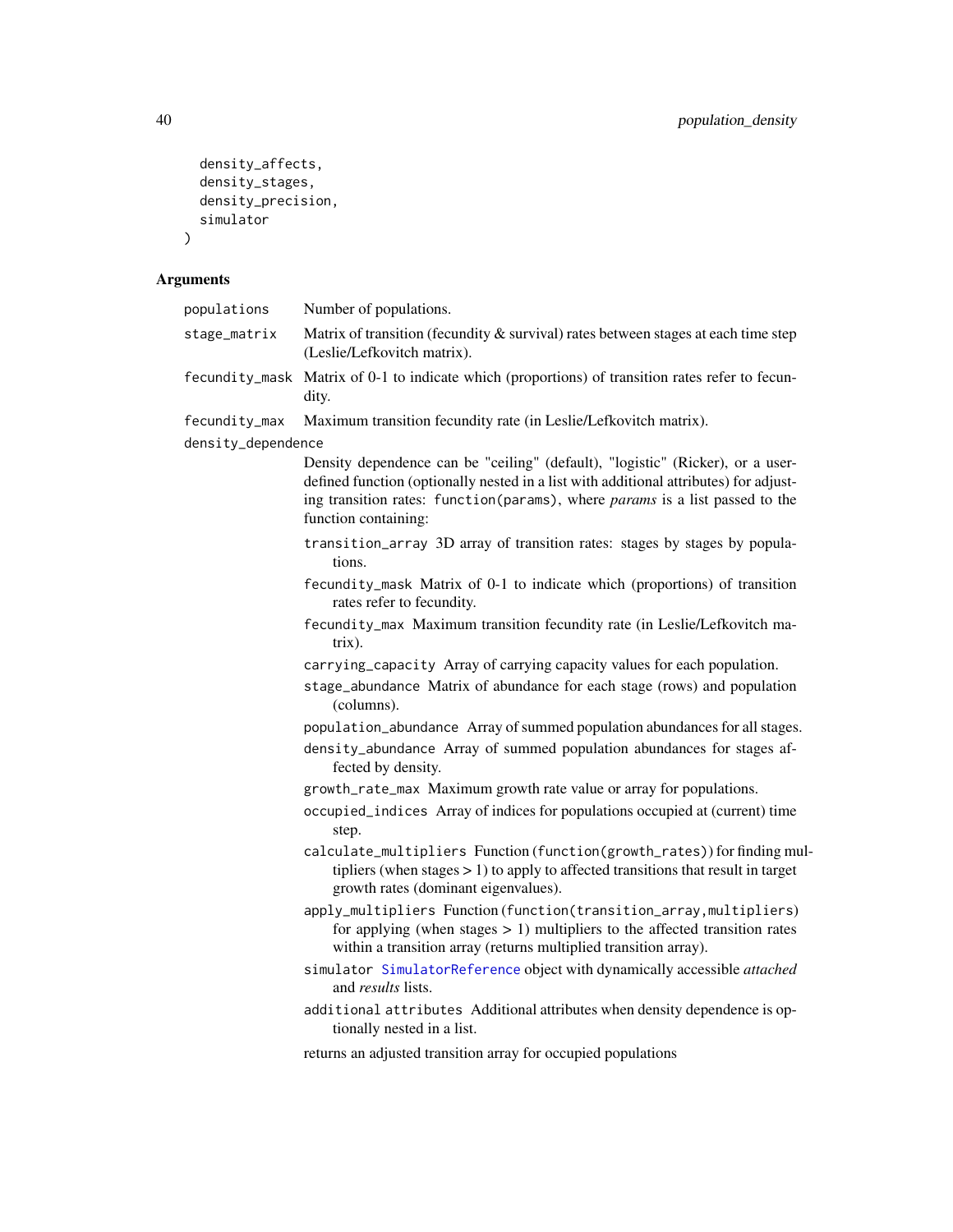```
  density_affects,
  density_stages,
  density_precision,
  simulator
)
```

## Arguments

**populations** Number of populations.

**stage_matrix** Matrix of transition (fecundity & survival) rates between stages at each time step (Leslie/Lefkovitch matrix).

**fecundity_mask** Matrix of 0-1 to indicate which (proportions) of transition rates refer to fecundity.

**fecundity_max** Maximum transition fecundity rate (in Leslie/Lefkovitch matrix).

**density_dependence** Density dependence can be "ceiling" (default), "logistic" (Ricker), or a user-defined function (optionally nested in a list with additional attributes) for adjusting transition rates: `function(params)`, where *params* is a list passed to the function containing:

- `transition_array` 3D array of transition rates: stages by stages by populations.
- `fecundity_mask` Matrix of 0-1 to indicate which (proportions) of transition rates refer to fecundity.
- `fecundity_max` Maximum transition fecundity rate (in Leslie/Lefkovitch matrix).
- `carrying_capacity` Array of carrying capacity values for each population.
- `stage_abundance` Matrix of abundance for each stage (rows) and population (columns).
- `population_abundance` Array of summed population abundances for all stages.
- `density_abundance` Array of summed population abundances for stages affected by density.
- `growth_rate_max` Maximum growth rate value or array for populations.
- `occupied_indices` Array of indices for populations occupied at (current) time step.
- `calculate_multipliers` Function (`function(growth_rates)`) for finding multipliers (when stages > 1) to apply to affected transitions that result in target growth rates (dominant eigenvalues).
- `apply_multipliers` Function (`function(transition_array,multipliers)`) for applying (when stages > 1) multipliers to the affected transition rates within a transition array (returns multiplied transition array).
- `simulator` SimulatorReference object with dynamically accessible *attached* and *results* lists.
- `additional attributes` Additional attributes when density dependence is optionally nested in a list.

returns an adjusted transition array for occupied populations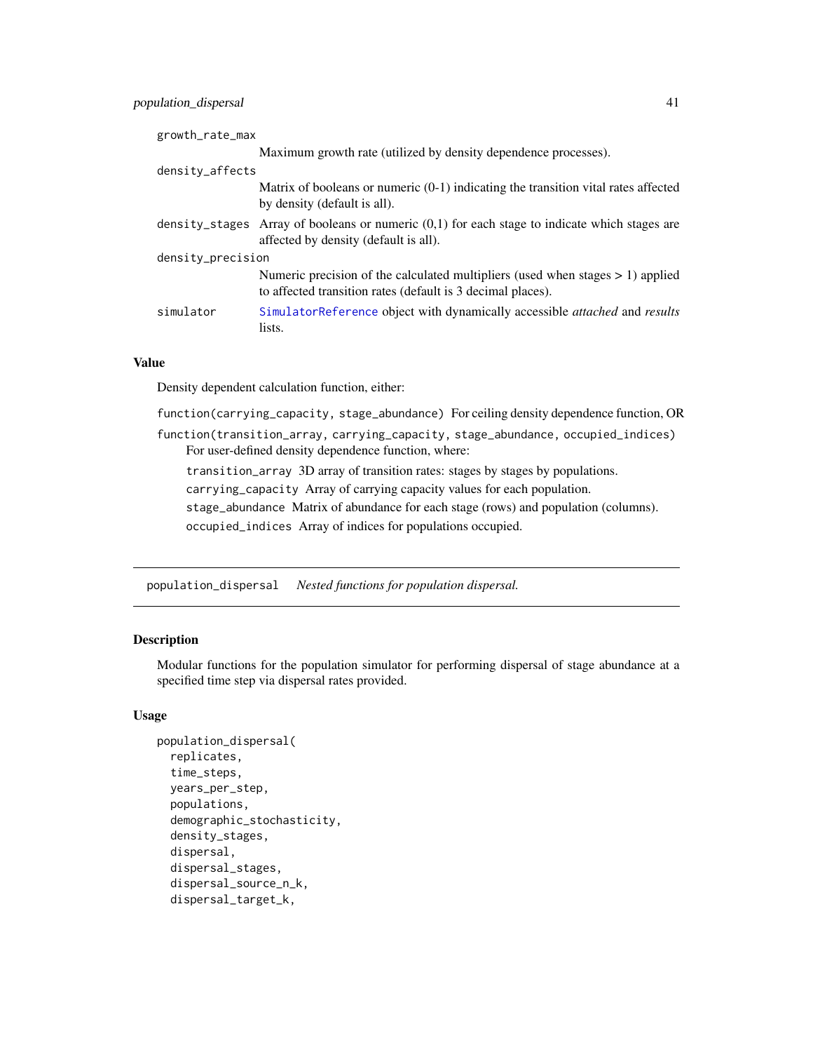`growth_rate_max`
: Maximum growth rate (utilized by density dependence processes).

`density_affects`
: Matrix of booleans or numeric (0-1) indicating the transition vital rates affected by density (default is all).

`density_stages`
: Array of booleans or numeric (0,1) for each stage to indicate which stages are affected by density (default is all).

`density_precision`
: Numeric precision of the calculated multipliers (used when stages > 1) applied to affected transition rates (default is 3 decimal places).

`simulator`
: `SimulatorReference` object with dynamically accessible *attached* and *results* lists.

### Value

Density dependent calculation function, either:

`function(carrying_capacity, stage_abundance)` For ceiling density dependence function, OR

`function(transition_array, carrying_capacity, stage_abundance, occupied_indices)` For user-defined density dependence function, where:

- `transition_array` 3D array of transition rates: stages by stages by populations.
- `carrying_capacity` Array of carrying capacity values for each population.
- `stage_abundance` Matrix of abundance for each stage (rows) and population (columns).
- `occupied_indices` Array of indices for populations occupied.

---

## population_dispersal *Nested functions for population dispersal.*

---

### Description

Modular functions for the population simulator for performing dispersal of stage abundance at a specified time step via dispersal rates provided.

### Usage

```
population_dispersal(
  replicates,
  time_steps,
  years_per_step,
  populations,
  demographic_stochasticity,
  density_stages,
  dispersal,
  dispersal_stages,
  dispersal_source_n_k,
  dispersal_target_k,
```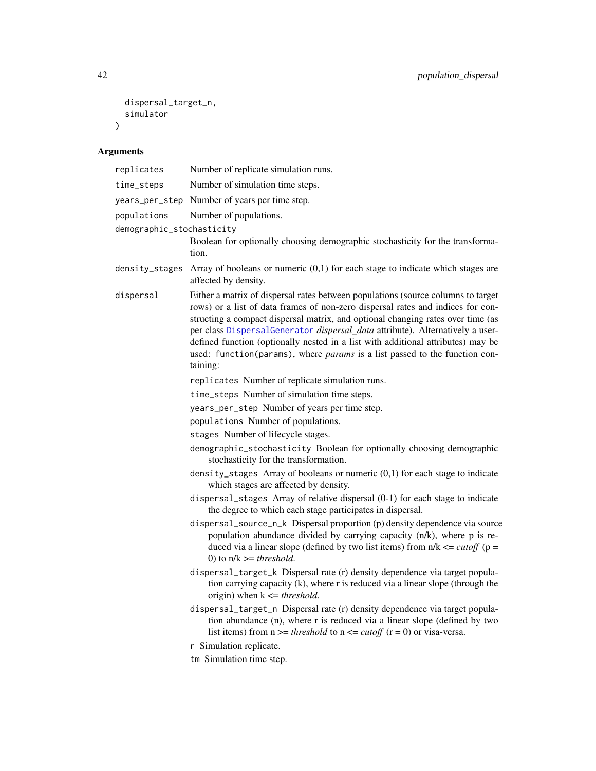```
  dispersal_target_n,
  simulator
)
```

### Arguments

**replicates** Number of replicate simulation runs.

**time_steps** Number of simulation time steps.

**years_per_step** Number of years per time step.

**populations** Number of populations.

**demographic_stochasticity** Boolean for optionally choosing demographic stochasticity for the transformation.

**density_stages** Array of booleans or numeric (0,1) for each stage to indicate which stages are affected by density.

**dispersal** Either a matrix of dispersal rates between populations (source columns to target rows) or a list of data frames of non-zero dispersal rates and indices for constructing a compact dispersal matrix, and optional changing rates over time (as per class DispersalGenerator *dispersal_data* attribute). Alternatively a user-defined function (optionally nested in a list with additional attributes) may be used: function(params), where *params* is a list passed to the function containing:

- `replicates` Number of replicate simulation runs.
- `time_steps` Number of simulation time steps.
- `years_per_step` Number of years per time step.
- `populations` Number of populations.
- `stages` Number of lifecycle stages.
- `demographic_stochasticity` Boolean for optionally choosing demographic stochasticity for the transformation.
- `density_stages` Array of booleans or numeric (0,1) for each stage to indicate which stages are affected by density.
- `dispersal_stages` Array of relative dispersal (0-1) for each stage to indicate the degree to which each stage participates in dispersal.
- `dispersal_source_n_k` Dispersal proportion (p) density dependence via source population abundance divided by carrying capacity (n/k), where p is reduced via a linear slope (defined by two list items) from n/k <= *cutoff* (p = 0) to n/k >= *threshold*.
- `dispersal_target_k` Dispersal rate (r) density dependence via target population carrying capacity (k), where r is reduced via a linear slope (through the origin) when k <= *threshold*.
- `dispersal_target_n` Dispersal rate (r) density dependence via target population abundance (n), where r is reduced via a linear slope (defined by two list items) from n >= *threshold* to n <= *cutoff* (r = 0) or visa-versa.
- `r` Simulation replicate.
- `tm` Simulation time step.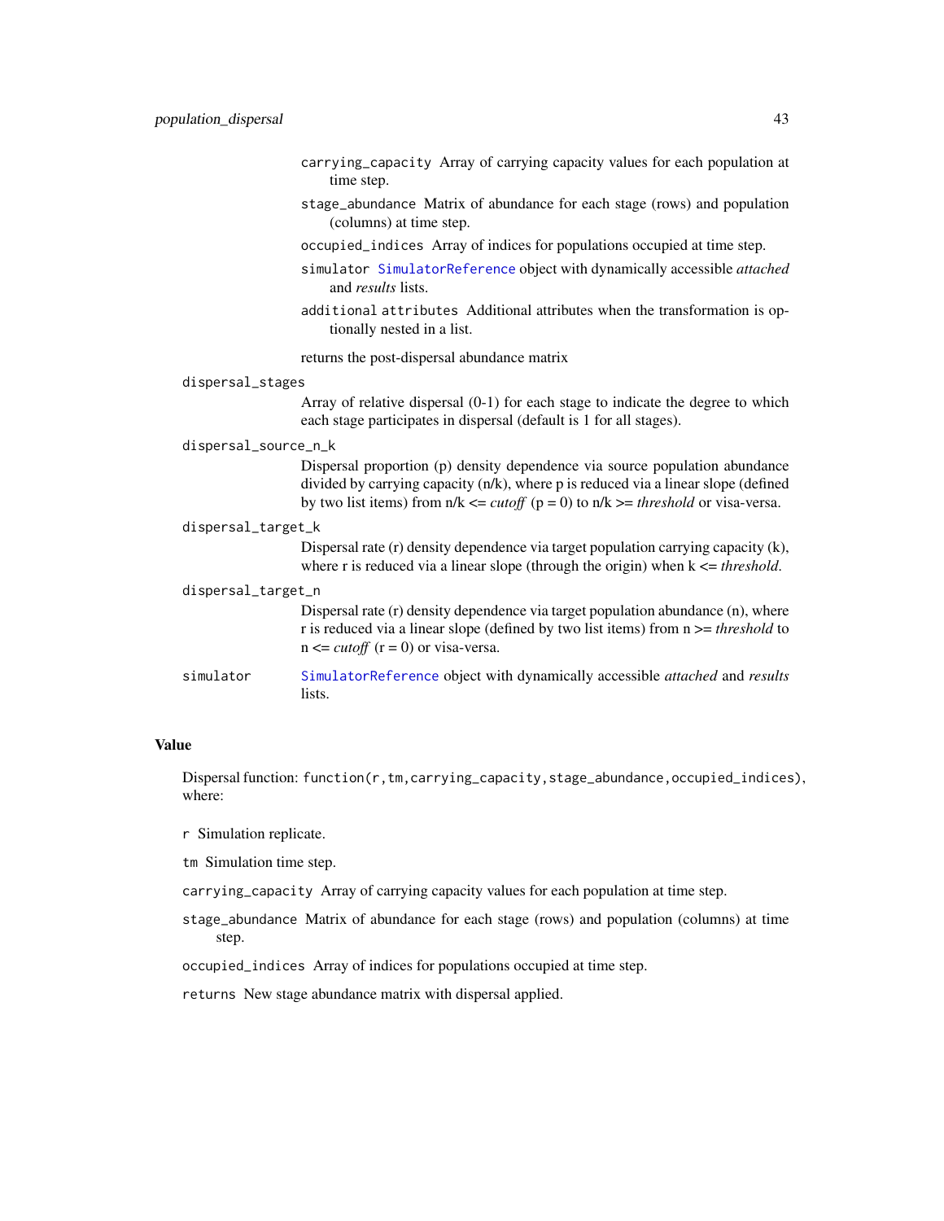carrying_capacity Array of carrying capacity values for each population at time step.

stage_abundance Matrix of abundance for each stage (rows) and population (columns) at time step.

occupied_indices Array of indices for populations occupied at time step.

simulator SimulatorReference object with dynamically accessible *attached* and *results* lists.

additional attributes Additional attributes when the transformation is optionally nested in a list.

returns the post-dispersal abundance matrix

**dispersal_stages**
Array of relative dispersal (0-1) for each stage to indicate the degree to which each stage participates in dispersal (default is 1 for all stages).

**dispersal_source_n_k**
Dispersal proportion (p) density dependence via source population abundance divided by carrying capacity (n/k), where p is reduced via a linear slope (defined by two list items) from n/k <= *cutoff* (p = 0) to n/k >= *threshold* or visa-versa.

**dispersal_target_k**
Dispersal rate (r) density dependence via target population carrying capacity (k), where r is reduced via a linear slope (through the origin) when k <= *threshold*.

**dispersal_target_n**
Dispersal rate (r) density dependence via target population abundance (n), where r is reduced via a linear slope (defined by two list items) from n >= *threshold* to n <= *cutoff* (r = 0) or visa-versa.

**simulator**
SimulatorReference object with dynamically accessible *attached* and *results* lists.

## Value

Dispersal function: `function(r,tm,carrying_capacity,stage_abundance,occupied_indices)`, where:

r Simulation replicate.

tm Simulation time step.

carrying_capacity Array of carrying capacity values for each population at time step.

stage_abundance Matrix of abundance for each stage (rows) and population (columns) at time step.

occupied_indices Array of indices for populations occupied at time step.

returns New stage abundance matrix with dispersal applied.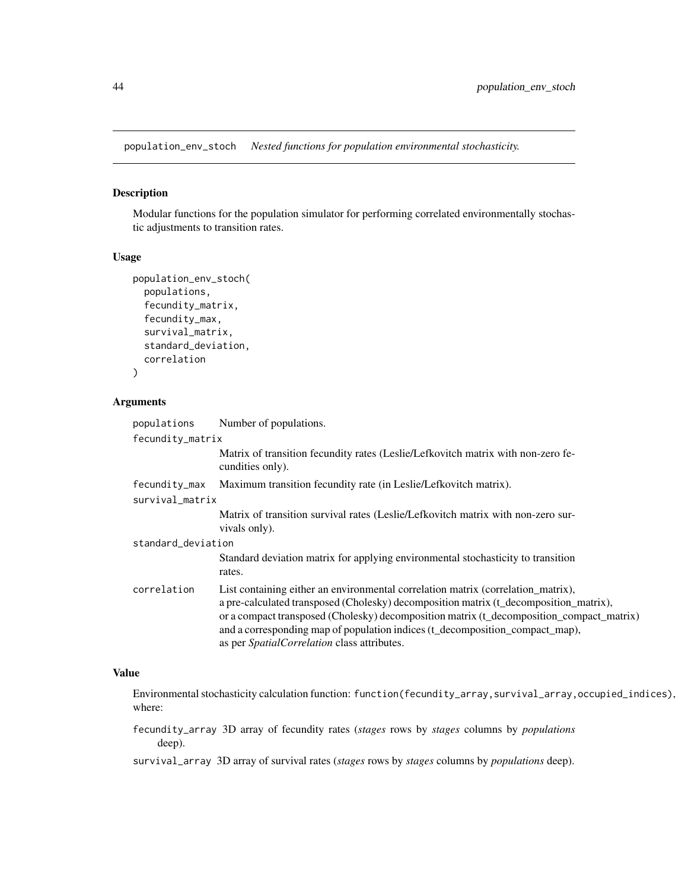# population_env_stoch *Nested functions for population environmental stochasticity.*

## Description

Modular functions for the population simulator for performing correlated environmentally stochastic adjustments to transition rates.

## Usage

```
population_env_stoch(
  populations,
  fecundity_matrix,
  fecundity_max,
  survival_matrix,
  standard_deviation,
  correlation
)
```

## Arguments

| | |
|---|---|
| populations | Number of populations. |
| fecundity_matrix | Matrix of transition fecundity rates (Leslie/Lefkovitch matrix with non-zero fecundities only). |
| fecundity_max | Maximum transition fecundity rate (in Leslie/Lefkovitch matrix). |
| survival_matrix | Matrix of transition survival rates (Leslie/Lefkovitch matrix with non-zero survivals only). |
| standard_deviation | Standard deviation matrix for applying environmental stochasticity to transition rates. |
| correlation | List containing either an environmental correlation matrix (correlation_matrix), a pre-calculated transposed (Cholesky) decomposition matrix (t_decomposition_matrix), or a compact transposed (Cholesky) decomposition matrix (t_decomposition_compact_matrix) and a corresponding map of population indices (t_decomposition_compact_map), as per *SpatialCorrelation* class attributes. |

## Value

Environmental stochasticity calculation function: `function(fecundity_array,survival_array,occupied_indices)`, where:

- `fecundity_array` 3D array of fecundity rates (*stages* rows by *stages* columns by *populations* deep).
- `survival_array` 3D array of survival rates (*stages* rows by *stages* columns by *populations* deep).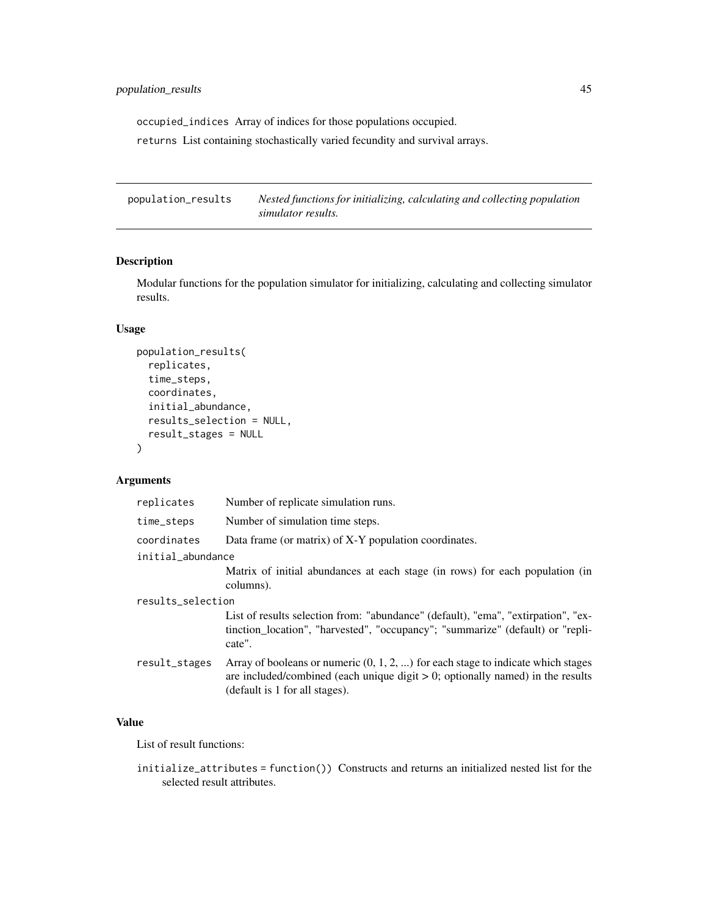occupied_indices Array of indices for those populations occupied.

returns List containing stochastically varied fecundity and survival arrays.

---

## population_results — *Nested functions for initializing, calculating and collecting population simulator results.*

### Description

Modular functions for the population simulator for initializing, calculating and collecting simulator results.

### Usage

```
population_results(
  replicates,
  time_steps,
  coordinates,
  initial_abundance,
  results_selection = NULL,
  result_stages = NULL
)
```

### Arguments

| | |
|---|---|
| replicates | Number of replicate simulation runs. |
| time_steps | Number of simulation time steps. |
| coordinates | Data frame (or matrix) of X-Y population coordinates. |
| initial_abundance | Matrix of initial abundances at each stage (in rows) for each population (in columns). |
| results_selection | List of results selection from: "abundance" (default), "ema", "extirpation", "extinction_location", "harvested", "occupancy"; "summarize" (default) or "replicate". |
| result_stages | Array of booleans or numeric (0, 1, 2, ...) for each stage to indicate which stages are included/combined (each unique digit > 0; optionally named) in the results (default is 1 for all stages). |

### Value

List of result functions:

initialize_attributes = function()) Constructs and returns an initialized nested list for the selected result attributes.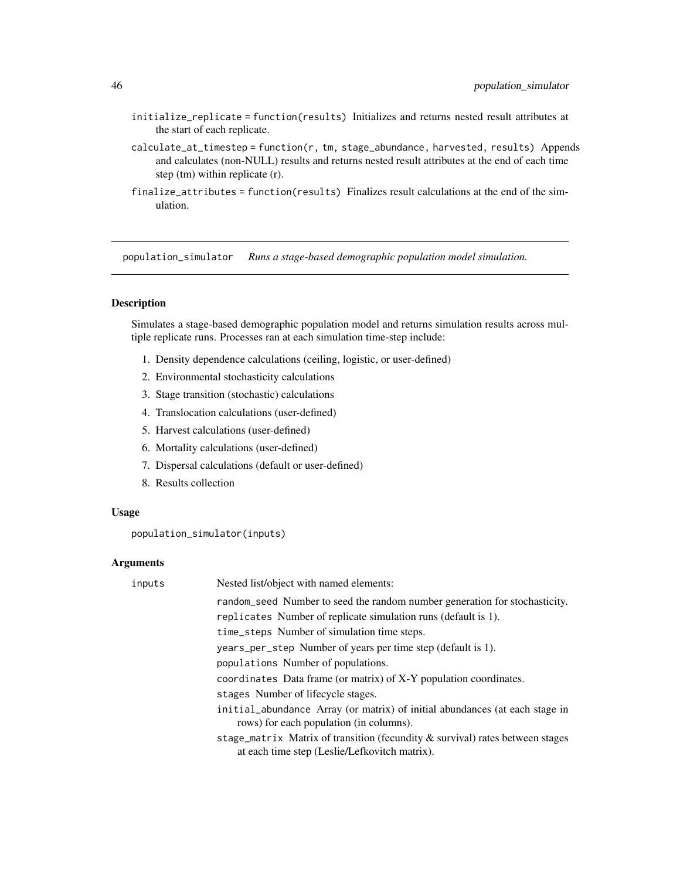`initialize_replicate = function(results)` Initializes and returns nested result attributes at the start of each replicate.

`calculate_at_timestep = function(r, tm, stage_abundance, harvested, results)` Appends and calculates (non-NULL) results and returns nested result attributes at the end of each time step (tm) within replicate (r).

`finalize_attributes = function(results)` Finalizes result calculations at the end of the simulation.

---

## population_simulator *Runs a stage-based demographic population model simulation.*

---

### Description

Simulates a stage-based demographic population model and returns simulation results across multiple replicate runs. Processes ran at each simulation time-step include:

1. Density dependence calculations (ceiling, logistic, or user-defined)
2. Environmental stochasticity calculations
3. Stage transition (stochastic) calculations
4. Translocation calculations (user-defined)
5. Harvest calculations (user-defined)
6. Mortality calculations (user-defined)
7. Dispersal calculations (default or user-defined)
8. Results collection

### Usage

```
population_simulator(inputs)
```

### Arguments

`inputs` Nested list/object with named elements:

- `random_seed` Number to seed the random number generation for stochasticity.
- `replicates` Number of replicate simulation runs (default is 1).
- `time_steps` Number of simulation time steps.
- `years_per_step` Number of years per time step (default is 1).
- `populations` Number of populations.
- `coordinates` Data frame (or matrix) of X-Y population coordinates.
- `stages` Number of lifecycle stages.
- `initial_abundance` Array (or matrix) of initial abundances (at each stage in rows) for each population (in columns).
- `stage_matrix` Matrix of transition (fecundity & survival) rates between stages at each time step (Leslie/Lefkovitch matrix).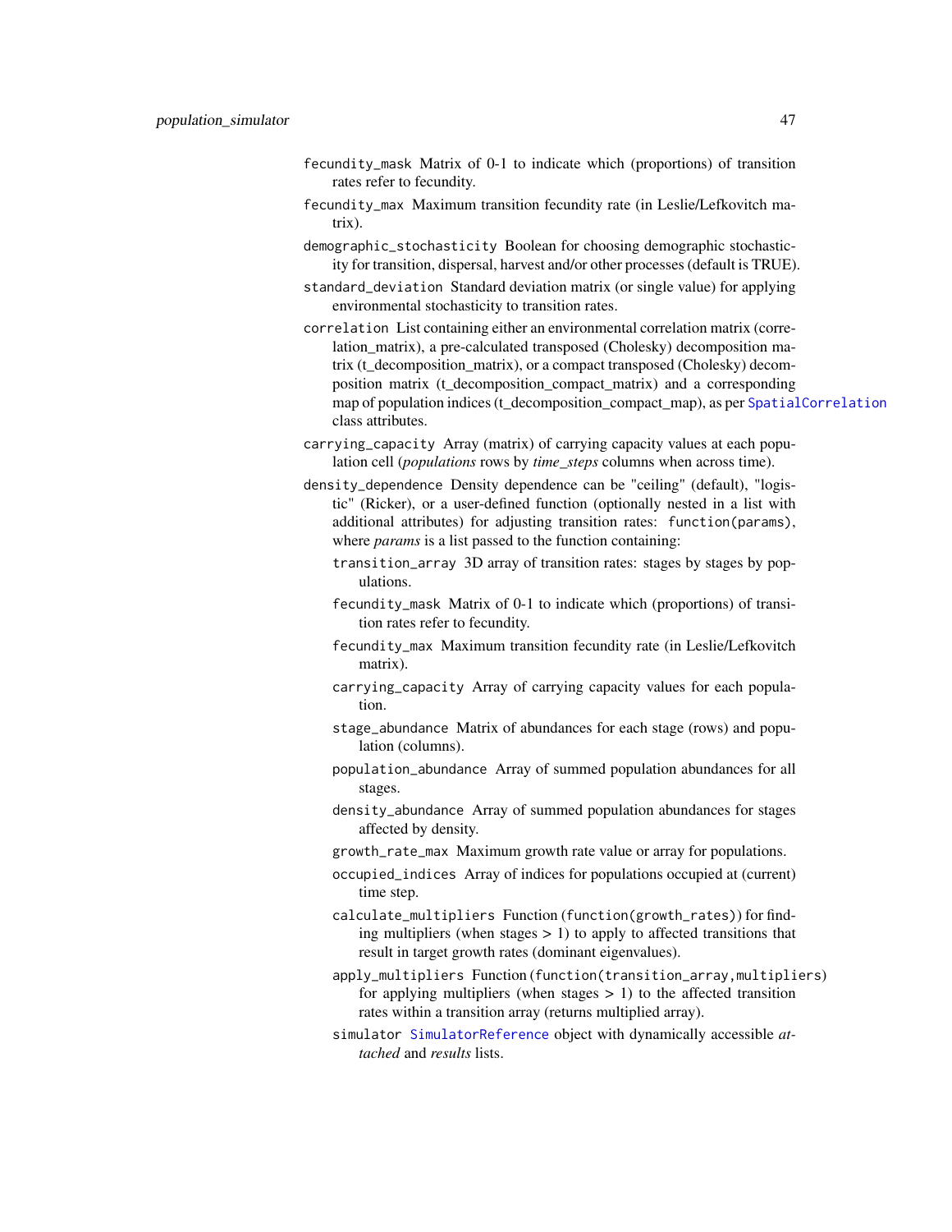`fecundity_mask` Matrix of 0-1 to indicate which (proportions) of transition rates refer to fecundity.

`fecundity_max` Maximum transition fecundity rate (in Leslie/Lefkovitch matrix).

`demographic_stochasticity` Boolean for choosing demographic stochasticity for transition, dispersal, harvest and/or other processes (default is TRUE).

`standard_deviation` Standard deviation matrix (or single value) for applying environmental stochasticity to transition rates.

`correlation` List containing either an environmental correlation matrix (correlation_matrix), a pre-calculated transposed (Cholesky) decomposition matrix (t_decomposition_matrix), or a compact transposed (Cholesky) decomposition matrix (t_decomposition_compact_matrix) and a corresponding map of population indices (t_decomposition_compact_map), as per `SpatialCorrelation` class attributes.

`carrying_capacity` Array (matrix) of carrying capacity values at each population cell (*populations* rows by *time_steps* columns when across time).

`density_dependence` Density dependence can be "ceiling" (default), "logistic" (Ricker), or a user-defined function (optionally nested in a list with additional attributes) for adjusting transition rates: `function(params)`, where *params* is a list passed to the function containing:

- `transition_array` 3D array of transition rates: stages by stages by populations.
- `fecundity_mask` Matrix of 0-1 to indicate which (proportions) of transition rates refer to fecundity.
- `fecundity_max` Maximum transition fecundity rate (in Leslie/Lefkovitch matrix).
- `carrying_capacity` Array of carrying capacity values for each population.
- `stage_abundance` Matrix of abundances for each stage (rows) and population (columns).
- `population_abundance` Array of summed population abundances for all stages.
- `density_abundance` Array of summed population abundances for stages affected by density.
- `growth_rate_max` Maximum growth rate value or array for populations.
- `occupied_indices` Array of indices for populations occupied at (current) time step.
- `calculate_multipliers` Function (`function(growth_rates)`) for finding multipliers (when stages > 1) to apply to affected transitions that result in target growth rates (dominant eigenvalues).
- `apply_multipliers` Function (`function(transition_array,multipliers)`) for applying multipliers (when stages > 1) to the affected transition rates within a transition array (returns multiplied array).
- `simulator` `SimulatorReference` object with dynamically accessible *attached* and *results* lists.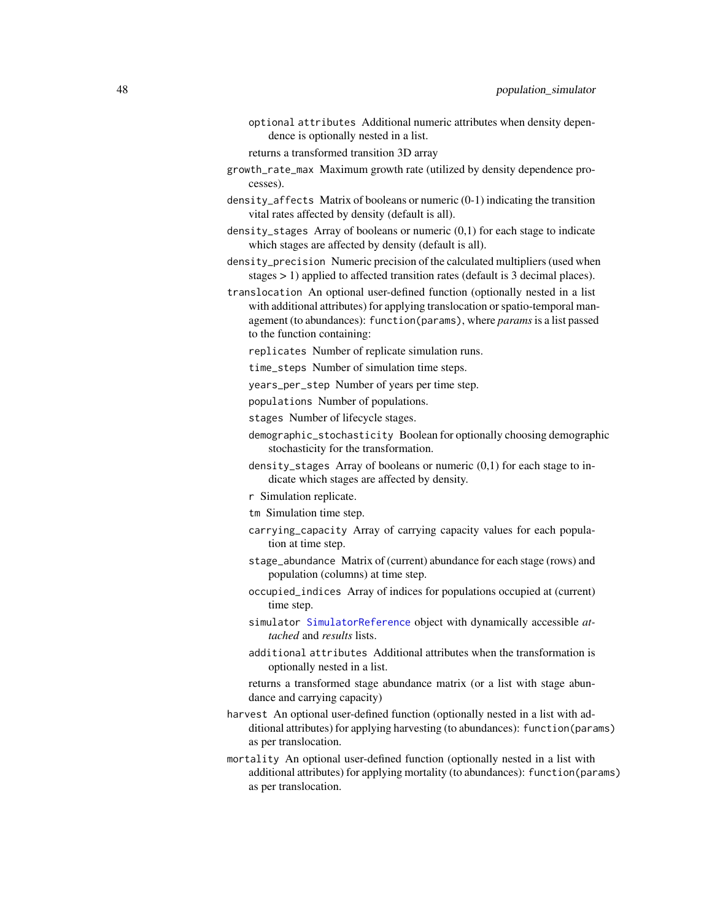`optional attributes` Additional numeric attributes when density dependence is optionally nested in a list.

returns a transformed transition 3D array

`growth_rate_max` Maximum growth rate (utilized by density dependence processes).

`density_affects` Matrix of booleans or numeric (0-1) indicating the transition vital rates affected by density (default is all).

`density_stages` Array of booleans or numeric (0,1) for each stage to indicate which stages are affected by density (default is all).

`density_precision` Numeric precision of the calculated multipliers (used when stages > 1) applied to affected transition rates (default is 3 decimal places).

`translocation` An optional user-defined function (optionally nested in a list with additional attributes) for applying translocation or spatio-temporal management (to abundances): `function(params)`, where *params* is a list passed to the function containing:

- `replicates` Number of replicate simulation runs.
- `time_steps` Number of simulation time steps.
- `years_per_step` Number of years per time step.
- `populations` Number of populations.
- `stages` Number of lifecycle stages.
- `demographic_stochasticity` Boolean for optionally choosing demographic stochasticity for the transformation.
- `density_stages` Array of booleans or numeric (0,1) for each stage to indicate which stages are affected by density.
- `r` Simulation replicate.
- `tm` Simulation time step.
- `carrying_capacity` Array of carrying capacity values for each population at time step.
- `stage_abundance` Matrix of (current) abundance for each stage (rows) and population (columns) at time step.
- `occupied_indices` Array of indices for populations occupied at (current) time step.
- `simulator` SimulatorReference object with dynamically accessible *attached* and *results* lists.
- `additional attributes` Additional attributes when the transformation is optionally nested in a list.

returns a transformed stage abundance matrix (or a list with stage abundance and carrying capacity)

`harvest` An optional user-defined function (optionally nested in a list with additional attributes) for applying harvesting (to abundances): `function(params)` as per translocation.

`mortality` An optional user-defined function (optionally nested in a list with additional attributes) for applying mortality (to abundances): `function(params)` as per translocation.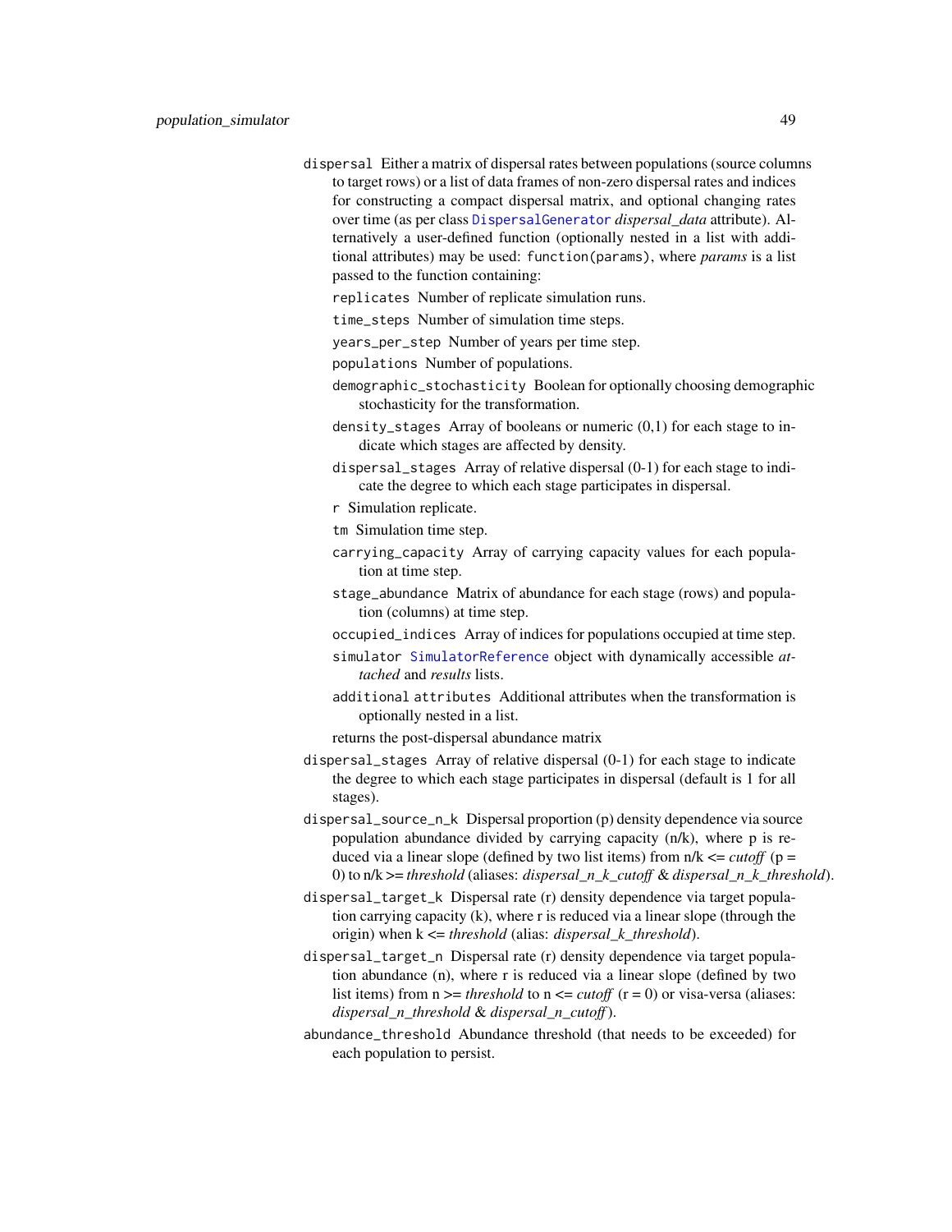`dispersal` Either a matrix of dispersal rates between populations (source columns to target rows) or a list of data frames of non-zero dispersal rates and indices for constructing a compact dispersal matrix, and optional changing rates over time (as per class `DispersalGenerator` *dispersal_data* attribute). Alternatively a user-defined function (optionally nested in a list with additional attributes) may be used: `function(params)`, where *params* is a list passed to the function containing:

- `replicates` Number of replicate simulation runs.
- `time_steps` Number of simulation time steps.
- `years_per_step` Number of years per time step.
- `populations` Number of populations.
- `demographic_stochasticity` Boolean for optionally choosing demographic stochasticity for the transformation.
- `density_stages` Array of booleans or numeric (0,1) for each stage to indicate which stages are affected by density.
- `dispersal_stages` Array of relative dispersal (0-1) for each stage to indicate the degree to which each stage participates in dispersal.
- `r` Simulation replicate.
- `tm` Simulation time step.
- `carrying_capacity` Array of carrying capacity values for each population at time step.
- `stage_abundance` Matrix of abundance for each stage (rows) and population (columns) at time step.
- `occupied_indices` Array of indices for populations occupied at time step.
- `simulator` `SimulatorReference` object with dynamically accessible *attached* and *results* lists.
- `additional attributes` Additional attributes when the transformation is optionally nested in a list.

returns the post-dispersal abundance matrix

`dispersal_stages` Array of relative dispersal (0-1) for each stage to indicate the degree to which each stage participates in dispersal (default is 1 for all stages).

`dispersal_source_n_k` Dispersal proportion (p) density dependence via source population abundance divided by carrying capacity (n/k), where p is reduced via a linear slope (defined by two list items) from n/k <= *cutoff* (p = 0) to n/k >= *threshold* (aliases: *dispersal_n_k_cutoff* & *dispersal_n_k_threshold*).

`dispersal_target_k` Dispersal rate (r) density dependence via target population carrying capacity (k), where r is reduced via a linear slope (through the origin) when k <= *threshold* (alias: *dispersal_k_threshold*).

`dispersal_target_n` Dispersal rate (r) density dependence via target population abundance (n), where r is reduced via a linear slope (defined by two list items) from n >= *threshold* to n <= *cutoff* (r = 0) or visa-versa (aliases: *dispersal_n_threshold* & *dispersal_n_cutoff*).

`abundance_threshold` Abundance threshold (that needs to be exceeded) for each population to persist.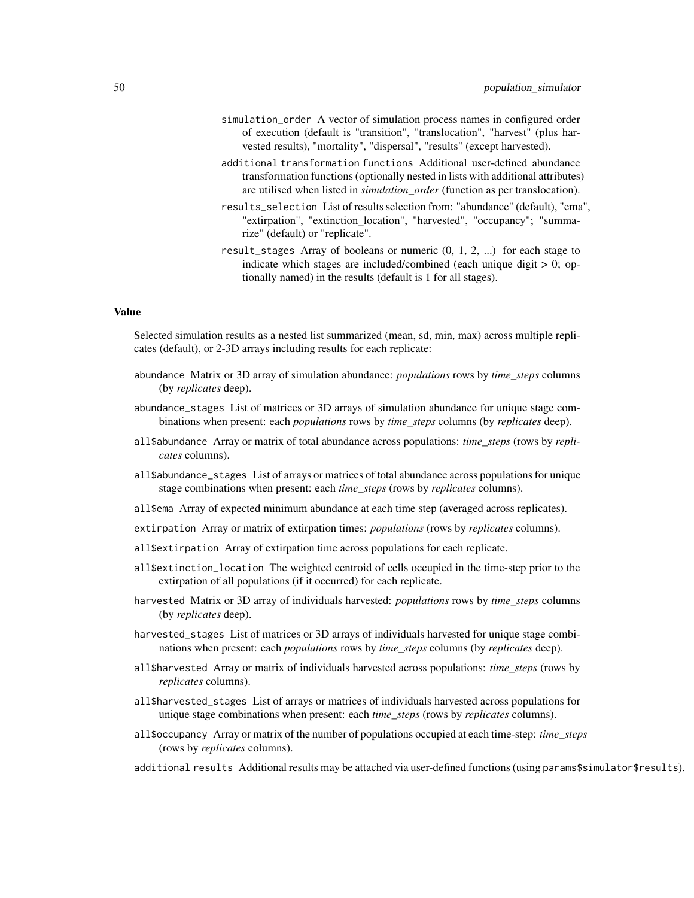- `simulation_order` A vector of simulation process names in configured order of execution (default is "transition", "translocation", "harvest" (plus harvested results), "mortality", "dispersal", "results" (except harvested).
- `additional transformation functions` Additional user-defined abundance transformation functions (optionally nested in lists with additional attributes) are utilised when listed in *simulation_order* (function as per translocation).
- `results_selection` List of results selection from: "abundance" (default), "ema", "extirpation", "extinction_location", "harvested", "occupancy"; "summarize" (default) or "replicate".
- `result_stages` Array of booleans or numeric (0, 1, 2, ...) for each stage to indicate which stages are included/combined (each unique digit > 0; optionally named) in the results (default is 1 for all stages).

### Value

Selected simulation results as a nested list summarized (mean, sd, min, max) across multiple replicates (default), or 2-3D arrays including results for each replicate:

- `abundance` Matrix or 3D array of simulation abundance: *populations* rows by *time_steps* columns (by *replicates* deep).
- `abundance_stages` List of matrices or 3D arrays of simulation abundance for unique stage combinations when present: each *populations* rows by *time_steps* columns (by *replicates* deep).
- `all$abundance` Array or matrix of total abundance across populations: *time_steps* (rows by *replicates* columns).
- `all$abundance_stages` List of arrays or matrices of total abundance across populations for unique stage combinations when present: each *time_steps* (rows by *replicates* columns).
- `all$ema` Array of expected minimum abundance at each time step (averaged across replicates).
- `extirpation` Array or matrix of extirpation times: *populations* (rows by *replicates* columns).
- `all$extirpation` Array of extirpation time across populations for each replicate.
- `all$extinction_location` The weighted centroid of cells occupied in the time-step prior to the extirpation of all populations (if it occurred) for each replicate.
- `harvested` Matrix or 3D array of individuals harvested: *populations* rows by *time_steps* columns (by *replicates* deep).
- `harvested_stages` List of matrices or 3D arrays of individuals harvested for unique stage combinations when present: each *populations* rows by *time_steps* columns (by *replicates* deep).
- `all$harvested` Array or matrix of individuals harvested across populations: *time_steps* (rows by *replicates* columns).
- `all$harvested_stages` List of arrays or matrices of individuals harvested across populations for unique stage combinations when present: each *time_steps* (rows by *replicates* columns).
- `all$occupancy` Array or matrix of the number of populations occupied at each time-step: *time_steps* (rows by *replicates* columns).
- `additional results` Additional results may be attached via user-defined functions (using `params$simulator$results`).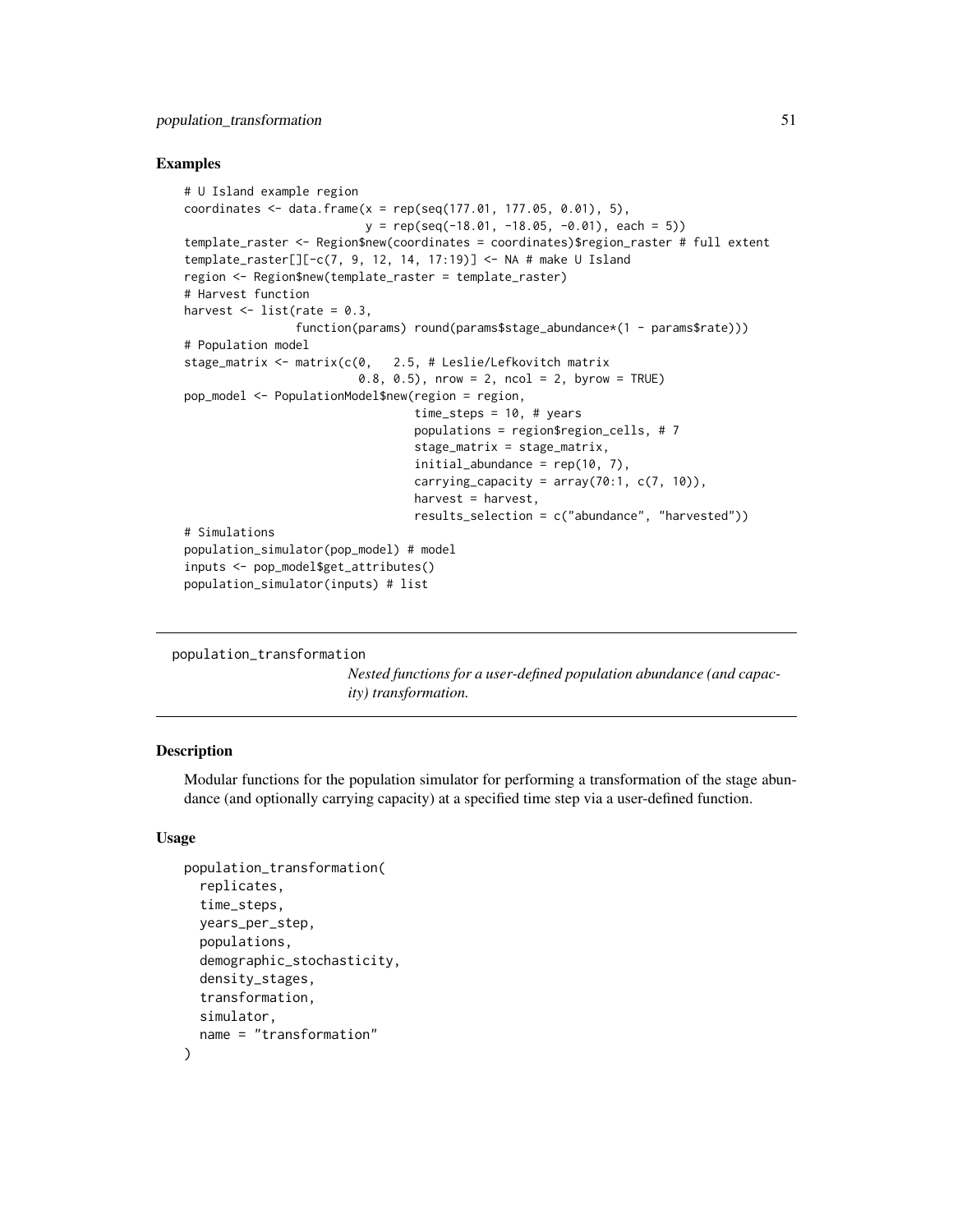## Examples

```
# U Island example region
coordinates <- data.frame(x = rep(seq(177.01, 177.05, 0.01), 5),
                          y = rep(seq(-18.01, -18.05, -0.01), each = 5))
template_raster <- Region$new(coordinates = coordinates)$region_raster # full extent
template_raster[][-c(7, 9, 12, 14, 17:19)] <- NA # make U Island
region <- Region$new(template_raster = template_raster)
# Harvest function
harvest <- list(rate = 0.3,
                function(params) round(params$stage_abundance*(1 - params$rate)))
# Population model
stage_matrix <- matrix(c(0,   2.5, # Leslie/Lefkovitch matrix
                         0.8, 0.5), nrow = 2, ncol = 2, byrow = TRUE)
pop_model <- PopulationModel$new(region = region,
                                 time_steps = 10, # years
                                 populations = region$region_cells, # 7
                                 stage_matrix = stage_matrix,
                                 initial_abundance = rep(10, 7),
                                 carrying_capacity = array(70:1, c(7, 10)),
                                 harvest = harvest,
                                 results_selection = c("abundance", "harvested"))
# Simulations
population_simulator(pop_model) # model
inputs <- pop_model$get_attributes()
population_simulator(inputs) # list
```

---

# population_transformation

*Nested functions for a user-defined population abundance (and capacity) transformation.*

## Description

Modular functions for the population simulator for performing a transformation of the stage abundance (and optionally carrying capacity) at a specified time step via a user-defined function.

## Usage

```
population_transformation(
  replicates,
  time_steps,
  years_per_step,
  populations,
  demographic_stochasticity,
  density_stages,
  transformation,
  simulator,
  name = "transformation"
)
```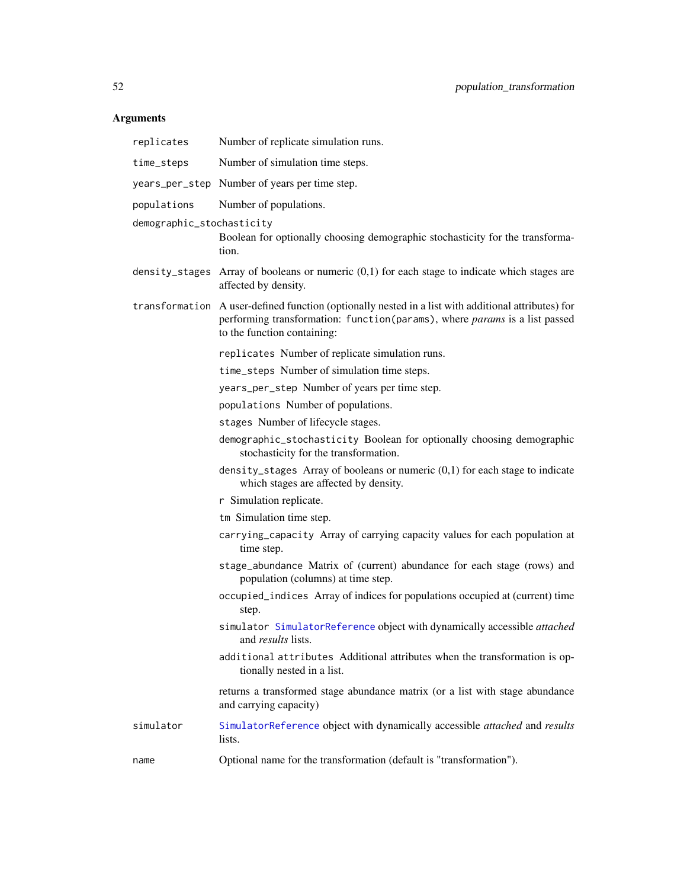## Arguments

`replicates` Number of replicate simulation runs.

`time_steps` Number of simulation time steps.

`years_per_step` Number of years per time step.

`populations` Number of populations.

`demographic_stochasticity` Boolean for optionally choosing demographic stochasticity for the transformation.

`density_stages` Array of booleans or numeric (0,1) for each stage to indicate which stages are affected by density.

`transformation` A user-defined function (optionally nested in a list with additional attributes) for performing transformation: `function(params)`, where *params* is a list passed to the function containing:

- `replicates` Number of replicate simulation runs.
- `time_steps` Number of simulation time steps.
- `years_per_step` Number of years per time step.
- `populations` Number of populations.
- `stages` Number of lifecycle stages.
- `demographic_stochasticity` Boolean for optionally choosing demographic stochasticity for the transformation.
- `density_stages` Array of booleans or numeric (0,1) for each stage to indicate which stages are affected by density.
- `r` Simulation replicate.
- `tm` Simulation time step.
- `carrying_capacity` Array of carrying capacity values for each population at time step.
- `stage_abundance` Matrix of (current) abundance for each stage (rows) and population (columns) at time step.
- `occupied_indices` Array of indices for populations occupied at (current) time step.
- `simulator` SimulatorReference object with dynamically accessible *attached* and *results* lists.
- `additional attributes` Additional attributes when the transformation is optionally nested in a list.

returns a transformed stage abundance matrix (or a list with stage abundance and carrying capacity)

`simulator` SimulatorReference object with dynamically accessible *attached* and *results* lists.

`name` Optional name for the transformation (default is "transformation").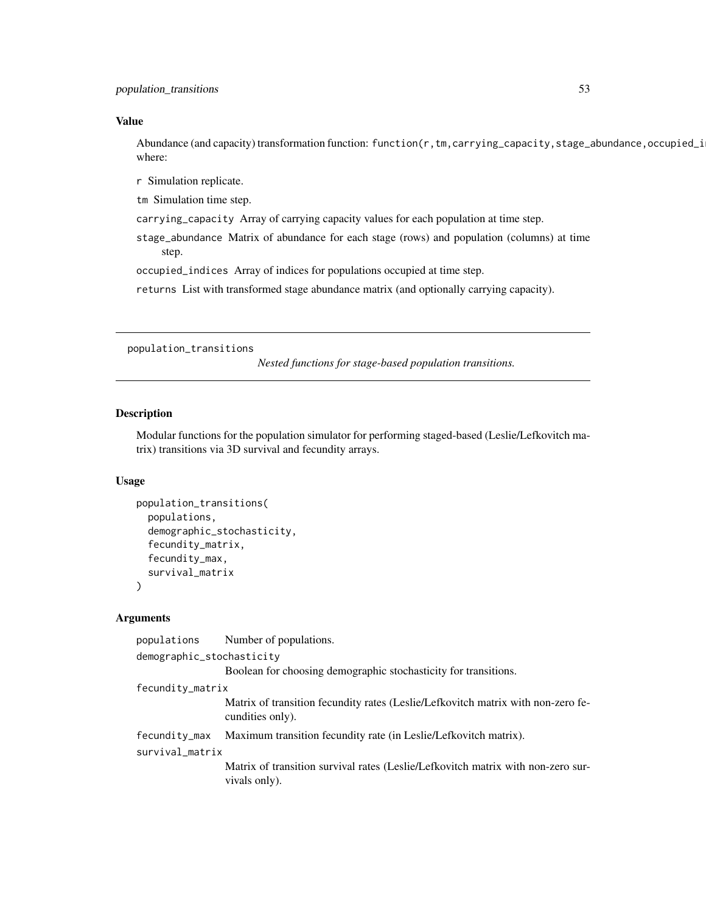### Value

Abundance (and capacity) transformation function: `function(r,tm,carrying_capacity,stage_abundance,occupied_i` where:

- `r` Simulation replicate.
- `tm` Simulation time step.
- `carrying_capacity` Array of carrying capacity values for each population at time step.
- `stage_abundance` Matrix of abundance for each stage (rows) and population (columns) at time step.
- `occupied_indices` Array of indices for populations occupied at time step.
- `returns` List with transformed stage abundance matrix (and optionally carrying capacity).

---

## population_transitions

*Nested functions for stage-based population transitions.*

---

### Description

Modular functions for the population simulator for performing staged-based (Leslie/Lefkovitch matrix) transitions via 3D survival and fecundity arrays.

### Usage

```
population_transitions(
  populations,
  demographic_stochasticity,
  fecundity_matrix,
  fecundity_max,
  survival_matrix
)
```

### Arguments

| | |
|---|---|
| `populations` | Number of populations. |
| `demographic_stochasticity` | Boolean for choosing demographic stochasticity for transitions. |
| `fecundity_matrix` | Matrix of transition fecundity rates (Leslie/Lefkovitch matrix with non-zero fecundities only). |
| `fecundity_max` | Maximum transition fecundity rate (in Leslie/Lefkovitch matrix). |
| `survival_matrix` | Matrix of transition survival rates (Leslie/Lefkovitch matrix with non-zero survivals only). |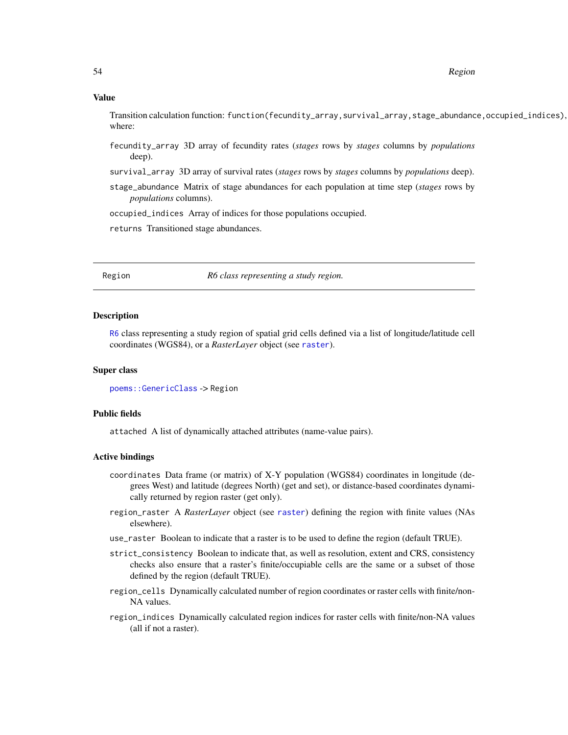### Value

Transition calculation function: `function(fecundity_array,survival_array,stage_abundance,occupied_indices)`, where:

`fecundity_array` 3D array of fecundity rates (*stages* rows by *stages* columns by *populations* deep).

`survival_array` 3D array of survival rates (*stages* rows by *stages* columns by *populations* deep).

`stage_abundance` Matrix of stage abundances for each population at time step (*stages* rows by *populations* columns).

`occupied_indices` Array of indices for those populations occupied.

`returns` Transitioned stage abundances.

---

## Region — *R6 class representing a study region.*

---

### Description

R6 class representing a study region of spatial grid cells defined via a list of longitude/latitude cell coordinates (WGS84), or a *RasterLayer* object (see raster).

### Super class

`poems::GenericClass` -> `Region`

### Public fields

`attached` A list of dynamically attached attributes (name-value pairs).

### Active bindings

`coordinates` Data frame (or matrix) of X-Y population (WGS84) coordinates in longitude (degrees West) and latitude (degrees North) (get and set), or distance-based coordinates dynamically returned by region raster (get only).

`region_raster` A *RasterLayer* object (see raster) defining the region with finite values (NAs elsewhere).

`use_raster` Boolean to indicate that a raster is to be used to define the region (default TRUE).

`strict_consistency` Boolean to indicate that, as well as resolution, extent and CRS, consistency checks also ensure that a raster's finite/occupiable cells are the same or a subset of those defined by the region (default TRUE).

`region_cells` Dynamically calculated number of region coordinates or raster cells with finite/non-NA values.

`region_indices` Dynamically calculated region indices for raster cells with finite/non-NA values (all if not a raster).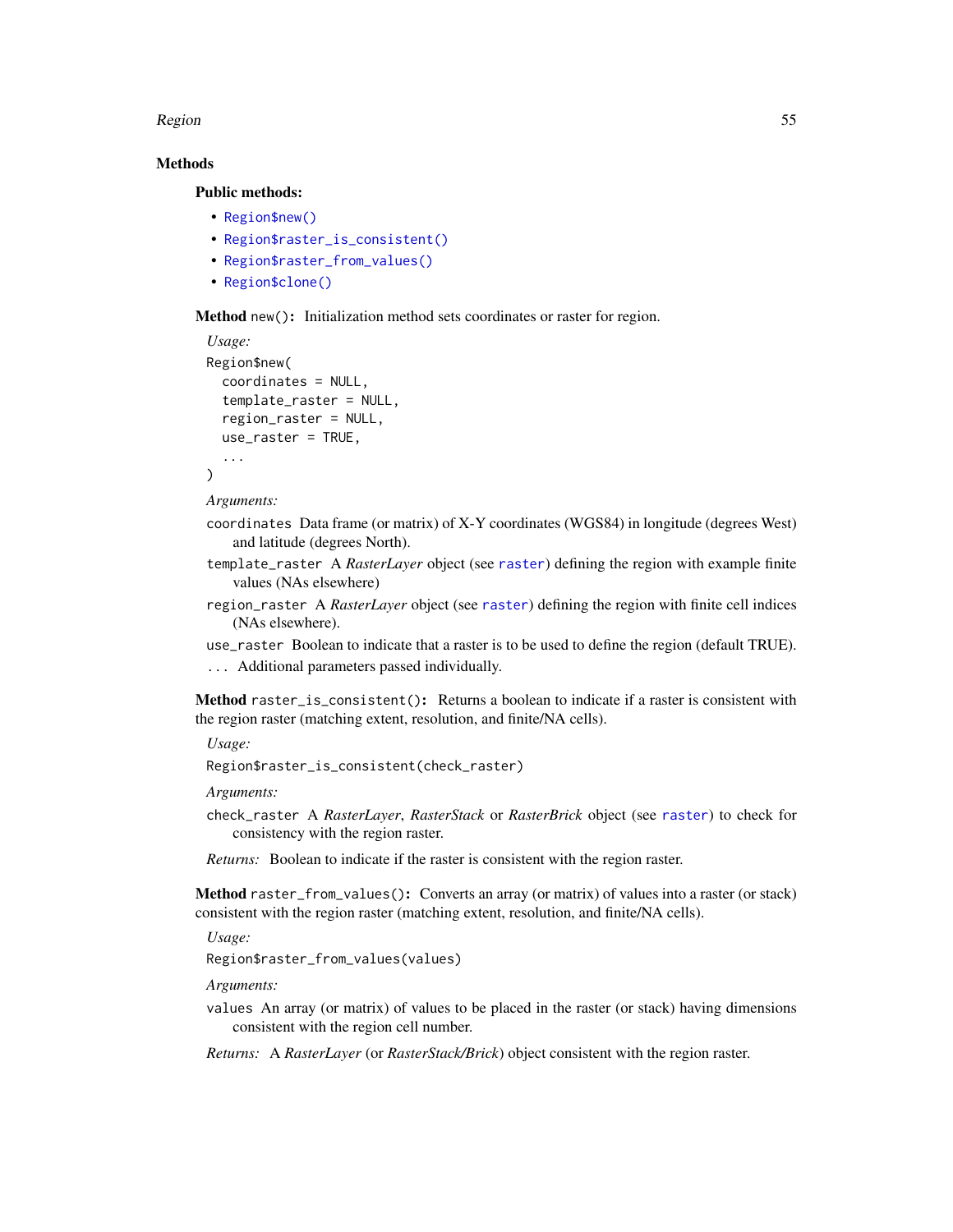## Methods

### Public methods:

- `Region$new()`
- `Region$raster_is_consistent()`
- `Region$raster_from_values()`
- `Region$clone()`

**Method** `new()`**:** Initialization method sets coordinates or raster for region.

*Usage:*

```
Region$new(
  coordinates = NULL,
  template_raster = NULL,
  region_raster = NULL,
  use_raster = TRUE,
  ...
)
```

*Arguments:*

`coordinates` Data frame (or matrix) of X-Y coordinates (WGS84) in longitude (degrees West) and latitude (degrees North).

`template_raster` A *RasterLayer* object (see `raster`) defining the region with example finite values (NAs elsewhere)

`region_raster` A *RasterLayer* object (see `raster`) defining the region with finite cell indices (NAs elsewhere).

`use_raster` Boolean to indicate that a raster is to be used to define the region (default TRUE).

`...` Additional parameters passed individually.

**Method** `raster_is_consistent()`**:** Returns a boolean to indicate if a raster is consistent with the region raster (matching extent, resolution, and finite/NA cells).

*Usage:*

```
Region$raster_is_consistent(check_raster)
```

*Arguments:*

`check_raster` A *RasterLayer*, *RasterStack* or *RasterBrick* object (see `raster`) to check for consistency with the region raster.

*Returns:* Boolean to indicate if the raster is consistent with the region raster.

**Method** `raster_from_values()`**:** Converts an array (or matrix) of values into a raster (or stack) consistent with the region raster (matching extent, resolution, and finite/NA cells).

*Usage:*

```
Region$raster_from_values(values)
```

*Arguments:*

`values` An array (or matrix) of values to be placed in the raster (or stack) having dimensions consistent with the region cell number.

*Returns:* A *RasterLayer* (or *RasterStack/Brick*) object consistent with the region raster.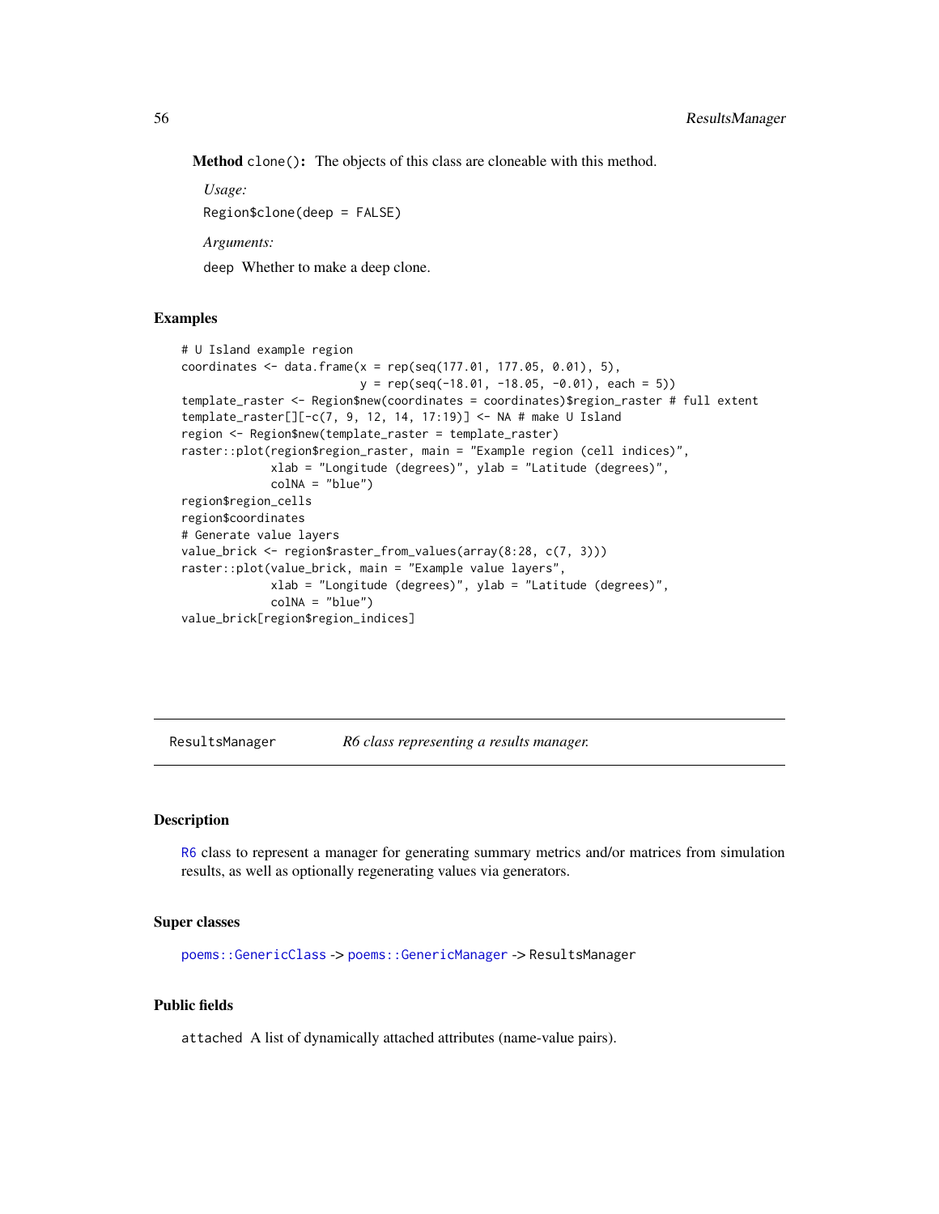**Method** `clone()`: The objects of this class are cloneable with this method.

*Usage:*

```
Region$clone(deep = FALSE)
```

*Arguments:*

`deep` Whether to make a deep clone.

## Examples

```
# U Island example region
coordinates <- data.frame(x = rep(seq(177.01, 177.05, 0.01), 5),
                          y = rep(seq(-18.01, -18.05, -0.01), each = 5))
template_raster <- Region$new(coordinates = coordinates)$region_raster # full extent
template_raster[][-c(7, 9, 12, 14, 17:19)] <- NA # make U Island
region <- Region$new(template_raster = template_raster)
raster::plot(region$region_raster, main = "Example region (cell indices)",
             xlab = "Longitude (degrees)", ylab = "Latitude (degrees)",
             colNA = "blue")
region$region_cells
region$coordinates
# Generate value layers
value_brick <- region$raster_from_values(array(8:28, c(7, 3)))
raster::plot(value_brick, main = "Example value layers",
             xlab = "Longitude (degrees)", ylab = "Latitude (degrees)",
             colNA = "blue")
value_brick[region$region_indices]
```

---

# ResultsManager — *R6 class representing a results manager.*

---

## Description

R6 class to represent a manager for generating summary metrics and/or matrices from simulation results, as well as optionally regenerating values via generators.

## Super classes

`poems::GenericClass` -> `poems::GenericManager` -> `ResultsManager`

## Public fields

`attached` A list of dynamically attached attributes (name-value pairs).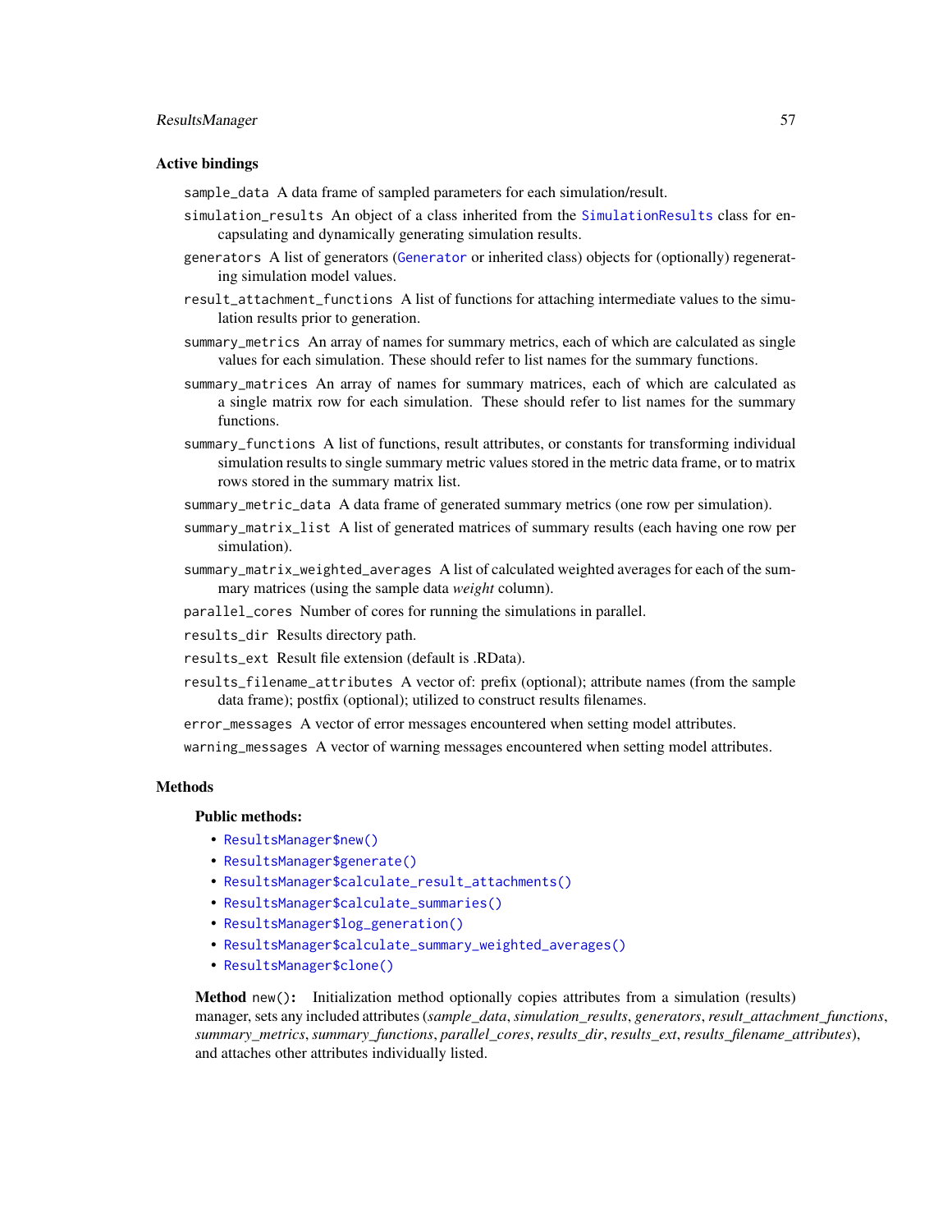### Active bindings

`sample_data` A data frame of sampled parameters for each simulation/result.

`simulation_results` An object of a class inherited from the `SimulationResults` class for encapsulating and dynamically generating simulation results.

`generators` A list of generators (`Generator` or inherited class) objects for (optionally) regenerating simulation model values.

`result_attachment_functions` A list of functions for attaching intermediate values to the simulation results prior to generation.

`summary_metrics` An array of names for summary metrics, each of which are calculated as single values for each simulation. These should refer to list names for the summary functions.

`summary_matrices` An array of names for summary matrices, each of which are calculated as a single matrix row for each simulation. These should refer to list names for the summary functions.

`summary_functions` A list of functions, result attributes, or constants for transforming individual simulation results to single summary metric values stored in the metric data frame, or to matrix rows stored in the summary matrix list.

`summary_metric_data` A data frame of generated summary metrics (one row per simulation).

`summary_matrix_list` A list of generated matrices of summary results (each having one row per simulation).

`summary_matrix_weighted_averages` A list of calculated weighted averages for each of the summary matrices (using the sample data *weight* column).

`parallel_cores` Number of cores for running the simulations in parallel.

`results_dir` Results directory path.

`results_ext` Result file extension (default is .RData).

`results_filename_attributes` A vector of: prefix (optional); attribute names (from the sample data frame); postfix (optional); utilized to construct results filenames.

`error_messages` A vector of error messages encountered when setting model attributes.

`warning_messages` A vector of warning messages encountered when setting model attributes.

### Methods

**Public methods:**

- `ResultsManager$new()`
- `ResultsManager$generate()`
- `ResultsManager$calculate_result_attachments()`
- `ResultsManager$calculate_summaries()`
- `ResultsManager$log_generation()`
- `ResultsManager$calculate_summary_weighted_averages()`
- `ResultsManager$clone()`

**Method** `new()`**:** Initialization method optionally copies attributes from a simulation (results) manager, sets any included attributes (*sample_data*, *simulation_results*, *generators*, *result_attachment_functions*, *summary_metrics*, *summary_functions*, *parallel_cores*, *results_dir*, *results_ext*, *results_filename_attributes*), and attaches other attributes individually listed.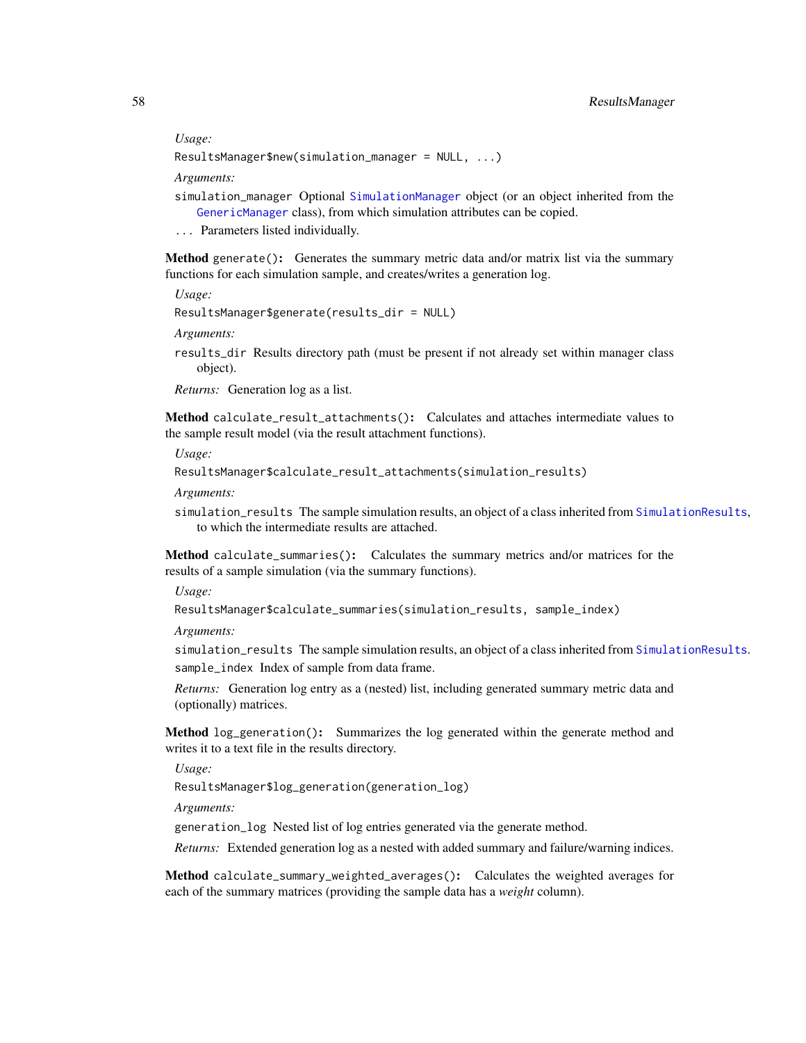*Usage:*

```
ResultsManager$new(simulation_manager = NULL, ...)
```

*Arguments:*

`simulation_manager` Optional `SimulationManager` object (or an object inherited from the `GenericManager` class), from which simulation attributes can be copied.

`...` Parameters listed individually.

**Method** `generate()`**:** Generates the summary metric data and/or matrix list via the summary functions for each simulation sample, and creates/writes a generation log.

*Usage:*

```
ResultsManager$generate(results_dir = NULL)
```

*Arguments:*

`results_dir` Results directory path (must be present if not already set within manager class object).

*Returns:* Generation log as a list.

**Method** `calculate_result_attachments()`**:** Calculates and attaches intermediate values to the sample result model (via the result attachment functions).

*Usage:*

```
ResultsManager$calculate_result_attachments(simulation_results)
```

*Arguments:*

`simulation_results` The sample simulation results, an object of a class inherited from `SimulationResults`, to which the intermediate results are attached.

**Method** `calculate_summaries()`**:** Calculates the summary metrics and/or matrices for the results of a sample simulation (via the summary functions).

*Usage:*

```
ResultsManager$calculate_summaries(simulation_results, sample_index)
```

*Arguments:*

`simulation_results` The sample simulation results, an object of a class inherited from `SimulationResults`.

`sample_index` Index of sample from data frame.

*Returns:* Generation log entry as a (nested) list, including generated summary metric data and (optionally) matrices.

**Method** `log_generation()`**:** Summarizes the log generated within the generate method and writes it to a text file in the results directory.

*Usage:*

```
ResultsManager$log_generation(generation_log)
```

*Arguments:*

`generation_log` Nested list of log entries generated via the generate method.

*Returns:* Extended generation log as a nested with added summary and failure/warning indices.

**Method** `calculate_summary_weighted_averages()`**:** Calculates the weighted averages for each of the summary matrices (providing the sample data has a *weight* column).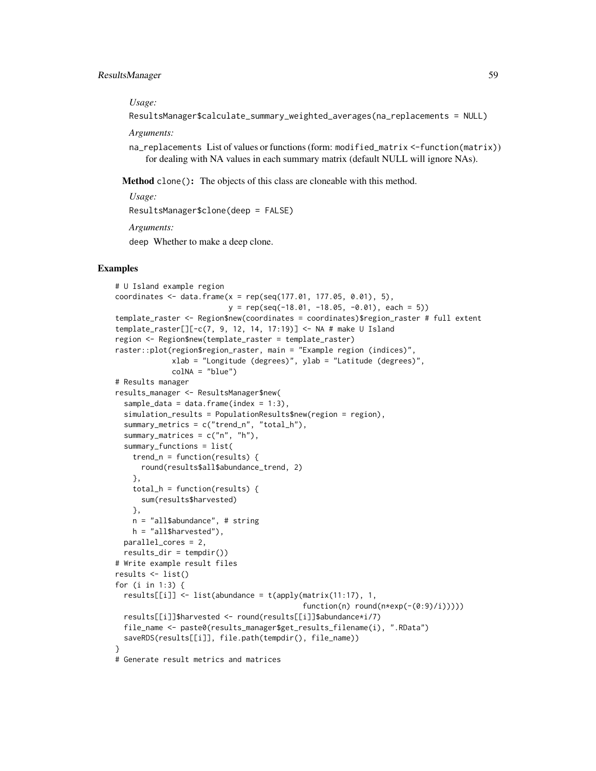*Usage:*

```
ResultsManager$calculate_summary_weighted_averages(na_replacements = NULL)
```

*Arguments:*

`na_replacements` List of values or functions (form: `modified_matrix <-function(matrix)`) for dealing with NA values in each summary matrix (default NULL will ignore NAs).

**Method** `clone()`: The objects of this class are cloneable with this method.

*Usage:*

```
ResultsManager$clone(deep = FALSE)
```

*Arguments:*

`deep` Whether to make a deep clone.

## Examples

```
# U Island example region
coordinates <- data.frame(x = rep(seq(177.01, 177.05, 0.01), 5),
                          y = rep(seq(-18.01, -18.05, -0.01), each = 5))
template_raster <- Region$new(coordinates = coordinates)$region_raster # full extent
template_raster[][-c(7, 9, 12, 14, 17:19)] <- NA # make U Island
region <- Region$new(template_raster = template_raster)
raster::plot(region$region_raster, main = "Example region (indices)",
             xlab = "Longitude (degrees)", ylab = "Latitude (degrees)",
             colNA = "blue")
# Results manager
results_manager <- ResultsManager$new(
  sample_data = data.frame(index = 1:3),
  simulation_results = PopulationResults$new(region = region),
  summary_metrics = c("trend_n", "total_h"),
  summary_matrices = c("n", "h"),
  summary_functions = list(
    trend_n = function(results) {
      round(results$all$abundance_trend, 2)
    },
    total_h = function(results) {
      sum(results$harvested)
    },
    n = "all$abundance", # string
    h = "all$harvested"),
  parallel_cores = 2,
  results_dir = tempdir())
# Write example result files
results <- list()
for (i in 1:3) {
  results[[i]] <- list(abundance = t(apply(matrix(11:17), 1,
                                           function(n) round(n*exp(-(0:9)/i)))))
  results[[i]]$harvested <- round(results[[i]]$abundance*i/7)
  file_name <- paste0(results_manager$get_results_filename(i), ".RData")
  saveRDS(results[[i]], file.path(tempdir(), file_name))
}
# Generate result metrics and matrices
```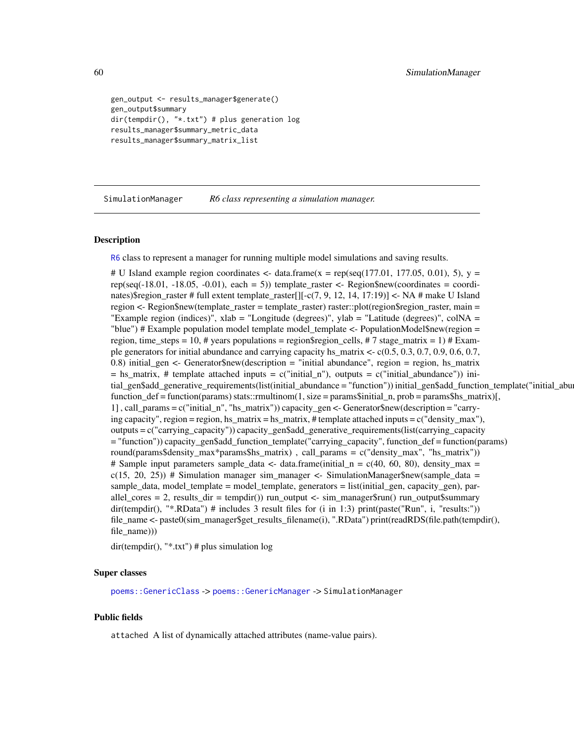```
gen_output <- results_manager$generate()
gen_output$summary
dir(tempdir(), "*.txt") # plus generation log
results_manager$summary_metric_data
results_manager$summary_matrix_list
```

---

## SimulationManager *R6 class representing a simulation manager.*

---

### Description

R6 class to represent a manager for running multiple model simulations and saving results.

# U Island example region coordinates <- data.frame(x = rep(seq(177.01, 177.05, 0.01), 5), y = rep(seq(-18.01, -18.05, -0.01), each = 5)) template_raster <- Region$new(coordinates = coordinates)$region_raster # full extent template_raster[][-c(7, 9, 12, 14, 17:19)] <- NA # make U Island region <- Region$new(template_raster = template_raster) raster::plot(region$region_raster, main = "Example region (indices)", xlab = "Longitude (degrees)", ylab = "Latitude (degrees)", colNA = "blue") # Example population model template model_template <- PopulationModel$new(region = region, time_steps = 10, # years populations = region$region_cells, # 7 stage_matrix = 1) # Example generators for initial abundance and carrying capacity hs_matrix <- c(0.5, 0.3, 0.7, 0.9, 0.6, 0.7, 0.8) initial_gen <- Generator$new(description = "initial abundance", region = region, hs_matrix = hs_matrix, # template attached inputs = c("initial_n"), outputs = c("initial_abundance")) initial_gen$add_generative_requirements(list(initial_abundance = "function")) initial_gen$add_function_template("initial_abundance", function_def = function(params) stats::rmultinom(1, size = params$initial_n, prob = params$hs_matrix)[, 1] , call_params = c("initial_n", "hs_matrix")) capacity_gen <- Generator$new(description = "carrying capacity", region = region, hs_matrix = hs_matrix, # template attached inputs = c("density_max"), outputs = c("carrying_capacity")) capacity_gen$add_generative_requirements(list(carrying_capacity = "function")) capacity_gen$add_function_template("carrying_capacity", function_def = function(params) round(params$density_max*params$hs_matrix) , call_params = c("density_max", "hs_matrix")) # Sample input parameters sample_data <- data.frame(initial_n = c(40, 60, 80), density_max = c(15, 20, 25)) # Simulation manager sim_manager <- SimulationManager$new(sample_data = sample_data, model_template = model_template, generators = list(initial_gen, capacity_gen), parallel_cores = 2, results_dir = tempdir()) run_output <- sim_manager$run() run_output$summary dir(tempdir(), "*.RData") # includes 3 result files for (i in 1:3) print(paste("Run", i, "results:")) file_name <- paste0(sim_manager$get_results_filename(i), ".RData") print(readRDS(file.path(tempdir(), file_name)))

dir(tempdir(), "*.txt") # plus simulation log

### Super classes

`poems::GenericClass` -> `poems::GenericManager` -> `SimulationManager`

### Public fields

`attached` A list of dynamically attached attributes (name-value pairs).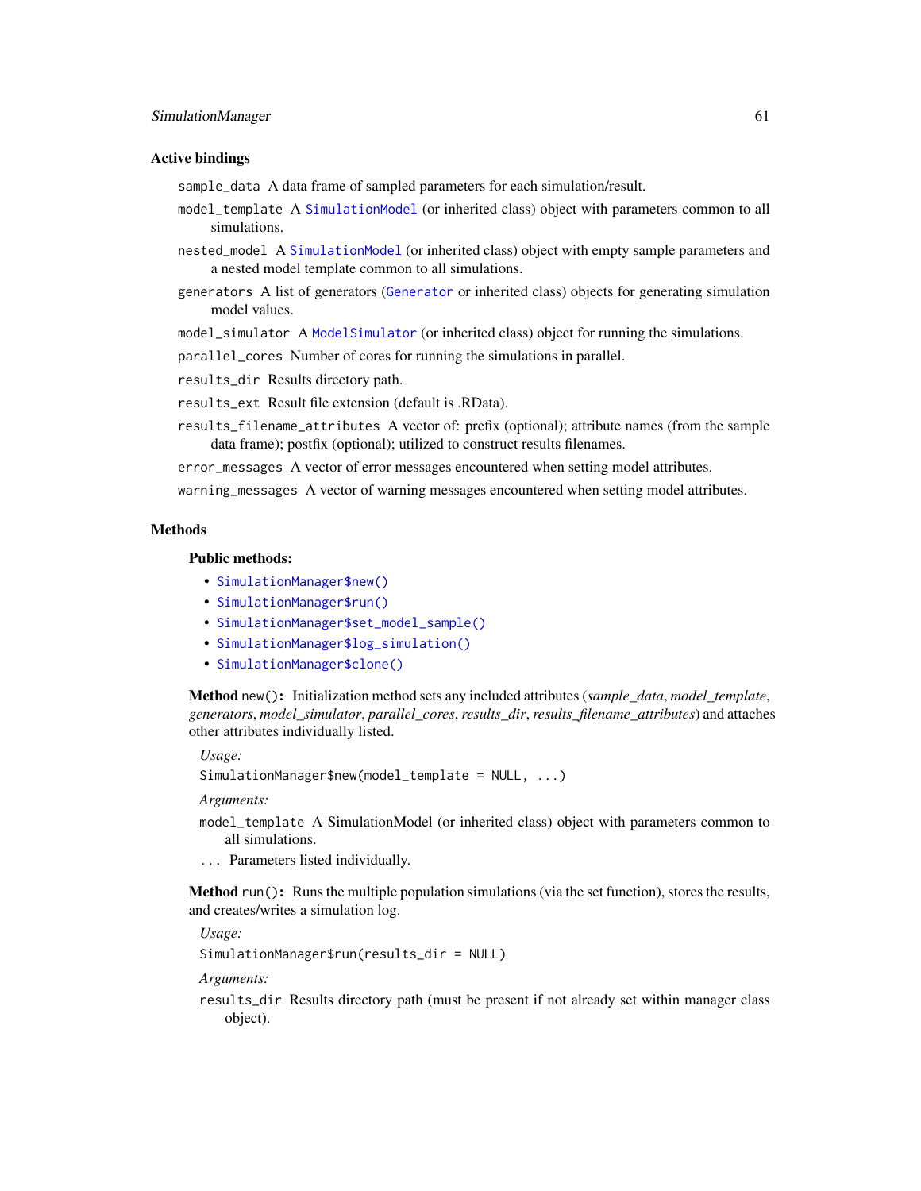### Active bindings

`sample_data` A data frame of sampled parameters for each simulation/result.

`model_template` A `SimulationModel` (or inherited class) object with parameters common to all simulations.

`nested_model` A `SimulationModel` (or inherited class) object with empty sample parameters and a nested model template common to all simulations.

`generators` A list of generators (`Generator` or inherited class) objects for generating simulation model values.

`model_simulator` A `ModelSimulator` (or inherited class) object for running the simulations.

`parallel_cores` Number of cores for running the simulations in parallel.

`results_dir` Results directory path.

`results_ext` Result file extension (default is .RData).

`results_filename_attributes` A vector of: prefix (optional); attribute names (from the sample data frame); postfix (optional); utilized to construct results filenames.

`error_messages` A vector of error messages encountered when setting model attributes.

`warning_messages` A vector of warning messages encountered when setting model attributes.

### Methods

#### Public methods:

- `SimulationManager$new()`
- `SimulationManager$run()`
- `SimulationManager$set_model_sample()`
- `SimulationManager$log_simulation()`
- `SimulationManager$clone()`

**Method** `new()`**:** Initialization method sets any included attributes (*sample_data*, *model_template*, *generators*, *model_simulator*, *parallel_cores*, *results_dir*, *results_filename_attributes*) and attaches other attributes individually listed.

*Usage:*

```
SimulationManager$new(model_template = NULL, ...)
```

*Arguments:*

`model_template` A SimulationModel (or inherited class) object with parameters common to all simulations.

`...` Parameters listed individually.

**Method** `run()`**:** Runs the multiple population simulations (via the set function), stores the results, and creates/writes a simulation log.

*Usage:*

```
SimulationManager$run(results_dir = NULL)
```

*Arguments:*

`results_dir` Results directory path (must be present if not already set within manager class object).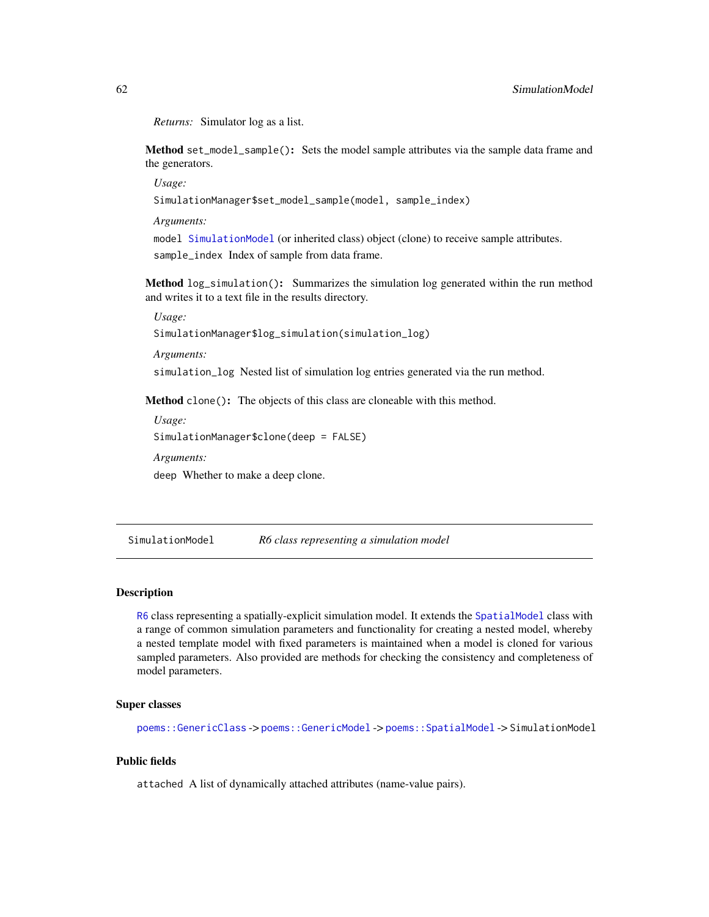*Returns:* Simulator log as a list.

**Method** `set_model_sample()`**:** Sets the model sample attributes via the sample data frame and the generators.

*Usage:*

```
SimulationManager$set_model_sample(model, sample_index)
```

*Arguments:*

`model` `SimulationModel` (or inherited class) object (clone) to receive sample attributes.

`sample_index` Index of sample from data frame.

**Method** `log_simulation()`**:** Summarizes the simulation log generated within the run method and writes it to a text file in the results directory.

*Usage:*

```
SimulationManager$log_simulation(simulation_log)
```

*Arguments:*

`simulation_log` Nested list of simulation log entries generated via the run method.

**Method** `clone()`**:** The objects of this class are cloneable with this method.

*Usage:*

```
SimulationManager$clone(deep = FALSE)
```

*Arguments:*

`deep` Whether to make a deep clone.

---

## `SimulationModel` *R6 class representing a simulation model*

---

### Description

`R6` class representing a spatially-explicit simulation model. It extends the `SpatialModel` class with a range of common simulation parameters and functionality for creating a nested model, whereby a nested template model with fixed parameters is maintained when a model is cloned for various sampled parameters. Also provided are methods for checking the consistency and completeness of model parameters.

### Super classes

`poems::GenericClass` -> `poems::GenericModel` -> `poems::SpatialModel` -> `SimulationModel`

### Public fields

`attached` A list of dynamically attached attributes (name-value pairs).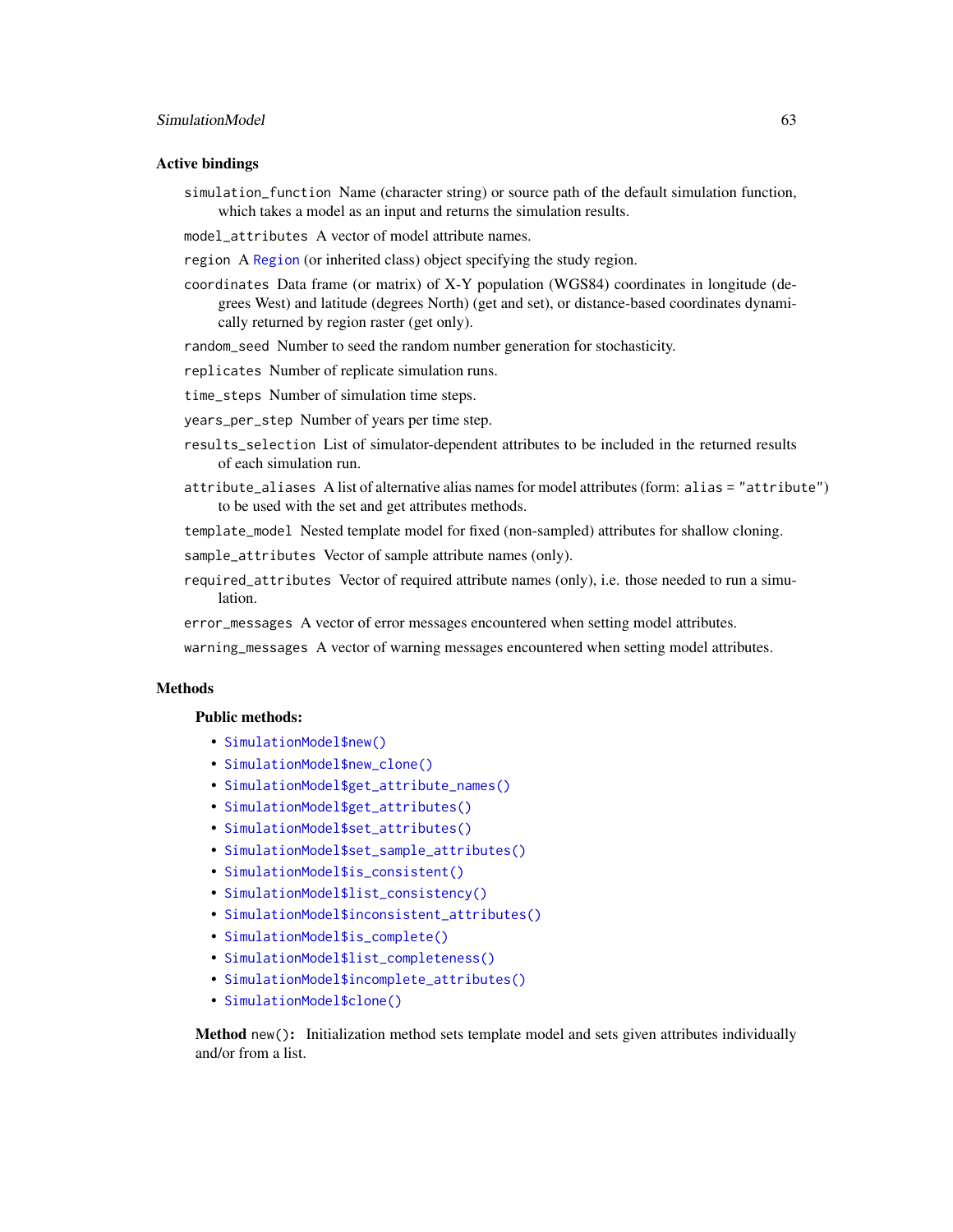### Active bindings

`simulation_function` Name (character string) or source path of the default simulation function, which takes a model as an input and returns the simulation results.

`model_attributes` A vector of model attribute names.

`region` A Region (or inherited class) object specifying the study region.

`coordinates` Data frame (or matrix) of X-Y population (WGS84) coordinates in longitude (degrees West) and latitude (degrees North) (get and set), or distance-based coordinates dynamically returned by region raster (get only).

`random_seed` Number to seed the random number generation for stochasticity.

`replicates` Number of replicate simulation runs.

`time_steps` Number of simulation time steps.

`years_per_step` Number of years per time step.

`results_selection` List of simulator-dependent attributes to be included in the returned results of each simulation run.

`attribute_aliases` A list of alternative alias names for model attributes (form: `alias = "attribute"`) to be used with the set and get attributes methods.

`template_model` Nested template model for fixed (non-sampled) attributes for shallow cloning.

`sample_attributes` Vector of sample attribute names (only).

`required_attributes` Vector of required attribute names (only), i.e. those needed to run a simulation.

`error_messages` A vector of error messages encountered when setting model attributes.

`warning_messages` A vector of warning messages encountered when setting model attributes.

### Methods

#### Public methods:

- `SimulationModel$new()`
- `SimulationModel$new_clone()`
- `SimulationModel$get_attribute_names()`
- `SimulationModel$get_attributes()`
- `SimulationModel$set_attributes()`
- `SimulationModel$set_sample_attributes()`
- `SimulationModel$is_consistent()`
- `SimulationModel$list_consistency()`
- `SimulationModel$inconsistent_attributes()`
- `SimulationModel$is_complete()`
- `SimulationModel$list_completeness()`
- `SimulationModel$incomplete_attributes()`
- `SimulationModel$clone()`

**Method** `new()`**:** Initialization method sets template model and sets given attributes individually and/or from a list.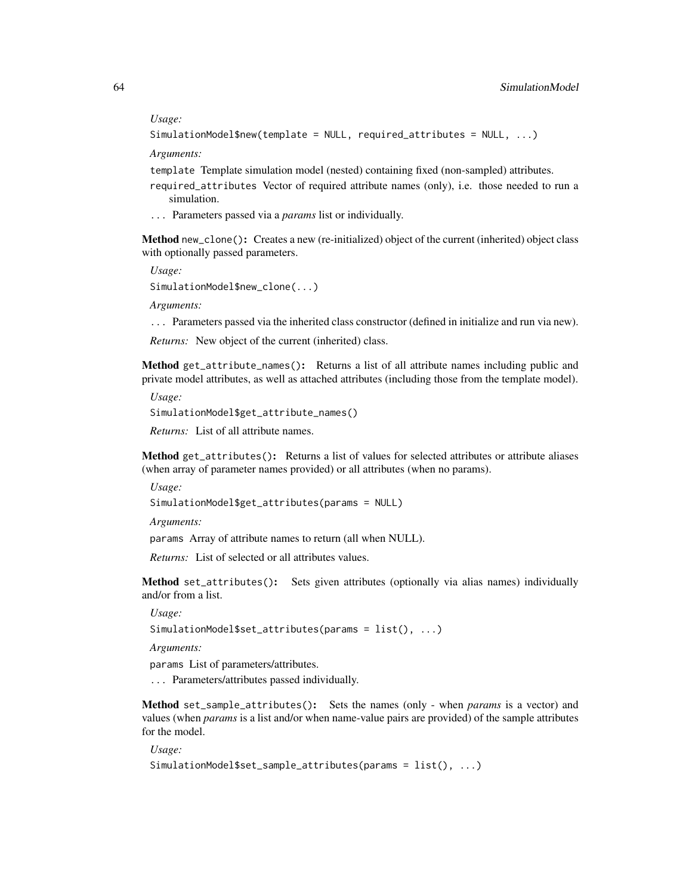*Usage:*

```
SimulationModel$new(template = NULL, required_attributes = NULL, ...)
```

*Arguments:*

`template` Template simulation model (nested) containing fixed (non-sampled) attributes.

`required_attributes` Vector of required attribute names (only), i.e. those needed to run a simulation.

`...` Parameters passed via a *params* list or individually.

**Method** `new_clone()`**:** Creates a new (re-initialized) object of the current (inherited) object class with optionally passed parameters.

*Usage:*

```
SimulationModel$new_clone(...)
```

*Arguments:*

`...` Parameters passed via the inherited class constructor (defined in initialize and run via new).

*Returns:* New object of the current (inherited) class.

**Method** `get_attribute_names()`**:** Returns a list of all attribute names including public and private model attributes, as well as attached attributes (including those from the template model).

*Usage:*

```
SimulationModel$get_attribute_names()
```

*Returns:* List of all attribute names.

**Method** `get_attributes()`**:** Returns a list of values for selected attributes or attribute aliases (when array of parameter names provided) or all attributes (when no params).

*Usage:*

```
SimulationModel$get_attributes(params = NULL)
```

*Arguments:*

`params` Array of attribute names to return (all when NULL).

*Returns:* List of selected or all attributes values.

**Method** `set_attributes()`**:** Sets given attributes (optionally via alias names) individually and/or from a list.

*Usage:*

```
SimulationModel$set_attributes(params = list(), ...)
```

*Arguments:*

`params` List of parameters/attributes.

`...` Parameters/attributes passed individually.

**Method** `set_sample_attributes()`**:** Sets the names (only - when *params* is a vector) and values (when *params* is a list and/or when name-value pairs are provided) of the sample attributes for the model.

*Usage:*

```
SimulationModel$set_sample_attributes(params = list(), ...)
```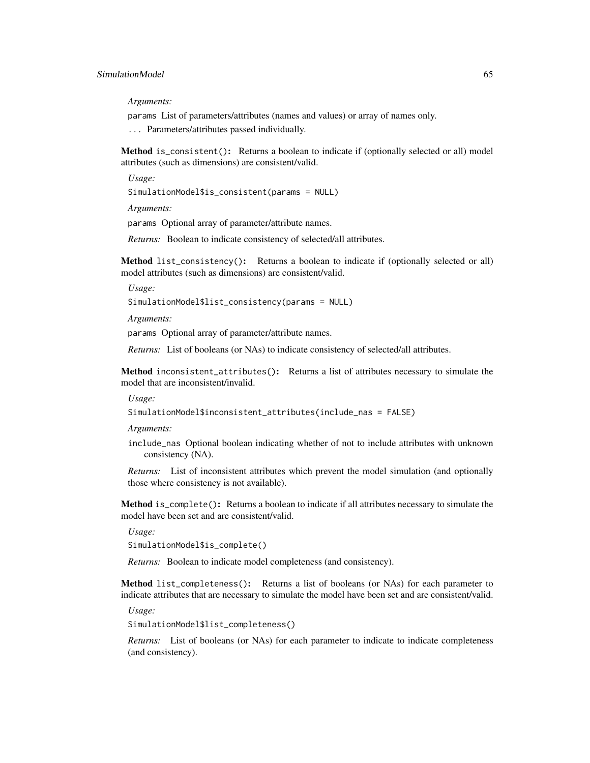*Arguments:*

`params` List of parameters/attributes (names and values) or array of names only.

`...` Parameters/attributes passed individually.

**Method** `is_consistent()`**:** Returns a boolean to indicate if (optionally selected or all) model attributes (such as dimensions) are consistent/valid.

*Usage:*

```
SimulationModel$is_consistent(params = NULL)
```

*Arguments:*

`params` Optional array of parameter/attribute names.

*Returns:* Boolean to indicate consistency of selected/all attributes.

**Method** `list_consistency()`**:** Returns a boolean to indicate if (optionally selected or all) model attributes (such as dimensions) are consistent/valid.

*Usage:*

```
SimulationModel$list_consistency(params = NULL)
```

*Arguments:*

`params` Optional array of parameter/attribute names.

*Returns:* List of booleans (or NAs) to indicate consistency of selected/all attributes.

**Method** `inconsistent_attributes()`**:** Returns a list of attributes necessary to simulate the model that are inconsistent/invalid.

*Usage:*

```
SimulationModel$inconsistent_attributes(include_nas = FALSE)
```

*Arguments:*

`include_nas` Optional boolean indicating whether of not to include attributes with unknown consistency (NA).

*Returns:* List of inconsistent attributes which prevent the model simulation (and optionally those where consistency is not available).

**Method** `is_complete()`**:** Returns a boolean to indicate if all attributes necessary to simulate the model have been set and are consistent/valid.

*Usage:*

```
SimulationModel$is_complete()
```

*Returns:* Boolean to indicate model completeness (and consistency).

**Method** `list_completeness()`**:** Returns a list of booleans (or NAs) for each parameter to indicate attributes that are necessary to simulate the model have been set and are consistent/valid.

*Usage:*

```
SimulationModel$list_completeness()
```

*Returns:* List of booleans (or NAs) for each parameter to indicate to indicate completeness (and consistency).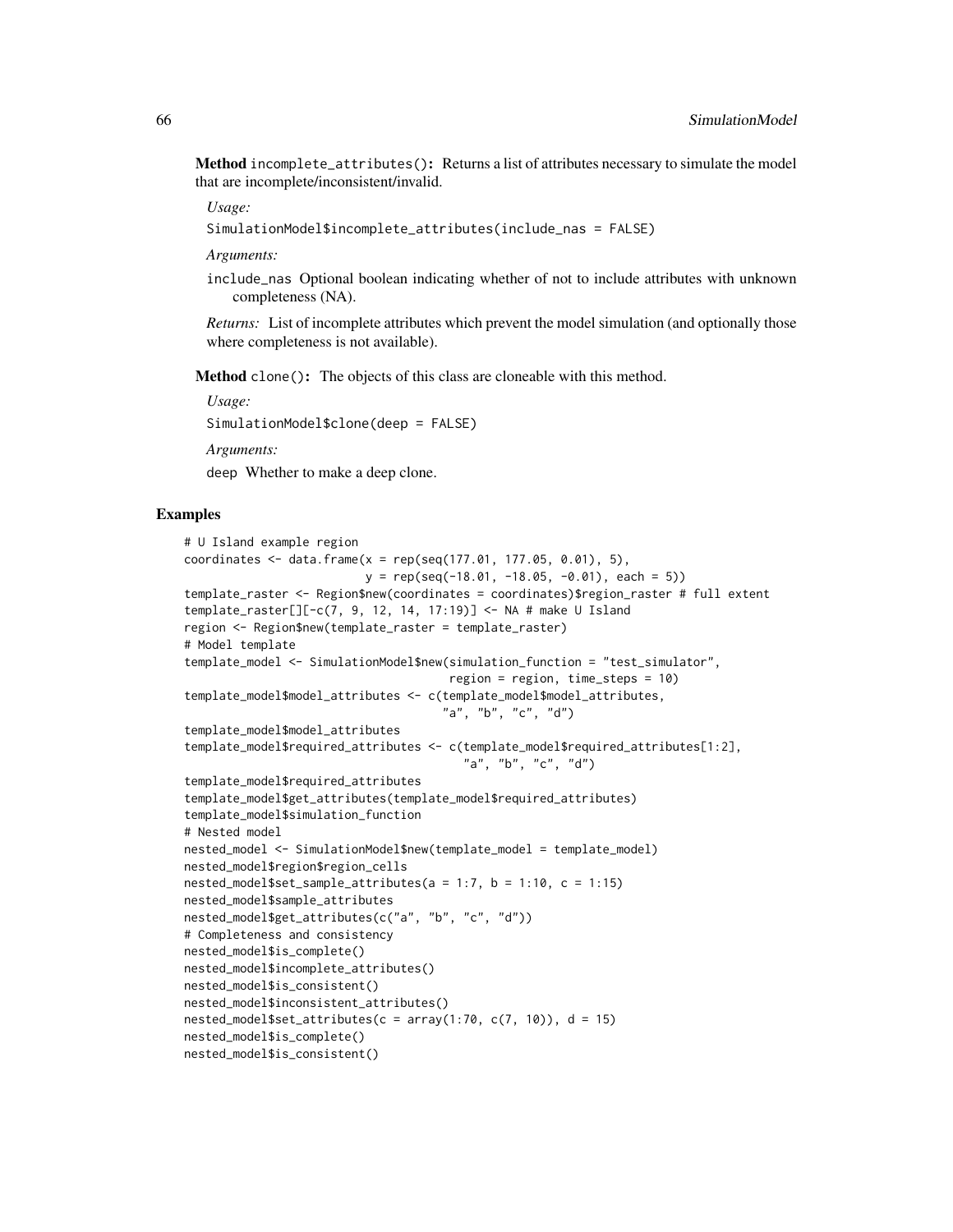**Method** `incomplete_attributes()`**:** Returns a list of attributes necessary to simulate the model that are incomplete/inconsistent/invalid.

*Usage:*

```
SimulationModel$incomplete_attributes(include_nas = FALSE)
```

*Arguments:*

`include_nas` Optional boolean indicating whether of not to include attributes with unknown completeness (NA).

*Returns:* List of incomplete attributes which prevent the model simulation (and optionally those where completeness is not available).

**Method** `clone()`**:** The objects of this class are cloneable with this method.

*Usage:*

```
SimulationModel$clone(deep = FALSE)
```

*Arguments:*

`deep` Whether to make a deep clone.

## Examples

```
# U Island example region
coordinates <- data.frame(x = rep(seq(177.01, 177.05, 0.01), 5),
                          y = rep(seq(-18.01, -18.05, -0.01), each = 5))
template_raster <- Region$new(coordinates = coordinates)$region_raster # full extent
template_raster[][-c(7, 9, 12, 14, 17:19)] <- NA # make U Island
region <- Region$new(template_raster = template_raster)
# Model template
template_model <- SimulationModel$new(simulation_function = "test_simulator",
                                      region = region, time_steps = 10)
template_model$model_attributes <- c(template_model$model_attributes,
                                     "a", "b", "c", "d")
template_model$model_attributes
template_model$required_attributes <- c(template_model$required_attributes[1:2],
                                        "a", "b", "c", "d")
template_model$required_attributes
template_model$get_attributes(template_model$required_attributes)
template_model$simulation_function
# Nested model
nested_model <- SimulationModel$new(template_model = template_model)
nested_model$region$region_cells
nested_model$set_sample_attributes(a = 1:7, b = 1:10, c = 1:15)
nested_model$sample_attributes
nested_model$get_attributes(c("a", "b", "c", "d"))
# Completeness and consistency
nested_model$is_complete()
nested_model$incomplete_attributes()
nested_model$is_consistent()
nested_model$inconsistent_attributes()
nested_model$set_attributes(c = array(1:70, c(7, 10)), d = 15)
nested_model$is_complete()
nested_model$is_consistent()
```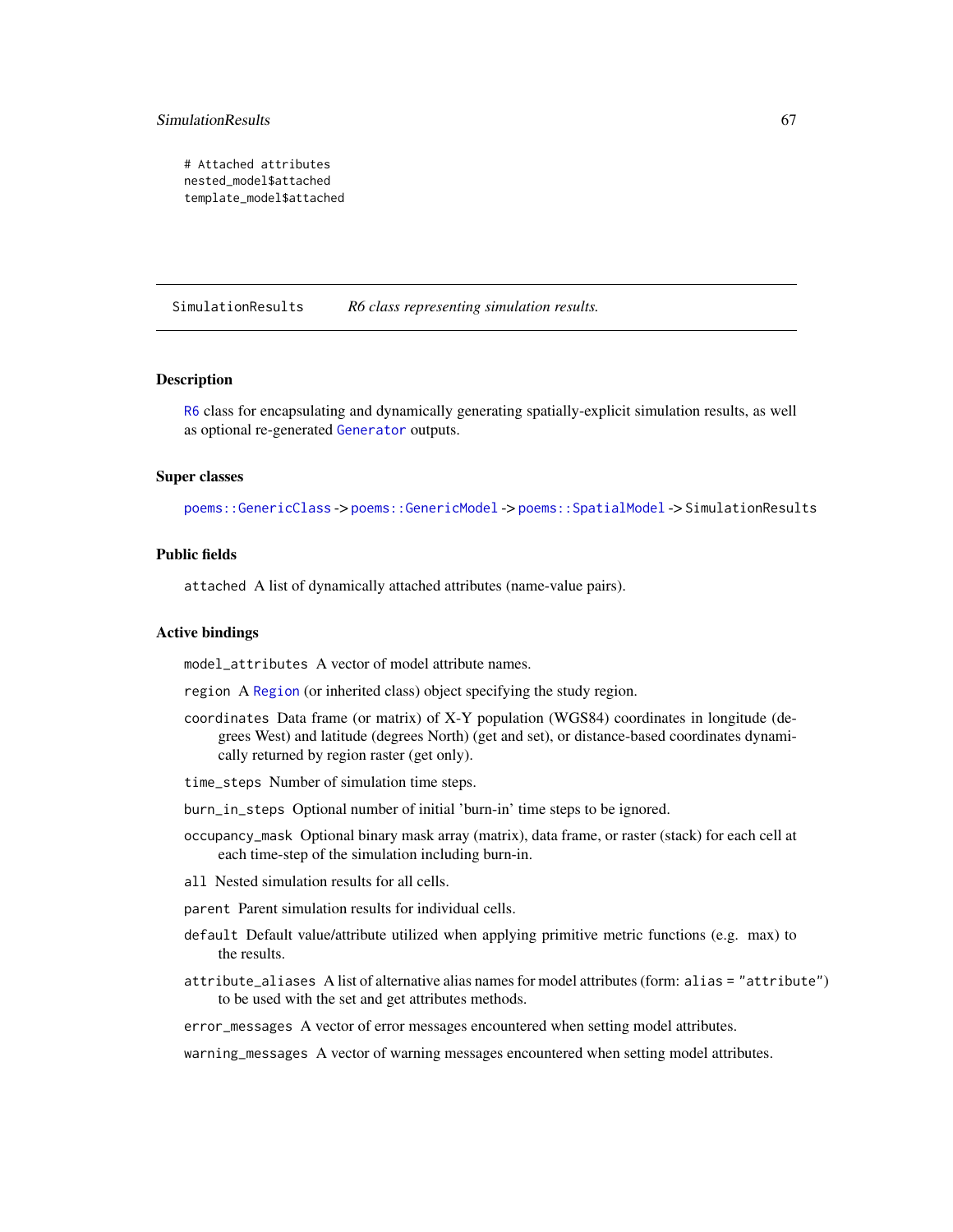```
# Attached attributes
nested_model$attached
template_model$attached
```

---

## SimulationResults *R6 class representing simulation results.*

### Description

R6 class for encapsulating and dynamically generating spatially-explicit simulation results, as well as optional re-generated Generator outputs.

### Super classes

poems::GenericClass -> poems::GenericModel -> poems::SpatialModel -> SimulationResults

### Public fields

`attached` A list of dynamically attached attributes (name-value pairs).

### Active bindings

`model_attributes` A vector of model attribute names.

`region` A Region (or inherited class) object specifying the study region.

`coordinates` Data frame (or matrix) of X-Y population (WGS84) coordinates in longitude (degrees West) and latitude (degrees North) (get and set), or distance-based coordinates dynamically returned by region raster (get only).

`time_steps` Number of simulation time steps.

`burn_in_steps` Optional number of initial 'burn-in' time steps to be ignored.

`occupancy_mask` Optional binary mask array (matrix), data frame, or raster (stack) for each cell at each time-step of the simulation including burn-in.

`all` Nested simulation results for all cells.

`parent` Parent simulation results for individual cells.

`default` Default value/attribute utilized when applying primitive metric functions (e.g. max) to the results.

`attribute_aliases` A list of alternative alias names for model attributes (form: `alias = "attribute"`) to be used with the set and get attributes methods.

`error_messages` A vector of error messages encountered when setting model attributes.

`warning_messages` A vector of warning messages encountered when setting model attributes.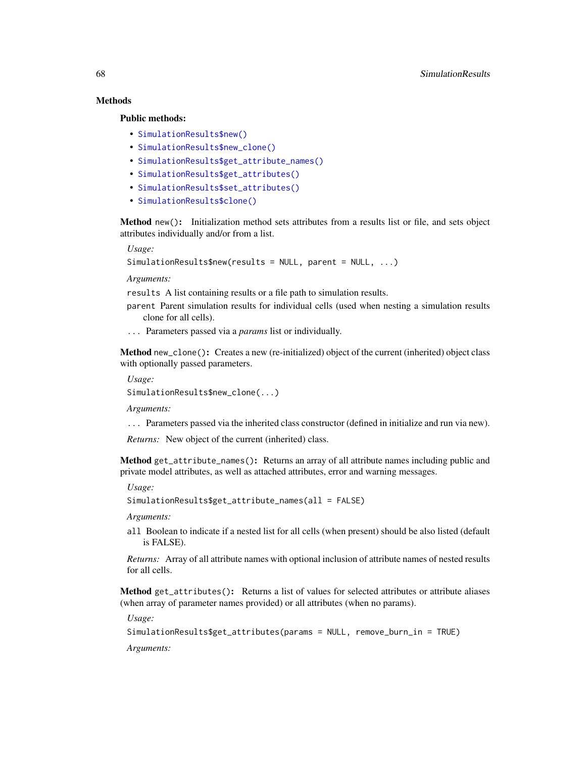## Methods

### Public methods:

- `SimulationResults$new()`
- `SimulationResults$new_clone()`
- `SimulationResults$get_attribute_names()`
- `SimulationResults$get_attributes()`
- `SimulationResults$set_attributes()`
- `SimulationResults$clone()`

**Method** `new()`**:** Initialization method sets attributes from a results list or file, and sets object attributes individually and/or from a list.

*Usage:*

```
SimulationResults$new(results = NULL, parent = NULL, ...)
```

*Arguments:*

`results` A list containing results or a file path to simulation results.

`parent` Parent simulation results for individual cells (used when nesting a simulation results clone for all cells).

`...` Parameters passed via a *params* list or individually.

**Method** `new_clone()`**:** Creates a new (re-initialized) object of the current (inherited) object class with optionally passed parameters.

*Usage:*

```
SimulationResults$new_clone(...)
```

*Arguments:*

`...` Parameters passed via the inherited class constructor (defined in initialize and run via new).

*Returns:* New object of the current (inherited) class.

**Method** `get_attribute_names()`**:** Returns an array of all attribute names including public and private model attributes, as well as attached attributes, error and warning messages.

*Usage:*

```
SimulationResults$get_attribute_names(all = FALSE)
```

*Arguments:*

`all` Boolean to indicate if a nested list for all cells (when present) should be also listed (default is FALSE).

*Returns:* Array of all attribute names with optional inclusion of attribute names of nested results for all cells.

**Method** `get_attributes()`**:** Returns a list of values for selected attributes or attribute aliases (when array of parameter names provided) or all attributes (when no params).

*Usage:*

```
SimulationResults$get_attributes(params = NULL, remove_burn_in = TRUE)
```

*Arguments:*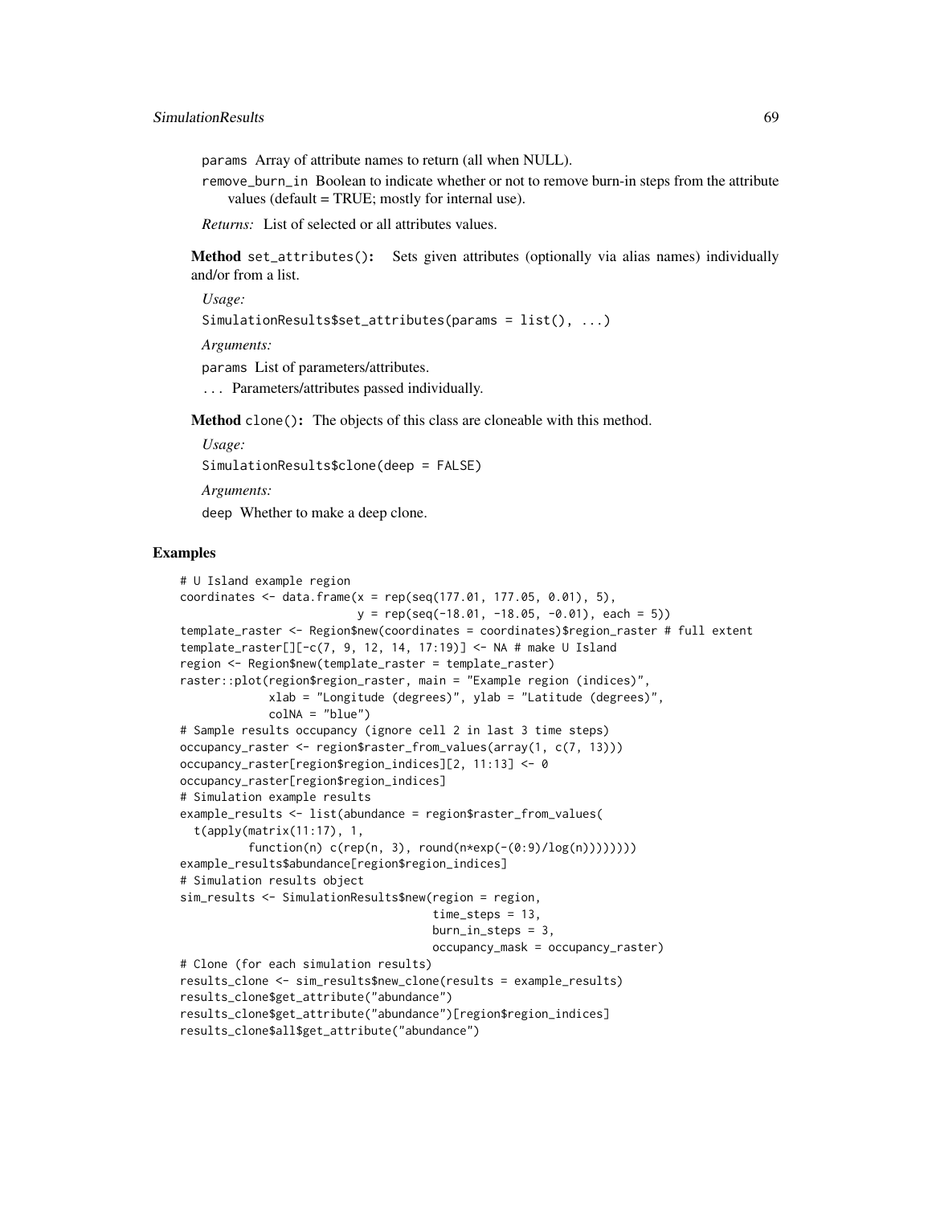params Array of attribute names to return (all when NULL).

remove_burn_in Boolean to indicate whether or not to remove burn-in steps from the attribute values (default = TRUE; mostly for internal use).

*Returns:* List of selected or all attributes values.

**Method** `set_attributes()`: Sets given attributes (optionally via alias names) individually and/or from a list.

*Usage:*

```
SimulationResults$set_attributes(params = list(), ...)
```

*Arguments:*

params List of parameters/attributes.

... Parameters/attributes passed individually.

**Method** `clone()`: The objects of this class are cloneable with this method.

*Usage:*

```
SimulationResults$clone(deep = FALSE)
```

*Arguments:*

deep Whether to make a deep clone.

## Examples

```
# U Island example region
coordinates <- data.frame(x = rep(seq(177.01, 177.05, 0.01), 5),
                          y = rep(seq(-18.01, -18.05, -0.01), each = 5))
template_raster <- Region$new(coordinates = coordinates)$region_raster # full extent
template_raster[][-c(7, 9, 12, 14, 17:19)] <- NA # make U Island
region <- Region$new(template_raster = template_raster)
raster::plot(region$region_raster, main = "Example region (indices)",
             xlab = "Longitude (degrees)", ylab = "Latitude (degrees)",
             colNA = "blue")
# Sample results occupancy (ignore cell 2 in last 3 time steps)
occupancy_raster <- region$raster_from_values(array(1, c(7, 13)))
occupancy_raster[region$region_indices][2, 11:13] <- 0
occupancy_raster[region$region_indices]
# Simulation example results
example_results <- list(abundance = region$raster_from_values(
  t(apply(matrix(11:17), 1,
          function(n) c(rep(n, 3), round(n*exp(-(0:9)/log(n))))))))
example_results$abundance[region$region_indices]
# Simulation results object
sim_results <- SimulationResults$new(region = region,
                                     time_steps = 13,
                                     burn_in_steps = 3,
                                     occupancy_mask = occupancy_raster)
# Clone (for each simulation results)
results_clone <- sim_results$new_clone(results = example_results)
results_clone$get_attribute("abundance")
results_clone$get_attribute("abundance")[region$region_indices]
results_clone$all$get_attribute("abundance")
```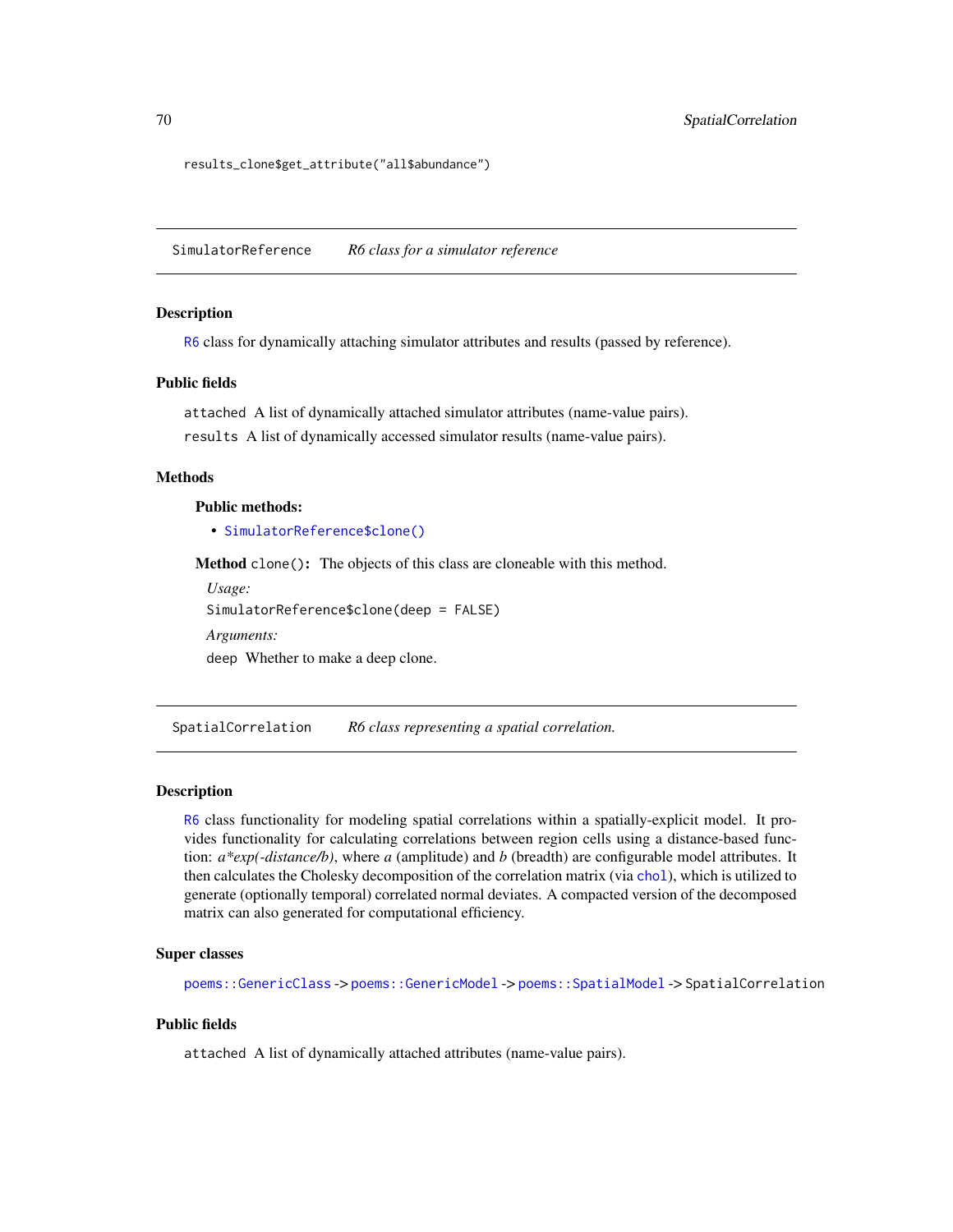```
results_clone$get_attribute("all$abundance")
```

---

## SimulatorReference — *R6 class for a simulator reference*

### Description

R6 class for dynamically attaching simulator attributes and results (passed by reference).

### Public fields

`attached` A list of dynamically attached simulator attributes (name-value pairs).

`results` A list of dynamically accessed simulator results (name-value pairs).

### Methods

**Public methods:**

- `SimulatorReference$clone()`

**Method** `clone()`**:** The objects of this class are cloneable with this method.

*Usage:*

```
SimulatorReference$clone(deep = FALSE)
```

*Arguments:*

`deep` Whether to make a deep clone.

---

## SpatialCorrelation — *R6 class representing a spatial correlation.*

### Description

R6 class functionality for modeling spatial correlations within a spatially-explicit model. It provides functionality for calculating correlations between region cells using a distance-based function: *a*exp(-distance/b)*, where *a* (amplitude) and *b* (breadth) are configurable model attributes. It then calculates the Cholesky decomposition of the correlation matrix (via `chol`), which is utilized to generate (optionally temporal) correlated normal deviates. A compacted version of the decomposed matrix can also generated for computational efficiency.

### Super classes

`poems::GenericClass` -> `poems::GenericModel` -> `poems::SpatialModel` -> `SpatialCorrelation`

### Public fields

`attached` A list of dynamically attached attributes (name-value pairs).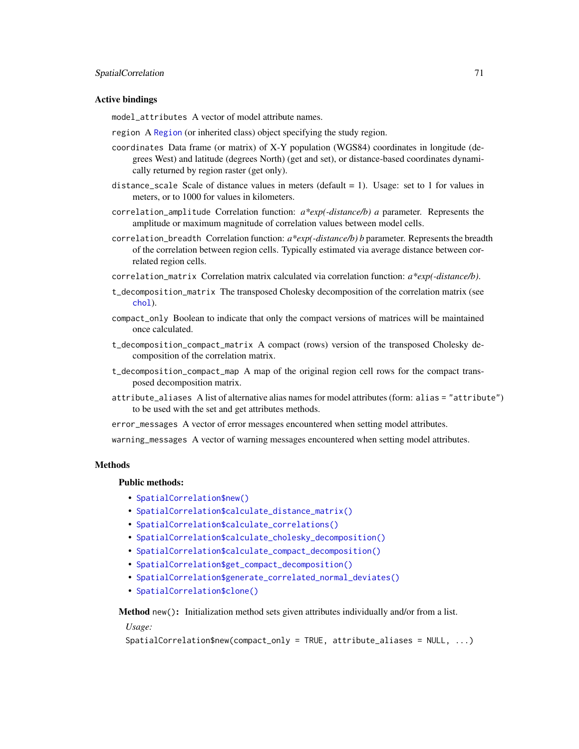### Active bindings

`model_attributes` A vector of model attribute names.

`region` A Region (or inherited class) object specifying the study region.

`coordinates` Data frame (or matrix) of X-Y population (WGS84) coordinates in longitude (degrees West) and latitude (degrees North) (get and set), or distance-based coordinates dynamically returned by region raster (get only).

`distance_scale` Scale of distance values in meters (default = 1). Usage: set to 1 for values in meters, or to 1000 for values in kilometers.

`correlation_amplitude` Correlation function: *a\*exp(-distance/b) a* parameter. Represents the amplitude or maximum magnitude of correlation values between model cells.

`correlation_breadth` Correlation function: *a\*exp(-distance/b) b* parameter. Represents the breadth of the correlation between region cells. Typically estimated via average distance between correlated region cells.

`correlation_matrix` Correlation matrix calculated via correlation function: *a\*exp(-distance/b)*.

`t_decomposition_matrix` The transposed Cholesky decomposition of the correlation matrix (see `chol`).

`compact_only` Boolean to indicate that only the compact versions of matrices will be maintained once calculated.

`t_decomposition_compact_matrix` A compact (rows) version of the transposed Cholesky decomposition of the correlation matrix.

`t_decomposition_compact_map` A map of the original region cell rows for the compact transposed decomposition matrix.

`attribute_aliases` A list of alternative alias names for model attributes (form: `alias = "attribute"`) to be used with the set and get attributes methods.

`error_messages` A vector of error messages encountered when setting model attributes.

`warning_messages` A vector of warning messages encountered when setting model attributes.

### Methods

**Public methods:**

- `SpatialCorrelation$new()`
- `SpatialCorrelation$calculate_distance_matrix()`
- `SpatialCorrelation$calculate_correlations()`
- `SpatialCorrelation$calculate_cholesky_decomposition()`
- `SpatialCorrelation$calculate_compact_decomposition()`
- `SpatialCorrelation$get_compact_decomposition()`
- `SpatialCorrelation$generate_correlated_normal_deviates()`
- `SpatialCorrelation$clone()`

**Method** `new()`**:** Initialization method sets given attributes individually and/or from a list.

*Usage:*

```
SpatialCorrelation$new(compact_only = TRUE, attribute_aliases = NULL, ...)
```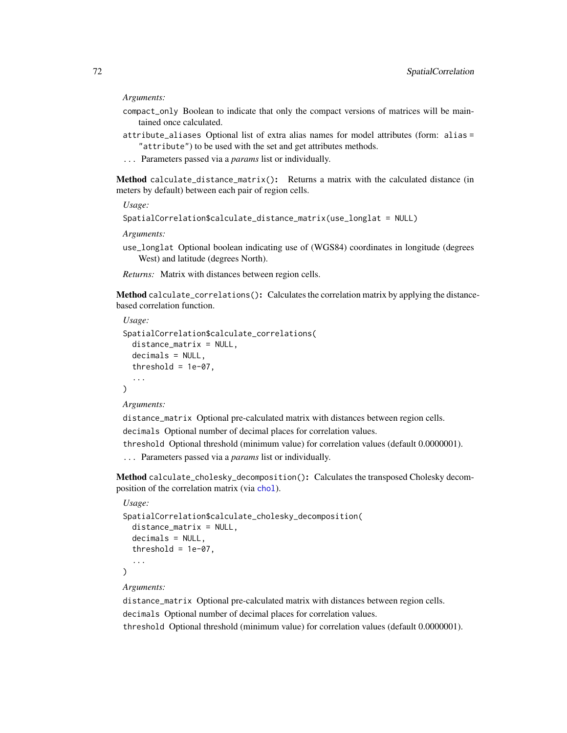*Arguments:*

`compact_only` Boolean to indicate that only the compact versions of matrices will be maintained once calculated.

`attribute_aliases` Optional list of extra alias names for model attributes (form: `alias = "attribute"`) to be used with the set and get attributes methods.

`...` Parameters passed via a *params* list or individually.

**Method** `calculate_distance_matrix()`**:** Returns a matrix with the calculated distance (in meters by default) between each pair of region cells.

*Usage:*

```
SpatialCorrelation$calculate_distance_matrix(use_longlat = NULL)
```

*Arguments:*

`use_longlat` Optional boolean indicating use of (WGS84) coordinates in longitude (degrees West) and latitude (degrees North).

*Returns:* Matrix with distances between region cells.

**Method** `calculate_correlations()`**:** Calculates the correlation matrix by applying the distance-based correlation function.

*Usage:*

```
SpatialCorrelation$calculate_correlations(
  distance_matrix = NULL,
  decimals = NULL,
  threshold = 1e-07,
  ...
)
```

*Arguments:*

`distance_matrix` Optional pre-calculated matrix with distances between region cells.

`decimals` Optional number of decimal places for correlation values.

`threshold` Optional threshold (minimum value) for correlation values (default 0.0000001).

`...` Parameters passed via a *params* list or individually.

**Method** `calculate_cholesky_decomposition()`**:** Calculates the transposed Cholesky decomposition of the correlation matrix (via `chol`).

*Usage:*

```
SpatialCorrelation$calculate_cholesky_decomposition(
  distance_matrix = NULL,
  decimals = NULL,
  threshold = 1e-07,
  ...
)
```

*Arguments:*

`distance_matrix` Optional pre-calculated matrix with distances between region cells.

`decimals` Optional number of decimal places for correlation values.

`threshold` Optional threshold (minimum value) for correlation values (default 0.0000001).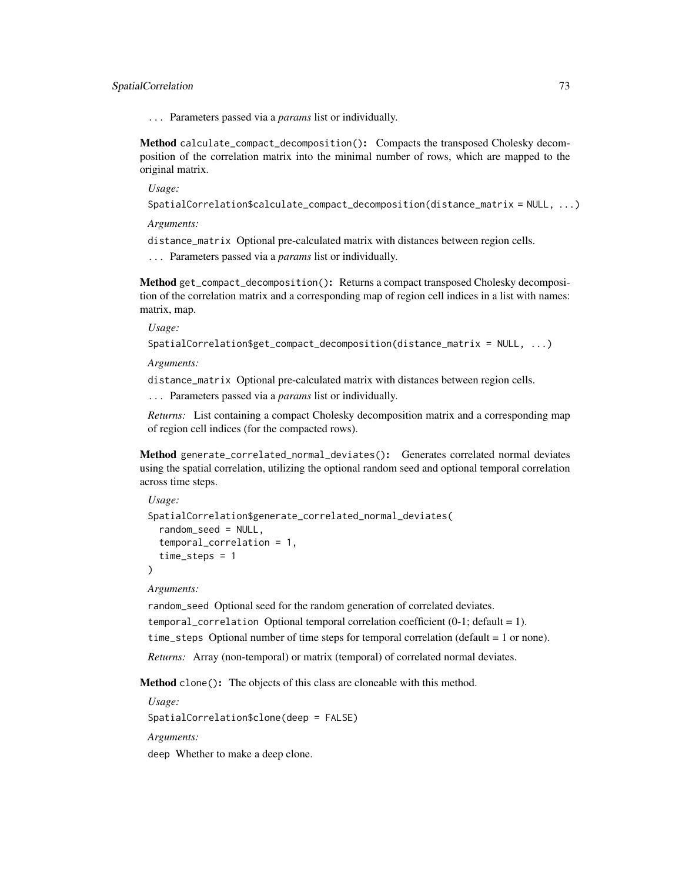... Parameters passed via a *params* list or individually.

**Method** `calculate_compact_decomposition()`**:** Compacts the transposed Cholesky decomposition of the correlation matrix into the minimal number of rows, which are mapped to the original matrix.

*Usage:*

```
SpatialCorrelation$calculate_compact_decomposition(distance_matrix = NULL, ...)
```

*Arguments:*

`distance_matrix` Optional pre-calculated matrix with distances between region cells.

... Parameters passed via a *params* list or individually.

**Method** `get_compact_decomposition()`**:** Returns a compact transposed Cholesky decomposition of the correlation matrix and a corresponding map of region cell indices in a list with names: matrix, map.

*Usage:*

```
SpatialCorrelation$get_compact_decomposition(distance_matrix = NULL, ...)
```

*Arguments:*

`distance_matrix` Optional pre-calculated matrix with distances between region cells.

... Parameters passed via a *params* list or individually.

*Returns:* List containing a compact Cholesky decomposition matrix and a corresponding map of region cell indices (for the compacted rows).

**Method** `generate_correlated_normal_deviates()`**:** Generates correlated normal deviates using the spatial correlation, utilizing the optional random seed and optional temporal correlation across time steps.

*Usage:*

```
SpatialCorrelation$generate_correlated_normal_deviates(
  random_seed = NULL,
  temporal_correlation = 1,
  time_steps = 1
)
```

*Arguments:*

`random_seed` Optional seed for the random generation of correlated deviates.

`temporal_correlation` Optional temporal correlation coefficient (0-1; default = 1).

`time_steps` Optional number of time steps for temporal correlation (default = 1 or none).

*Returns:* Array (non-temporal) or matrix (temporal) of correlated normal deviates.

**Method** `clone()`**:** The objects of this class are cloneable with this method.

*Usage:*

```
SpatialCorrelation$clone(deep = FALSE)
```

*Arguments:*

`deep` Whether to make a deep clone.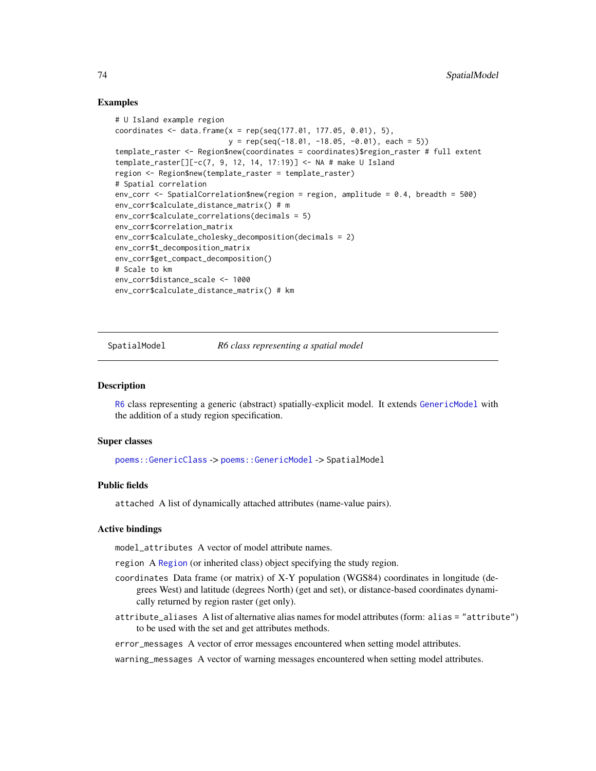### Examples

```
# U Island example region
coordinates <- data.frame(x = rep(seq(177.01, 177.05, 0.01), 5),
                          y = rep(seq(-18.01, -18.05, -0.01), each = 5))
template_raster <- Region$new(coordinates = coordinates)$region_raster # full extent
template_raster[][-c(7, 9, 12, 14, 17:19)] <- NA # make U Island
region <- Region$new(template_raster = template_raster)
# Spatial correlation
env_corr <- SpatialCorrelation$new(region = region, amplitude = 0.4, breadth = 500)
env_corr$calculate_distance_matrix() # m
env_corr$calculate_correlations(decimals = 5)
env_corr$correlation_matrix
env_corr$calculate_cholesky_decomposition(decimals = 2)
env_corr$t_decomposition_matrix
env_corr$get_compact_decomposition()
# Scale to km
env_corr$distance_scale <- 1000
env_corr$calculate_distance_matrix() # km
```

---

## SpatialModel — *R6 class representing a spatial model*

### Description

R6 class representing a generic (abstract) spatially-explicit model. It extends GenericModel with the addition of a study region specification.

### Super classes

poems::GenericClass -> poems::GenericModel -> SpatialModel

### Public fields

`attached` A list of dynamically attached attributes (name-value pairs).

### Active bindings

`model_attributes` A vector of model attribute names.

`region` A Region (or inherited class) object specifying the study region.

`coordinates` Data frame (or matrix) of X-Y population (WGS84) coordinates in longitude (degrees West) and latitude (degrees North) (get and set), or distance-based coordinates dynamically returned by region raster (get only).

`attribute_aliases` A list of alternative alias names for model attributes (form: `alias = "attribute"`) to be used with the set and get attributes methods.

`error_messages` A vector of error messages encountered when setting model attributes.

`warning_messages` A vector of warning messages encountered when setting model attributes.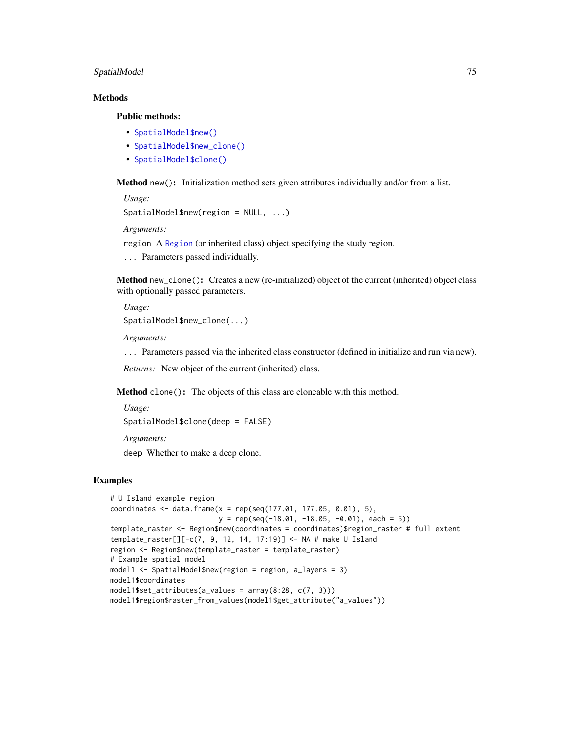## Methods

### Public methods:

- `SpatialModel$new()`
- `SpatialModel$new_clone()`
- `SpatialModel$clone()`

**Method** `new()`**:** Initialization method sets given attributes individually and/or from a list.

*Usage:*

```
SpatialModel$new(region = NULL, ...)
```

*Arguments:*

`region` A `Region` (or inherited class) object specifying the study region.

`...` Parameters passed individually.

**Method** `new_clone()`**:** Creates a new (re-initialized) object of the current (inherited) object class with optionally passed parameters.

*Usage:*

```
SpatialModel$new_clone(...)
```

*Arguments:*

`...` Parameters passed via the inherited class constructor (defined in initialize and run via new).

*Returns:* New object of the current (inherited) class.

**Method** `clone()`**:** The objects of this class are cloneable with this method.

*Usage:*

```
SpatialModel$clone(deep = FALSE)
```

*Arguments:*

`deep` Whether to make a deep clone.

## Examples

```
# U Island example region
coordinates <- data.frame(x = rep(seq(177.01, 177.05, 0.01), 5),
                          y = rep(seq(-18.01, -18.05, -0.01), each = 5))
template_raster <- Region$new(coordinates = coordinates)$region_raster # full extent
template_raster[][-c(7, 9, 12, 14, 17:19)] <- NA # make U Island
region <- Region$new(template_raster = template_raster)
# Example spatial model
model1 <- SpatialModel$new(region = region, a_layers = 3)
model1$coordinates
model1$set_attributes(a_values = array(8:28, c(7, 3)))
model1$region$raster_from_values(model1$get_attribute("a_values"))
```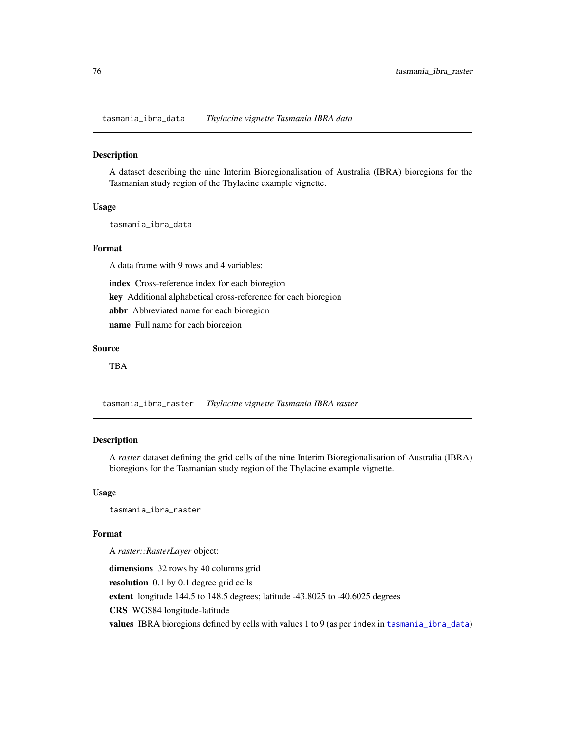## tasmania_ibra_data — *Thylacine vignette Tasmania IBRA data*

### Description

A dataset describing the nine Interim Bioregionalisation of Australia (IBRA) bioregions for the Tasmanian study region of the Thylacine example vignette.

### Usage

```
tasmania_ibra_data
```

### Format

A data frame with 9 rows and 4 variables:

**index** Cross-reference index for each bioregion

**key** Additional alphabetical cross-reference for each bioregion

**abbr** Abbreviated name for each bioregion

**name** Full name for each bioregion

### Source

TBA

## tasmania_ibra_raster — *Thylacine vignette Tasmania IBRA raster*

### Description

A *raster* dataset defining the grid cells of the nine Interim Bioregionalisation of Australia (IBRA) bioregions for the Tasmanian study region of the Thylacine example vignette.

### Usage

```
tasmania_ibra_raster
```

### Format

A *raster::RasterLayer* object:

**dimensions** 32 rows by 40 columns grid

**resolution** 0.1 by 0.1 degree grid cells

**extent** longitude 144.5 to 148.5 degrees; latitude -43.8025 to -40.6025 degrees

**CRS** WGS84 longitude-latitude

**values** IBRA bioregions defined by cells with values 1 to 9 (as per `index` in `tasmania_ibra_data`)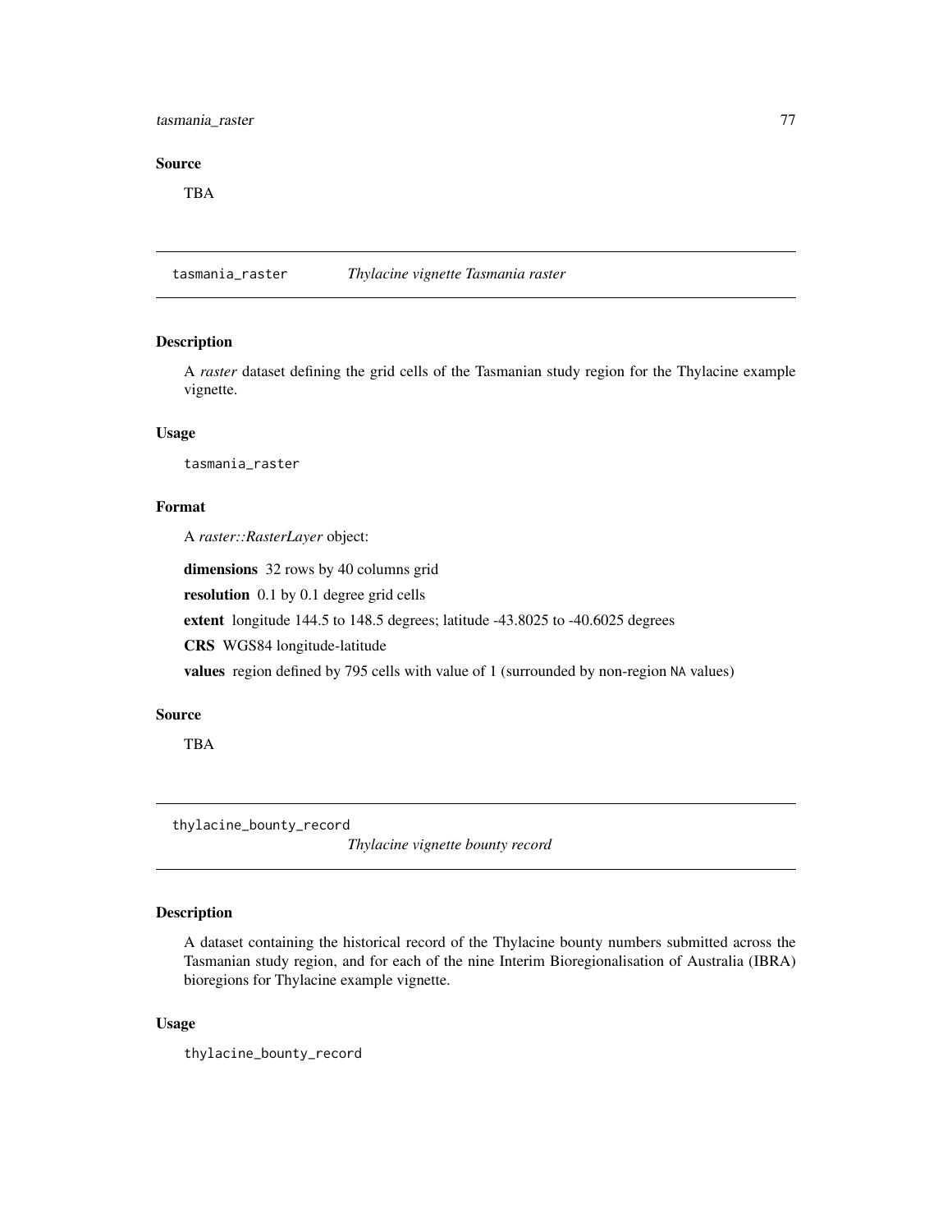**Source**

TBA

## tasmania_raster *Thylacine vignette Tasmania raster*

### Description

A *raster* dataset defining the grid cells of the Tasmanian study region for the Thylacine example vignette.

### Usage

```
tasmania_raster
```

### Format

A *raster::RasterLayer* object:

**dimensions** 32 rows by 40 columns grid

**resolution** 0.1 by 0.1 degree grid cells

**extent** longitude 144.5 to 148.5 degrees; latitude -43.8025 to -40.6025 degrees

**CRS** WGS84 longitude-latitude

**values** region defined by 795 cells with value of 1 (surrounded by non-region `NA` values)

### Source

TBA

## thylacine_bounty_record *Thylacine vignette bounty record*

### Description

A dataset containing the historical record of the Thylacine bounty numbers submitted across the Tasmanian study region, and for each of the nine Interim Bioregionalisation of Australia (IBRA) bioregions for Thylacine example vignette.

### Usage

```
thylacine_bounty_record
```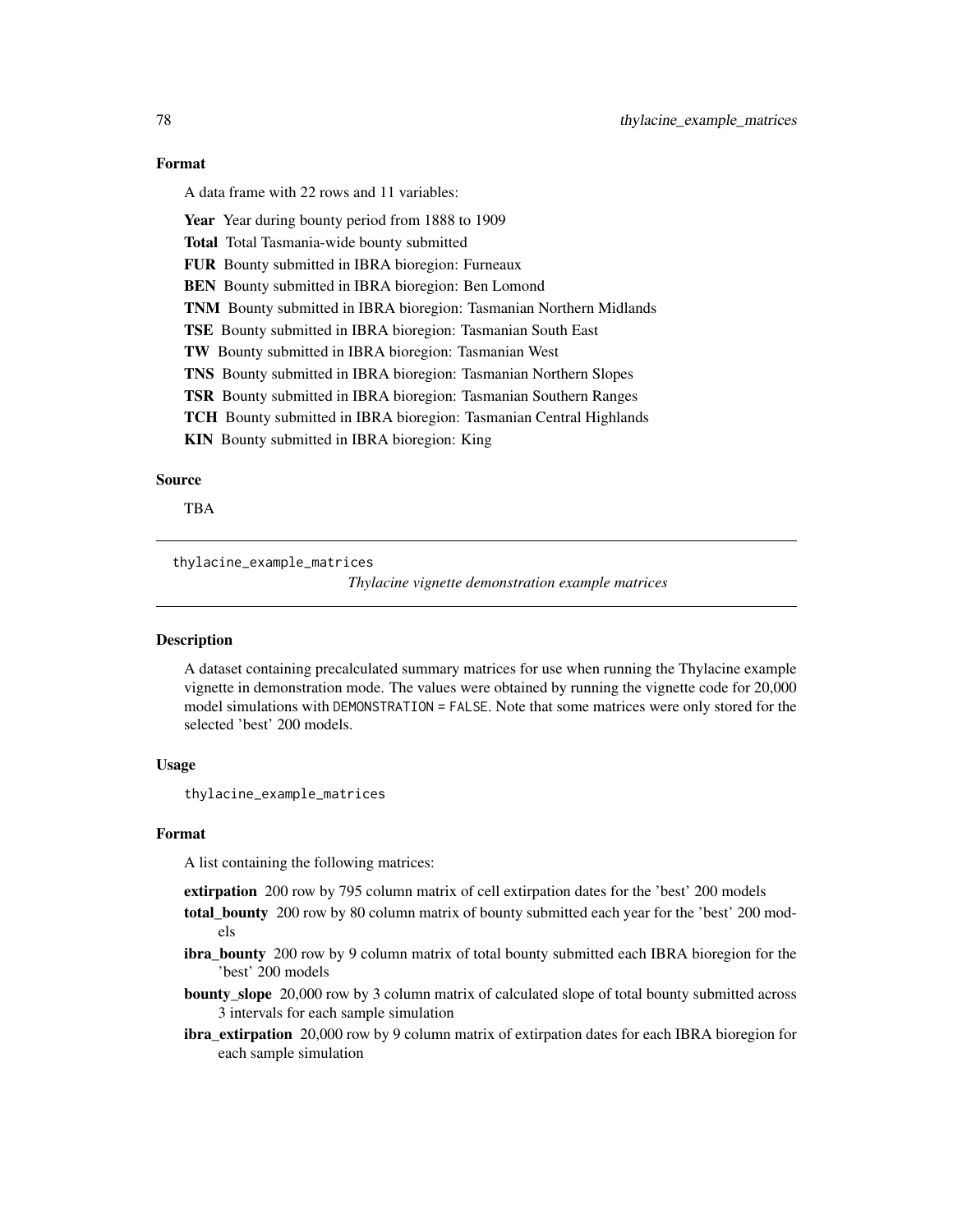## Format

A data frame with 22 rows and 11 variables:

**Year** Year during bounty period from 1888 to 1909

**Total** Total Tasmania-wide bounty submitted

**FUR** Bounty submitted in IBRA bioregion: Furneaux

**BEN** Bounty submitted in IBRA bioregion: Ben Lomond

**TNM** Bounty submitted in IBRA bioregion: Tasmanian Northern Midlands

**TSE** Bounty submitted in IBRA bioregion: Tasmanian South East

**TW** Bounty submitted in IBRA bioregion: Tasmanian West

**TNS** Bounty submitted in IBRA bioregion: Tasmanian Northern Slopes

**TSR** Bounty submitted in IBRA bioregion: Tasmanian Southern Ranges

**TCH** Bounty submitted in IBRA bioregion: Tasmanian Central Highlands

**KIN** Bounty submitted in IBRA bioregion: King

## Source

TBA

---

# thylacine_example_matrices

*Thylacine vignette demonstration example matrices*

## Description

A dataset containing precalculated summary matrices for use when running the Thylacine example vignette in demonstration mode. The values were obtained by running the vignette code for 20,000 model simulations with `DEMONSTRATION = FALSE`. Note that some matrices were only stored for the selected 'best' 200 models.

## Usage

```
thylacine_example_matrices
```

## Format

A list containing the following matrices:

**extirpation** 200 row by 795 column matrix of cell extirpation dates for the 'best' 200 models

**total_bounty** 200 row by 80 column matrix of bounty submitted each year for the 'best' 200 models

**ibra_bounty** 200 row by 9 column matrix of total bounty submitted each IBRA bioregion for the 'best' 200 models

**bounty_slope** 20,000 row by 3 column matrix of calculated slope of total bounty submitted across 3 intervals for each sample simulation

**ibra_extirpation** 20,000 row by 9 column matrix of extirpation dates for each IBRA bioregion for each sample simulation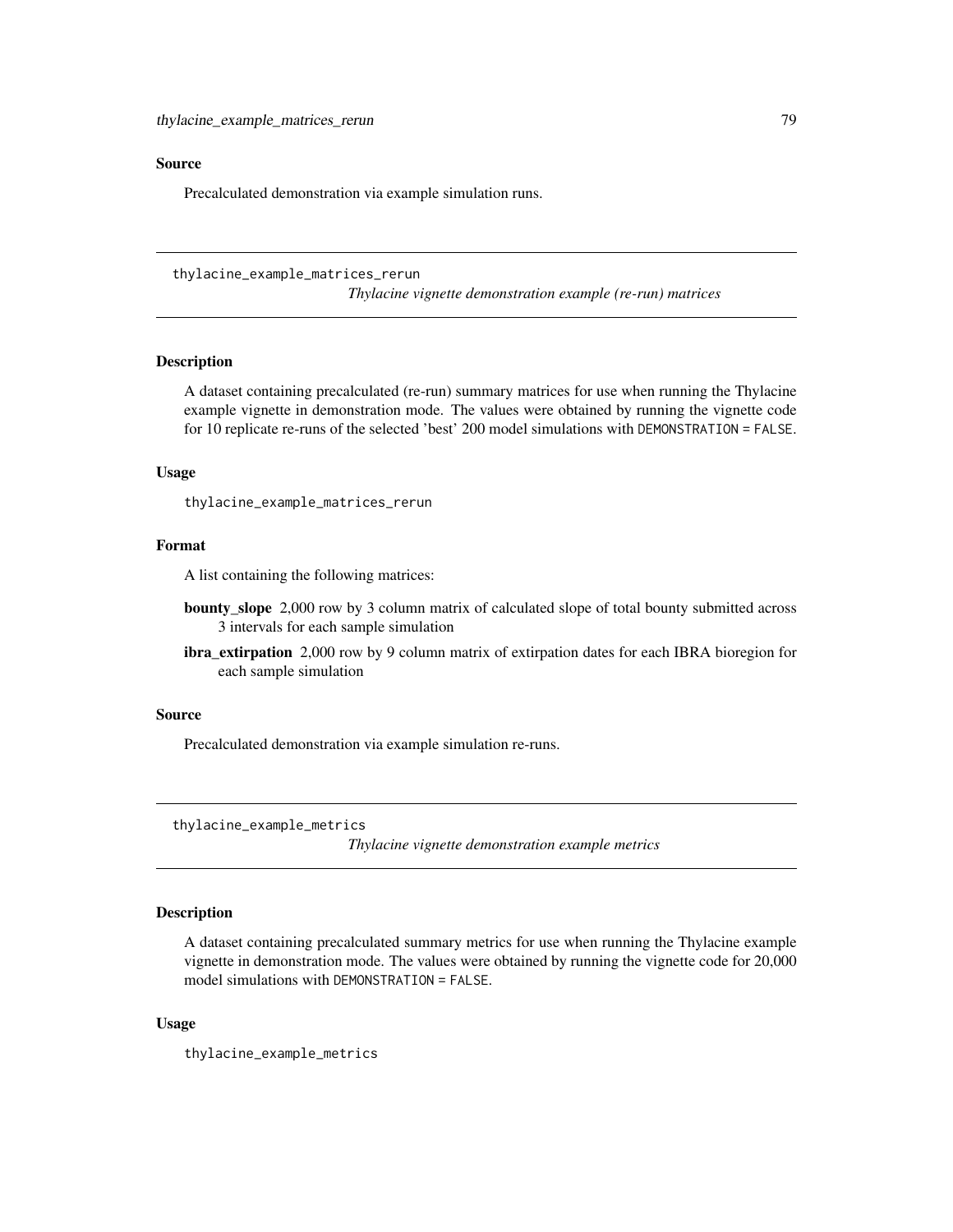## Source

Precalculated demonstration via example simulation runs.

---

## thylacine_example_matrices_rerun

*Thylacine vignette demonstration example (re-run) matrices*

### Description

A dataset containing precalculated (re-run) summary matrices for use when running the Thylacine example vignette in demonstration mode. The values were obtained by running the vignette code for 10 replicate re-runs of the selected 'best' 200 model simulations with `DEMONSTRATION = FALSE`.

### Usage

```
thylacine_example_matrices_rerun
```

### Format

A list containing the following matrices:

- **bounty_slope** 2,000 row by 3 column matrix of calculated slope of total bounty submitted across 3 intervals for each sample simulation
- **ibra_extirpation** 2,000 row by 9 column matrix of extirpation dates for each IBRA bioregion for each sample simulation

### Source

Precalculated demonstration via example simulation re-runs.

---

## thylacine_example_metrics

*Thylacine vignette demonstration example metrics*

### Description

A dataset containing precalculated summary metrics for use when running the Thylacine example vignette in demonstration mode. The values were obtained by running the vignette code for 20,000 model simulations with `DEMONSTRATION = FALSE`.

### Usage

```
thylacine_example_metrics
```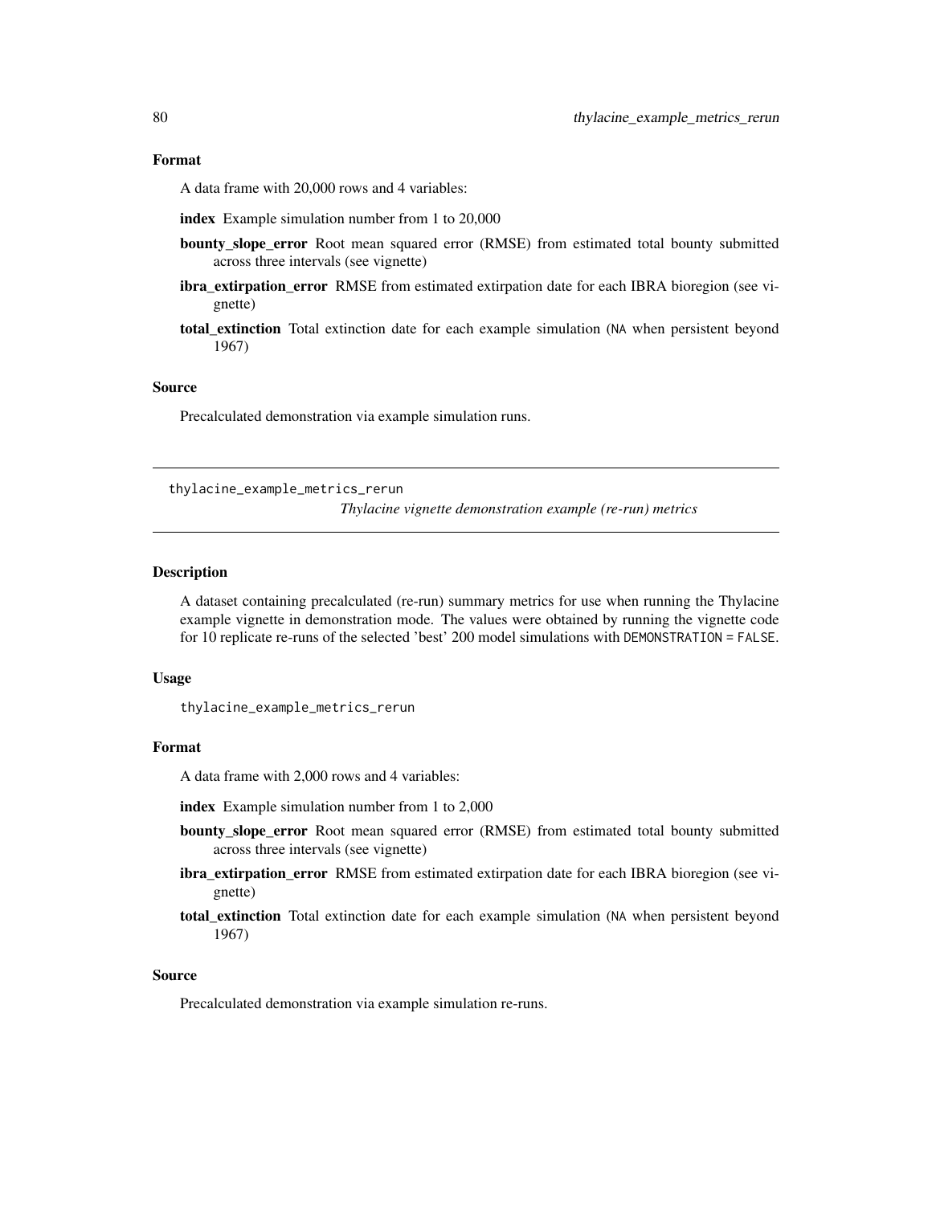### Format

A data frame with 20,000 rows and 4 variables:

- **index** Example simulation number from 1 to 20,000
- **bounty_slope_error** Root mean squared error (RMSE) from estimated total bounty submitted across three intervals (see vignette)
- **ibra_extirpation_error** RMSE from estimated extirpation date for each IBRA bioregion (see vignette)
- **total_extinction** Total extinction date for each example simulation (`NA` when persistent beyond 1967)

### Source

Precalculated demonstration via example simulation runs.

---

## thylacine_example_metrics_rerun

*Thylacine vignette demonstration example (re-run) metrics*

### Description

A dataset containing precalculated (re-run) summary metrics for use when running the Thylacine example vignette in demonstration mode. The values were obtained by running the vignette code for 10 replicate re-runs of the selected 'best' 200 model simulations with `DEMONSTRATION = FALSE`.

### Usage

```
thylacine_example_metrics_rerun
```

### Format

A data frame with 2,000 rows and 4 variables:

- **index** Example simulation number from 1 to 2,000
- **bounty_slope_error** Root mean squared error (RMSE) from estimated total bounty submitted across three intervals (see vignette)
- **ibra_extirpation_error** RMSE from estimated extirpation date for each IBRA bioregion (see vignette)
- **total_extinction** Total extinction date for each example simulation (`NA` when persistent beyond 1967)

### Source

Precalculated demonstration via example simulation re-runs.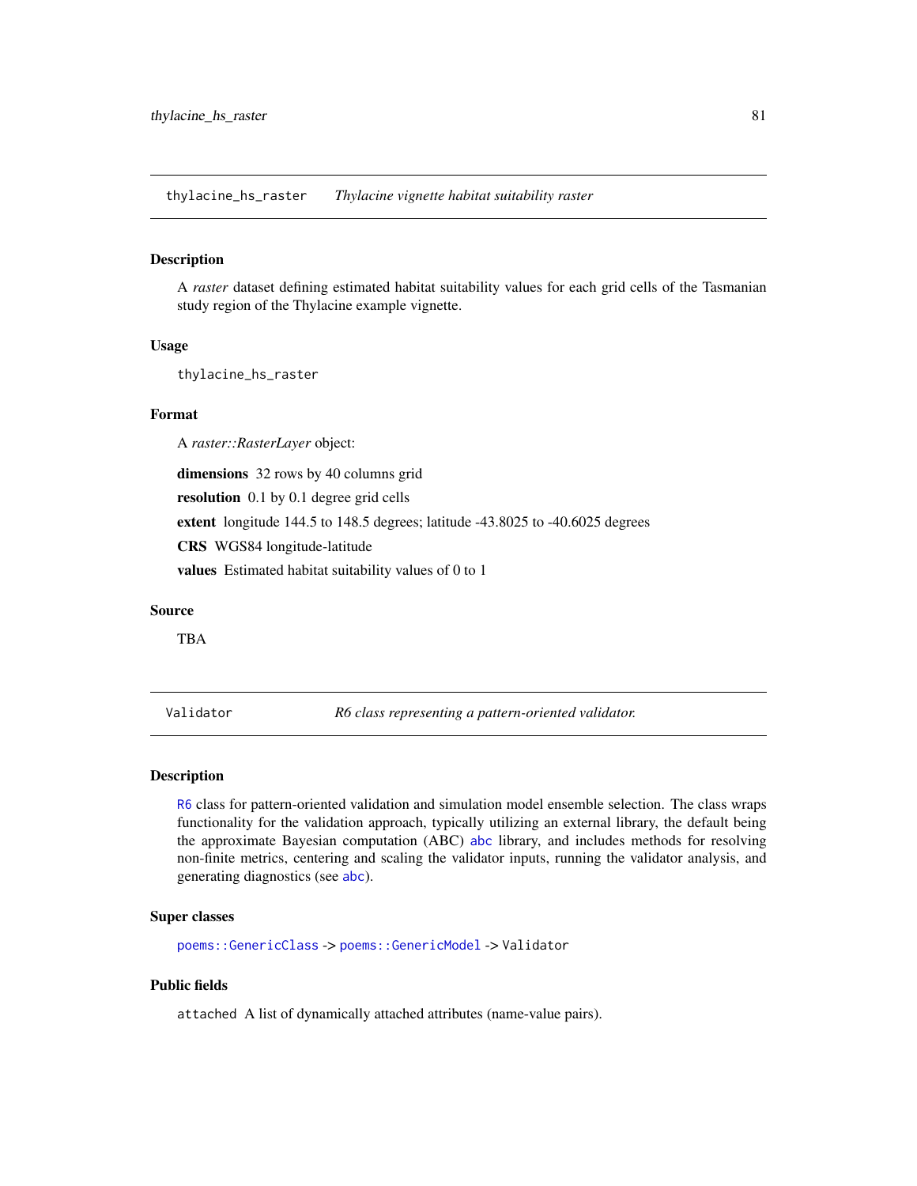## thylacine_hs_raster *Thylacine vignette habitat suitability raster*

### Description

A *raster* dataset defining estimated habitat suitability values for each grid cells of the Tasmanian study region of the Thylacine example vignette.

### Usage

```
thylacine_hs_raster
```

### Format

A *raster::RasterLayer* object:

**dimensions** 32 rows by 40 columns grid

**resolution** 0.1 by 0.1 degree grid cells

**extent** longitude 144.5 to 148.5 degrees; latitude -43.8025 to -40.6025 degrees

**CRS** WGS84 longitude-latitude

**values** Estimated habitat suitability values of 0 to 1

### Source

TBA

## Validator *R6 class representing a pattern-oriented validator.*

### Description

R6 class for pattern-oriented validation and simulation model ensemble selection. The class wraps functionality for the validation approach, typically utilizing an external library, the default being the approximate Bayesian computation (ABC) abc library, and includes methods for resolving non-finite metrics, centering and scaling the validator inputs, running the validator analysis, and generating diagnostics (see abc).

### Super classes

poems::GenericClass -> poems::GenericModel -> Validator

### Public fields

attached A list of dynamically attached attributes (name-value pairs).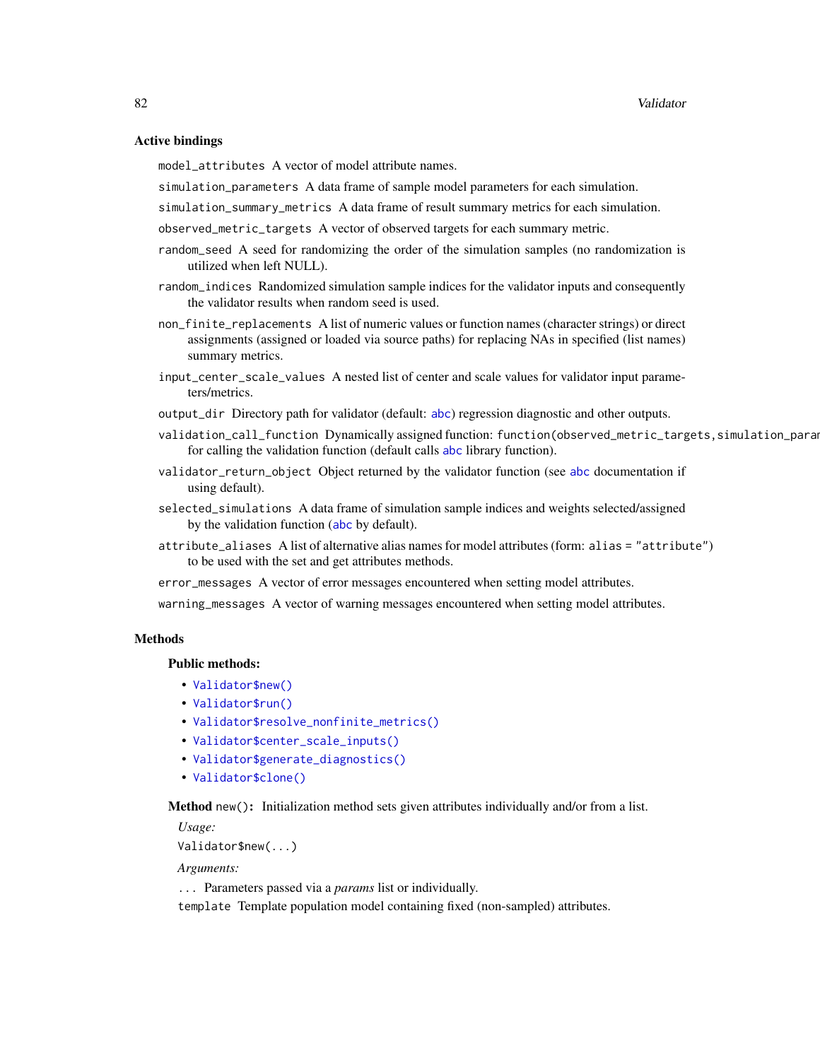### Active bindings

`model_attributes` A vector of model attribute names.

`simulation_parameters` A data frame of sample model parameters for each simulation.

`simulation_summary_metrics` A data frame of result summary metrics for each simulation.

`observed_metric_targets` A vector of observed targets for each summary metric.

`random_seed` A seed for randomizing the order of the simulation samples (no randomization is utilized when left NULL).

`random_indices` Randomized simulation sample indices for the validator inputs and consequently the validator results when random seed is used.

`non_finite_replacements` A list of numeric values or function names (character strings) or direct assignments (assigned or loaded via source paths) for replacing NAs in specified (list names) summary metrics.

`input_center_scale_values` A nested list of center and scale values for validator input parameters/metrics.

`output_dir` Directory path for validator (default: abc) regression diagnostic and other outputs.

`validation_call_function` Dynamically assigned function: `function(observed_metric_targets,simulation_param` for calling the validation function (default calls abc library function).

`validator_return_object` Object returned by the validator function (see abc documentation if using default).

`selected_simulations` A data frame of simulation sample indices and weights selected/assigned by the validation function (abc by default).

`attribute_aliases` A list of alternative alias names for model attributes (form: `alias = "attribute"`) to be used with the set and get attributes methods.

`error_messages` A vector of error messages encountered when setting model attributes.

`warning_messages` A vector of warning messages encountered when setting model attributes.

### Methods

#### Public methods:

- `Validator$new()`
- `Validator$run()`
- `Validator$resolve_nonfinite_metrics()`
- `Validator$center_scale_inputs()`
- `Validator$generate_diagnostics()`
- `Validator$clone()`

**Method** `new()`**:** Initialization method sets given attributes individually and/or from a list.

*Usage:*

```
Validator$new(...)
```

*Arguments:*

`...` Parameters passed via a *params* list or individually.

`template` Template population model containing fixed (non-sampled) attributes.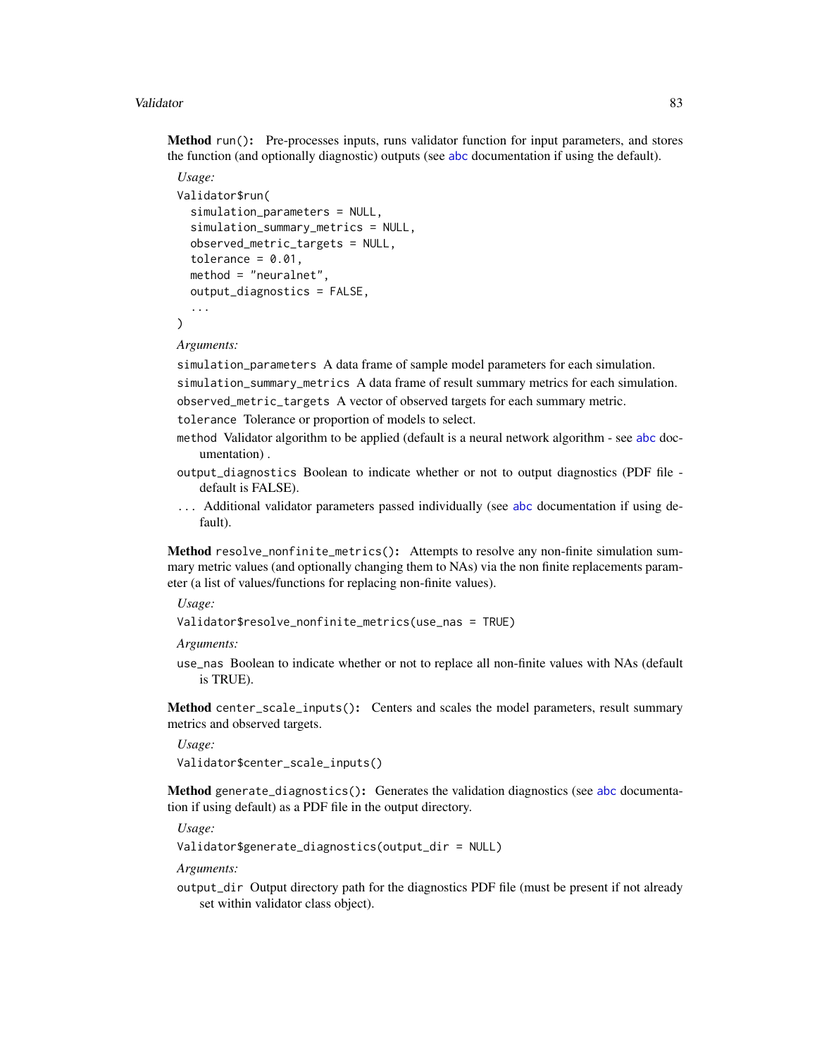**Method** `run()`**:** Pre-processes inputs, runs validator function for input parameters, and stores the function (and optionally diagnostic) outputs (see abc documentation if using the default).

*Usage:*

```
Validator$run(
  simulation_parameters = NULL,
  simulation_summary_metrics = NULL,
  observed_metric_targets = NULL,
  tolerance = 0.01,
  method = "neuralnet",
  output_diagnostics = FALSE,
  ...
)
```

*Arguments:*

`simulation_parameters` A data frame of sample model parameters for each simulation.

`simulation_summary_metrics` A data frame of result summary metrics for each simulation.

`observed_metric_targets` A vector of observed targets for each summary metric.

`tolerance` Tolerance or proportion of models to select.

`method` Validator algorithm to be applied (default is a neural network algorithm - see abc documentation) .

`output_diagnostics` Boolean to indicate whether or not to output diagnostics (PDF file - default is FALSE).

`...` Additional validator parameters passed individually (see abc documentation if using default).

**Method** `resolve_nonfinite_metrics()`**:** Attempts to resolve any non-finite simulation summary metric values (and optionally changing them to NAs) via the non finite replacements parameter (a list of values/functions for replacing non-finite values).

*Usage:*

```
Validator$resolve_nonfinite_metrics(use_nas = TRUE)
```

*Arguments:*

`use_nas` Boolean to indicate whether or not to replace all non-finite values with NAs (default is TRUE).

**Method** `center_scale_inputs()`**:** Centers and scales the model parameters, result summary metrics and observed targets.

*Usage:*

```
Validator$center_scale_inputs()
```

**Method** `generate_diagnostics()`**:** Generates the validation diagnostics (see abc documentation if using default) as a PDF file in the output directory.

*Usage:*

```
Validator$generate_diagnostics(output_dir = NULL)
```

*Arguments:*

`output_dir` Output directory path for the diagnostics PDF file (must be present if not already set within validator class object).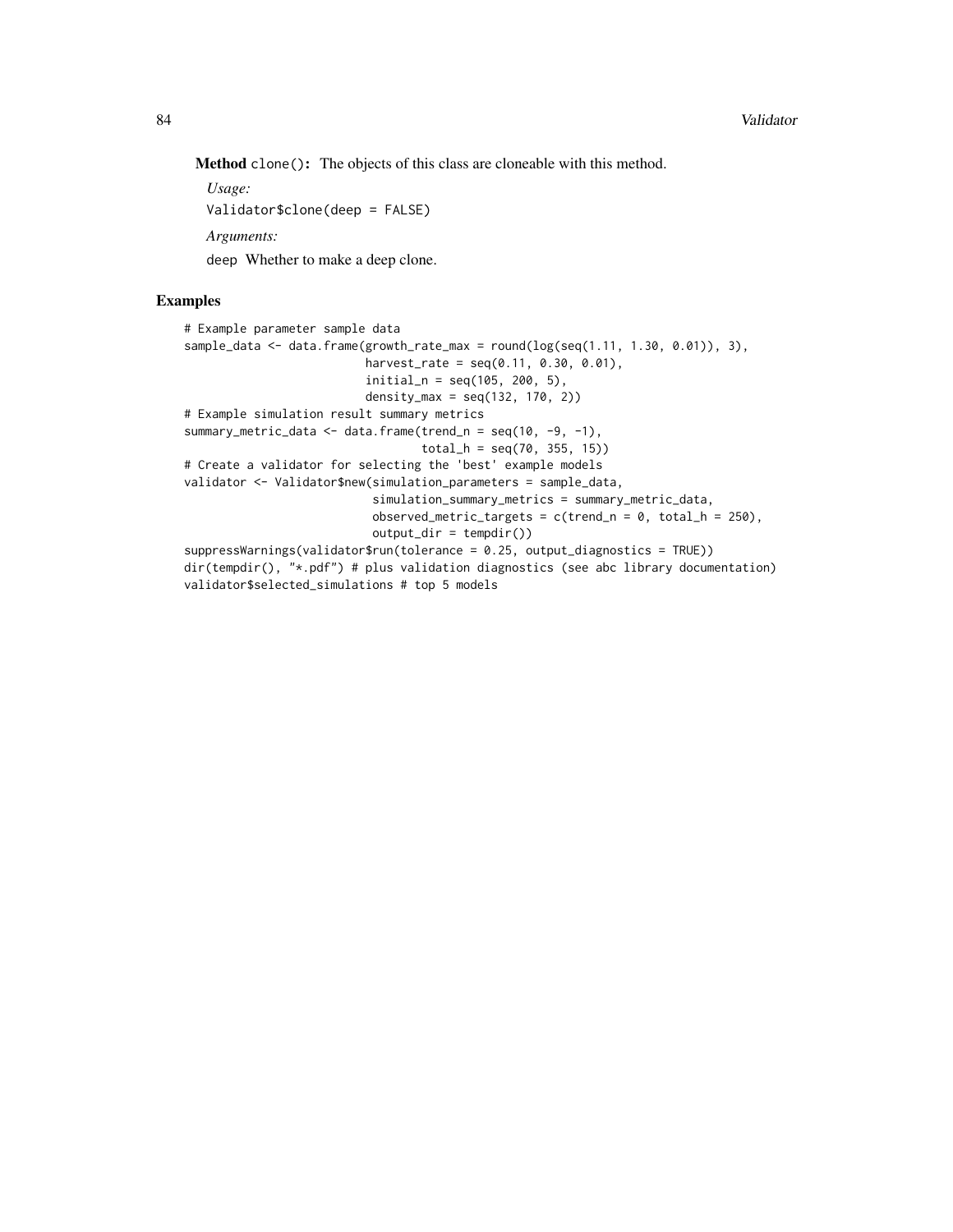**Method** `clone()`: The objects of this class are cloneable with this method.

*Usage:*

```
Validator$clone(deep = FALSE)
```

*Arguments:*

`deep` Whether to make a deep clone.

## Examples

```
# Example parameter sample data
sample_data <- data.frame(growth_rate_max = round(log(seq(1.11, 1.30, 0.01)), 3),
                          harvest_rate = seq(0.11, 0.30, 0.01),
                          initial_n = seq(105, 200, 5),
                          density_max = seq(132, 170, 2))
# Example simulation result summary metrics
summary_metric_data <- data.frame(trend_n = seq(10, -9, -1),
                                  total_h = seq(70, 355, 15))
# Create a validator for selecting the 'best' example models
validator <- Validator$new(simulation_parameters = sample_data,
                           simulation_summary_metrics = summary_metric_data,
                           observed_metric_targets = c(trend_n = 0, total_h = 250),
                           output_dir = tempdir())
suppressWarnings(validator$run(tolerance = 0.25, output_diagnostics = TRUE))
dir(tempdir(), "*.pdf") # plus validation diagnostics (see abc library documentation)
validator$selected_simulations # top 5 models
```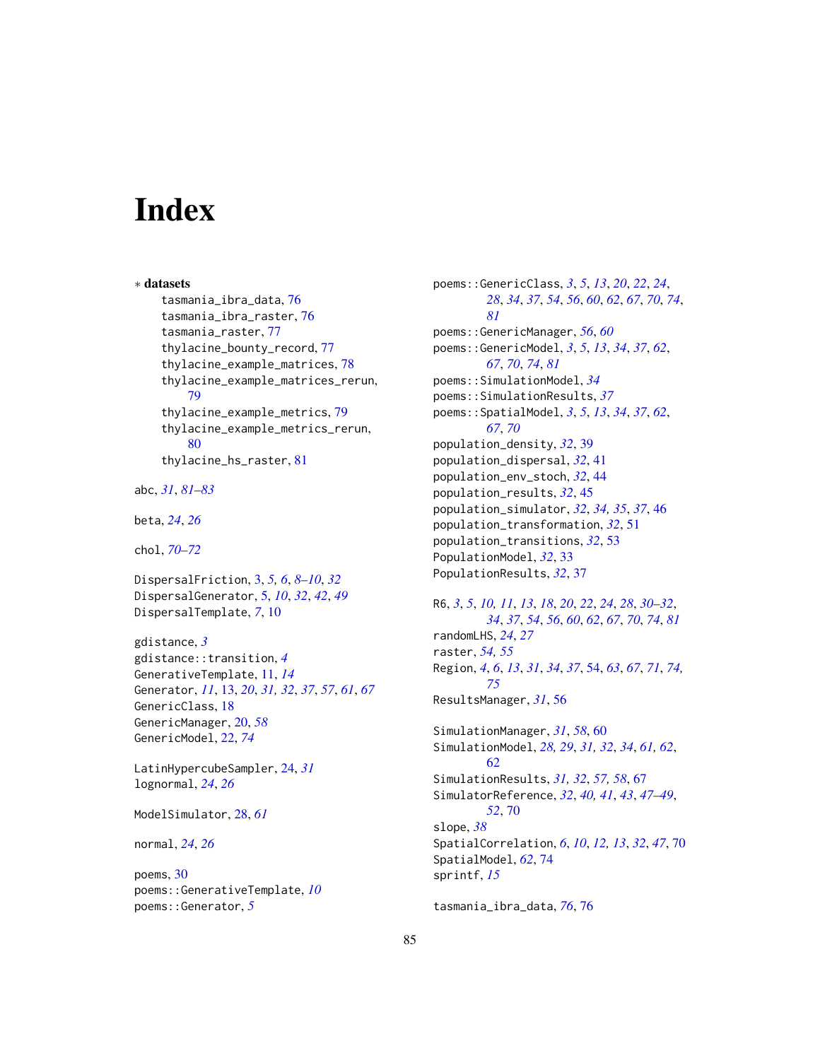# Index

∗ **datasets**

tasmania_ibra_data, 76
tasmania_ibra_raster, 76
tasmania_raster, 77
thylacine_bounty_record, 77
thylacine_example_matrices, 78
thylacine_example_matrices_rerun, 79
thylacine_example_metrics, 79
thylacine_example_metrics_rerun, 80
thylacine_hs_raster, 81

abc, *31*, *81–83*

beta, *24*, *26*

chol, *70–72*

DispersalFriction, 3, *5, 6*, *8–10*, *32*
DispersalGenerator, 5, *10*, *32*, *42*, *49*
DispersalTemplate, *7*, 10

gdistance, *3*
gdistance::transition, *4*
GenerativeTemplate, 11, *14*
Generator, *11*, 13, *20*, *31, 32*, *37*, *57*, *61*, *67*
GenericClass, 18
GenericManager, 20, *58*
GenericModel, 22, *74*

LatinHypercubeSampler, 24, *31*
lognormal, *24*, *26*

ModelSimulator, 28, *61*

normal, *24*, *26*

poems, 30
poems::GenerativeTemplate, *10*
poems::Generator, *5*
poems::GenericClass, *3*, *5*, *13*, *20*, *22*, *24*, *28*, *34*, *37*, *54*, *56*, *60*, *62*, *67*, *70*, *74*, *81*
poems::GenericManager, *56*, *60*
poems::GenericModel, *3*, *5*, *13*, *34*, *37*, *62*, *67*, *70*, *74*, *81*
poems::SimulationModel, *34*
poems::SimulationResults, *37*
poems::SpatialModel, *3*, *5*, *13*, *34*, *37*, *62*, *67*, *70*
population_density, *32*, 39
population_dispersal, *32*, 41
population_env_stoch, *32*, 44
population_results, *32*, 45
population_simulator, *32*, *34, 35*, *37*, 46
population_transformation, *32*, 51
population_transitions, *32*, 53
PopulationModel, *32*, 33
PopulationResults, *32*, 37

R6, *3*, *5*, *10, 11*, *13*, *18*, *20*, *22*, *24*, *28*, *30–32*, *34*, *37*, *54*, *56*, *60*, *62*, *67*, *70*, *74*, *81*
randomLHS, *24*, *27*
raster, *54, 55*
Region, *4*, *6*, *13*, *31*, *34*, *37*, 54, *63*, *67*, *71*, *74, 75*
ResultsManager, *31*, 56

SimulationManager, *31*, *58*, 60
SimulationModel, *28, 29*, *31, 32*, *34*, *61, 62*, 62
SimulationResults, *31, 32*, *57, 58*, 67
SimulatorReference, *32*, *40, 41*, *43*, *47–49*, *52*, 70
slope, *38*
SpatialCorrelation, *6*, *10*, *12, 13*, *32*, *47*, 70
SpatialModel, *62*, 74
sprintf, *15*

tasmania_ibra_data, *76*, 76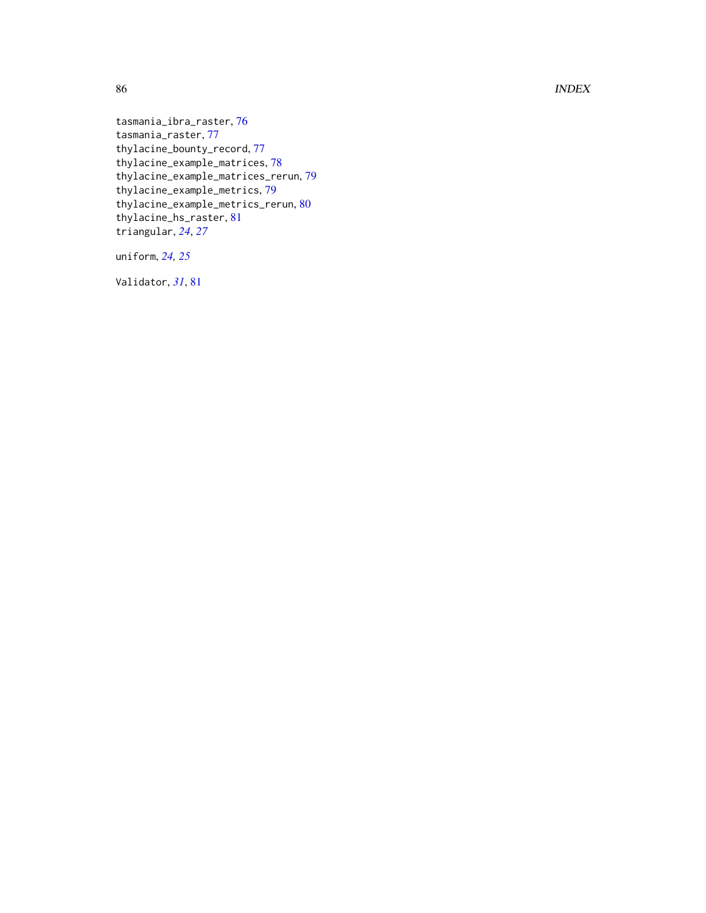tasmania_ibra_raster, 76
tasmania_raster, 77
thylacine_bounty_record, 77
thylacine_example_matrices, 78
thylacine_example_matrices_rerun, 79
thylacine_example_metrics, 79
thylacine_example_metrics_rerun, 80
thylacine_hs_raster, 81
triangular, *24*, *27*

uniform, *24, 25*

Validator, *31*, 81